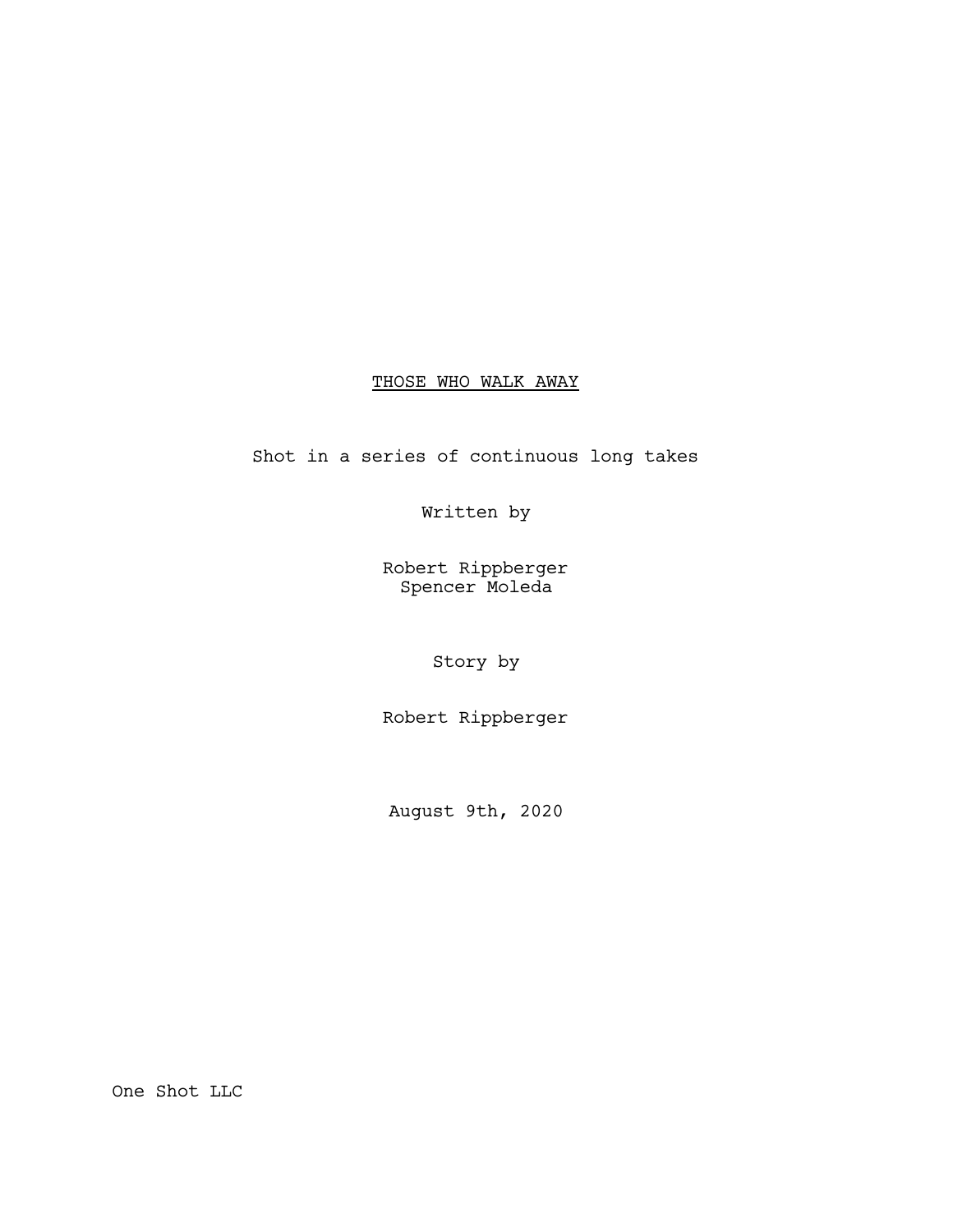# THOSE WHO WALK AWAY

Shot in a series of continuous long takes

Written by

Robert Rippberger
Spencer Moleda

Story by

Robert Rippberger

August 9th, 2020

One Shot LLC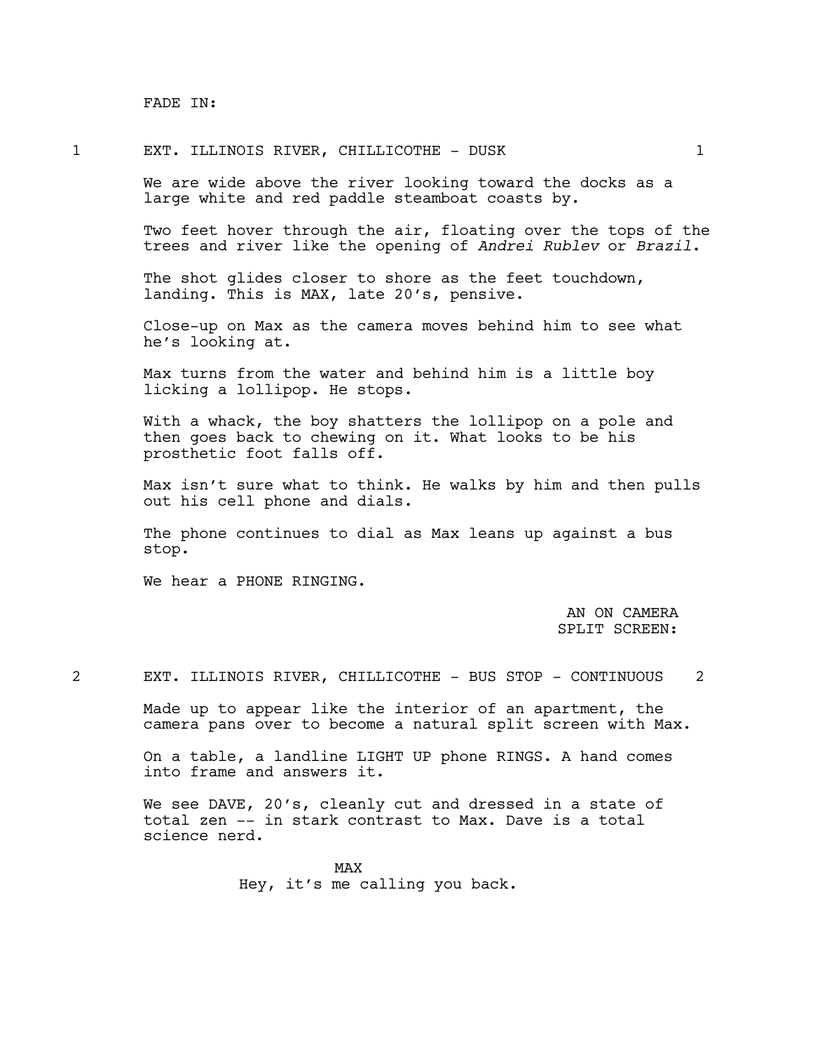FADE IN:

1 EXT. ILLINOIS RIVER, CHILLICOTHE - DUSK 1

We are wide above the river looking toward the docks as a large white and red paddle steamboat coasts by.

Two feet hover through the air, floating over the tops of the trees and river like the opening of *Andrei Rublev* or *Brazil*.

The shot glides closer to shore as the feet touchdown, landing. This is MAX, late 20's, pensive.

Close-up on Max as the camera moves behind him to see what he's looking at.

Max turns from the water and behind him is a little boy licking a lollipop. He stops.

With a whack, the boy shatters the lollipop on a pole and then goes back to chewing on it. What looks to be his prosthetic foot falls off.

Max isn't sure what to think. He walks by him and then pulls out his cell phone and dials.

The phone continues to dial as Max leans up against a bus stop.

We hear a PHONE RINGING.

AN ON CAMERA
SPLIT SCREEN:

2 EXT. ILLINOIS RIVER, CHILLICOTHE - BUS STOP - CONTINUOUS 2

Made up to appear like the interior of an apartment, the camera pans over to become a natural split screen with Max.

On a table, a landline LIGHT UP phone RINGS. A hand comes into frame and answers it.

We see DAVE, 20's, cleanly cut and dressed in a state of total zen -- in stark contrast to Max. Dave is a total science nerd.

MAX
Hey, it's me calling you back.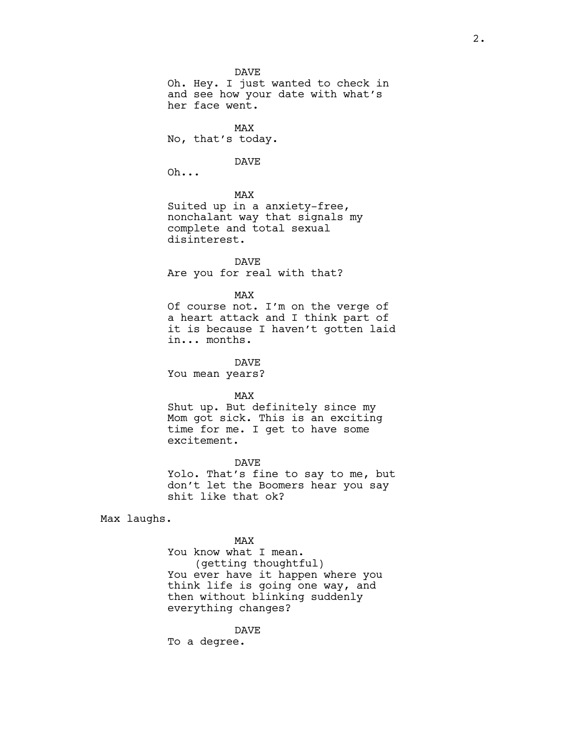DAVE

Oh. Hey. I just wanted to check in and see how your date with what's her face went.

MAX

No, that's today.

DAVE

Oh...

MAX

Suited up in a anxiety-free, nonchalant way that signals my complete and total sexual disinterest.

DAVE

Are you for real with that?

MAX

Of course not. I'm on the verge of a heart attack and I think part of it is because I haven't gotten laid in... months.

DAVE

You mean years?

MAX

Shut up. But definitely since my Mom got sick. This is an exciting time for me. I get to have some excitement.

DAVE

Yolo. That's fine to say to me, but don't let the Boomers hear you say shit like that ok?

Max laughs.

MAX

You know what I mean.

(getting thoughtful)

You ever have it happen where you think life is going one way, and then without blinking suddenly everything changes?

DAVE

To a degree.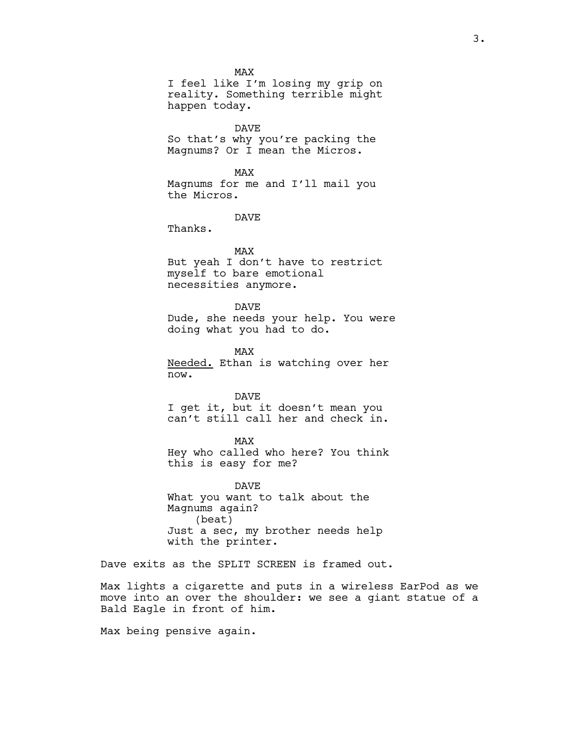MAX
I feel like I'm losing my grip on reality. Something terrible might happen today.

DAVE
So that's why you're packing the Magnums? Or I mean the Micros.

MAX
Magnums for me and I'll mail you the Micros.

DAVE
Thanks.

MAX
But yeah I don't have to restrict myself to bare emotional necessities anymore.

DAVE
Dude, she needs your help. You were doing what you had to do.

MAX
<u>Needed.</u> Ethan is watching over her now.

DAVE
I get it, but it doesn't mean you can't still call her and check in.

MAX
Hey who called who here? You think this is easy for me?

DAVE
What you want to talk about the Magnums again?
(beat)
Just a sec, my brother needs help with the printer.

Dave exits as the SPLIT SCREEN is framed out.

Max lights a cigarette and puts in a wireless EarPod as we move into an over the shoulder: we see a giant statue of a Bald Eagle in front of him.

Max being pensive again.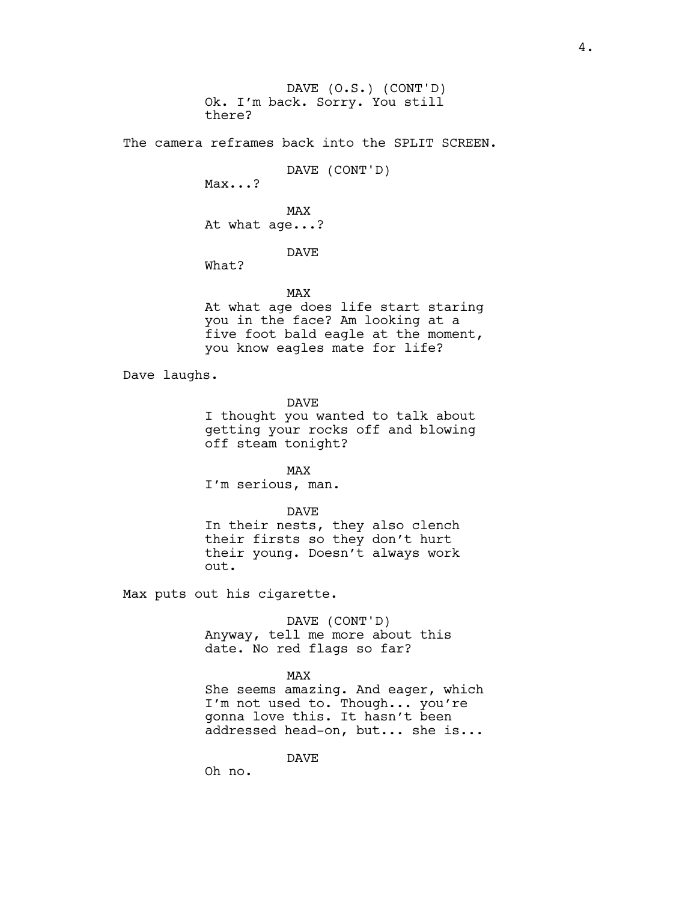DAVE (O.S.) (CONT'D)
Ok. I'm back. Sorry. You still there?

The camera reframes back into the SPLIT SCREEN.

DAVE (CONT'D)
Max...?

MAX
At what age...?

DAVE
What?

MAX
At what age does life start staring you in the face? Am looking at a five foot bald eagle at the moment, you know eagles mate for life?

Dave laughs.

DAVE
I thought you wanted to talk about getting your rocks off and blowing off steam tonight?

MAX
I'm serious, man.

DAVE
In their nests, they also clench their firsts so they don't hurt their young. Doesn't always work out.

Max puts out his cigarette.

DAVE (CONT'D)
Anyway, tell me more about this date. No red flags so far?

MAX
She seems amazing. And eager, which I'm not used to. Though... you're gonna love this. It hasn't been addressed head-on, but... she is...

DAVE
Oh no.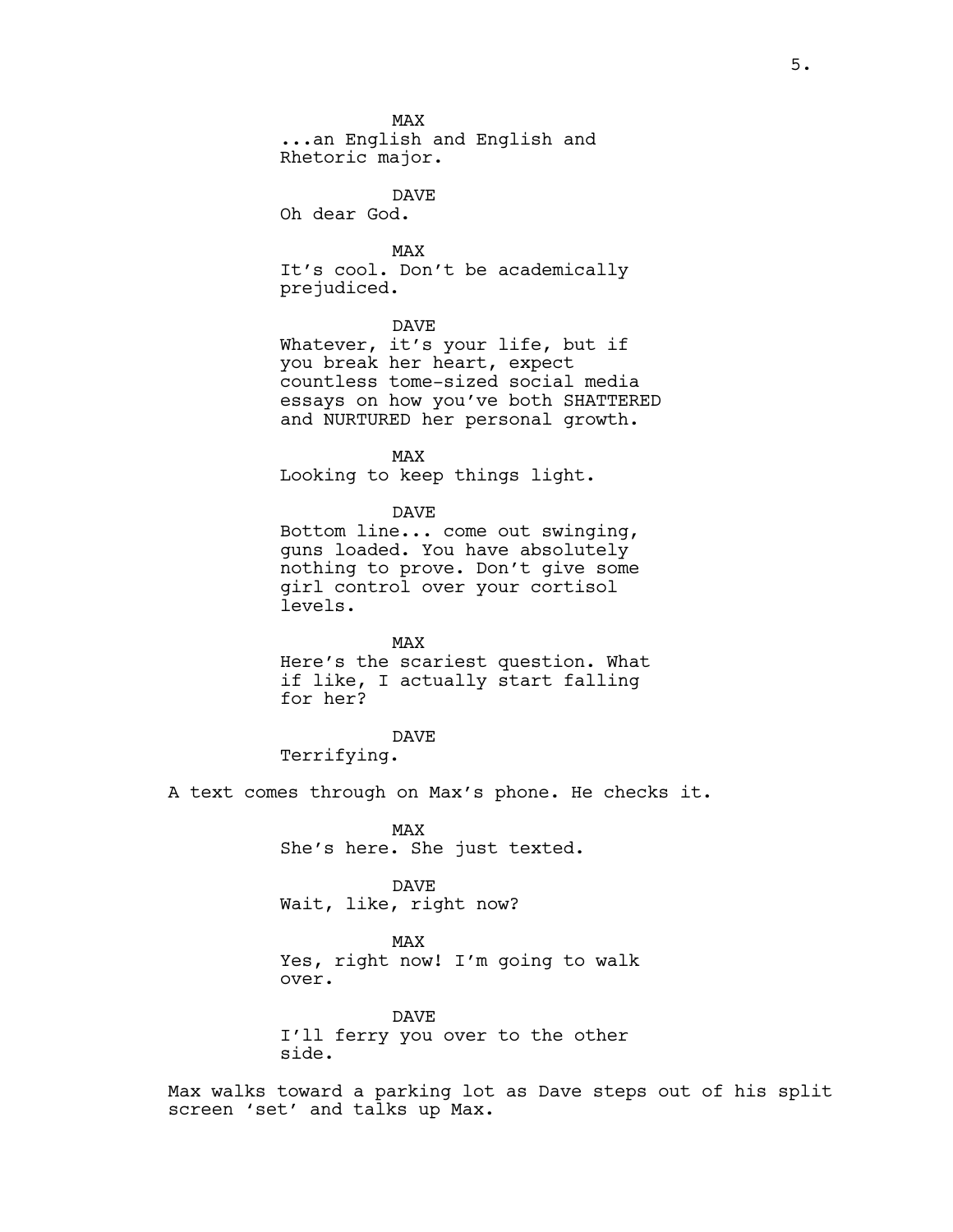MAX
...an English and English and Rhetoric major.

DAVE
Oh dear God.

MAX
It's cool. Don't be academically prejudiced.

DAVE
Whatever, it's your life, but if you break her heart, expect countless tome-sized social media essays on how you've both SHATTERED and NURTURED her personal growth.

MAX
Looking to keep things light.

DAVE
Bottom line... come out swinging, guns loaded. You have absolutely nothing to prove. Don't give some girl control over your cortisol levels.

MAX
Here's the scariest question. What if like, I actually start falling for her?

DAVE
Terrifying.

A text comes through on Max's phone. He checks it.

MAX
She's here. She just texted.

DAVE
Wait, like, right now?

MAX
Yes, right now! I'm going to walk over.

DAVE
I'll ferry you over to the other side.

Max walks toward a parking lot as Dave steps out of his split screen 'set' and talks up Max.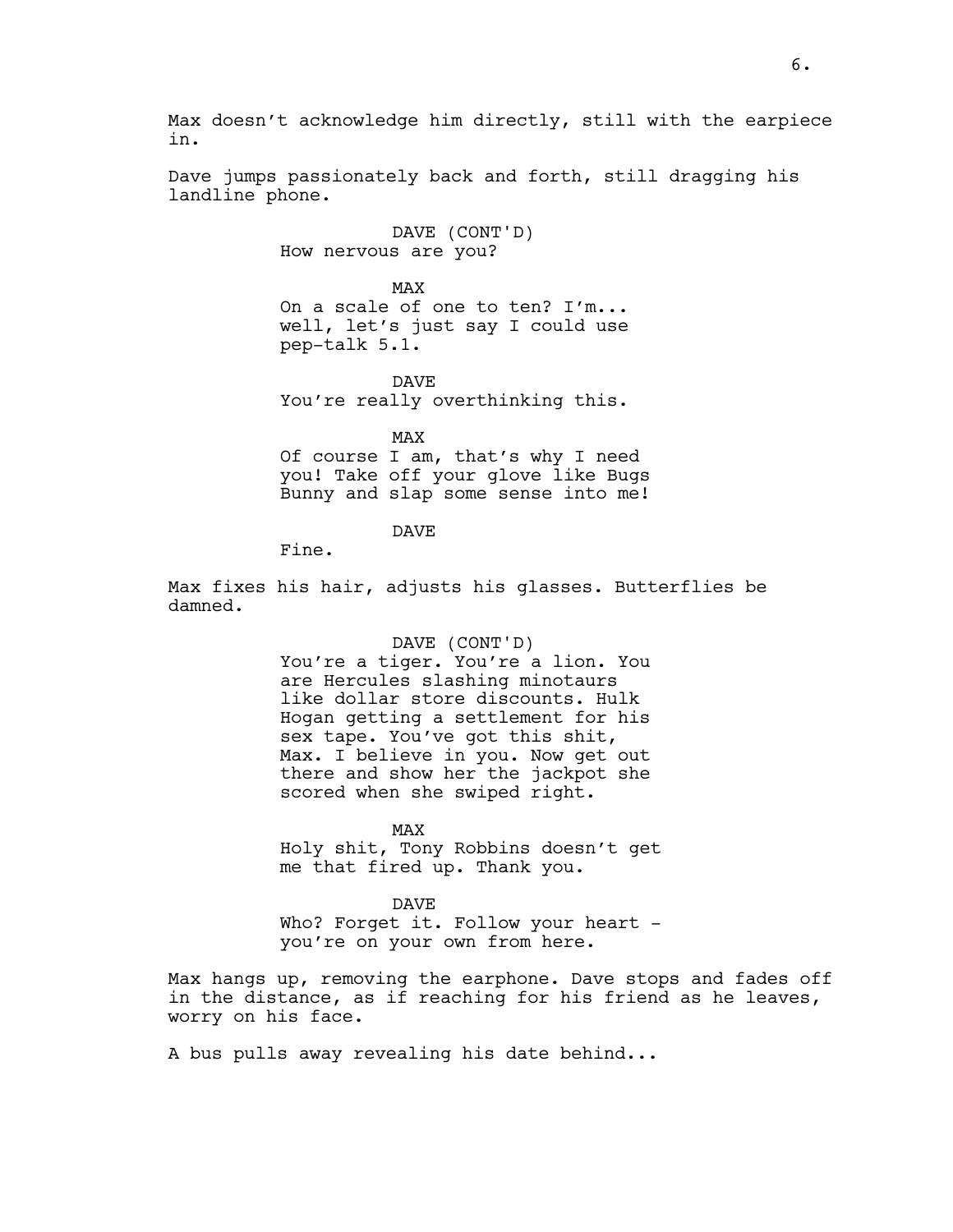Max doesn't acknowledge him directly, still with the earpiece in.

Dave jumps passionately back and forth, still dragging his landline phone.

DAVE (CONT'D)
How nervous are you?

MAX
On a scale of one to ten? I'm... well, let's just say I could use pep-talk 5.1.

DAVE
You're really overthinking this.

MAX
Of course I am, that's why I need you! Take off your glove like Bugs Bunny and slap some sense into me!

DAVE
Fine.

Max fixes his hair, adjusts his glasses. Butterflies be damned.

DAVE (CONT'D)
You're a tiger. You're a lion. You are Hercules slashing minotaurs like dollar store discounts. Hulk Hogan getting a settlement for his sex tape. You've got this shit, Max. I believe in you. Now get out there and show her the jackpot she scored when she swiped right.

MAX
Holy shit, Tony Robbins doesn't get me that fired up. Thank you.

DAVE
Who? Forget it. Follow your heart - you're on your own from here.

Max hangs up, removing the earphone. Dave stops and fades off in the distance, as if reaching for his friend as he leaves, worry on his face.

A bus pulls away revealing his date behind...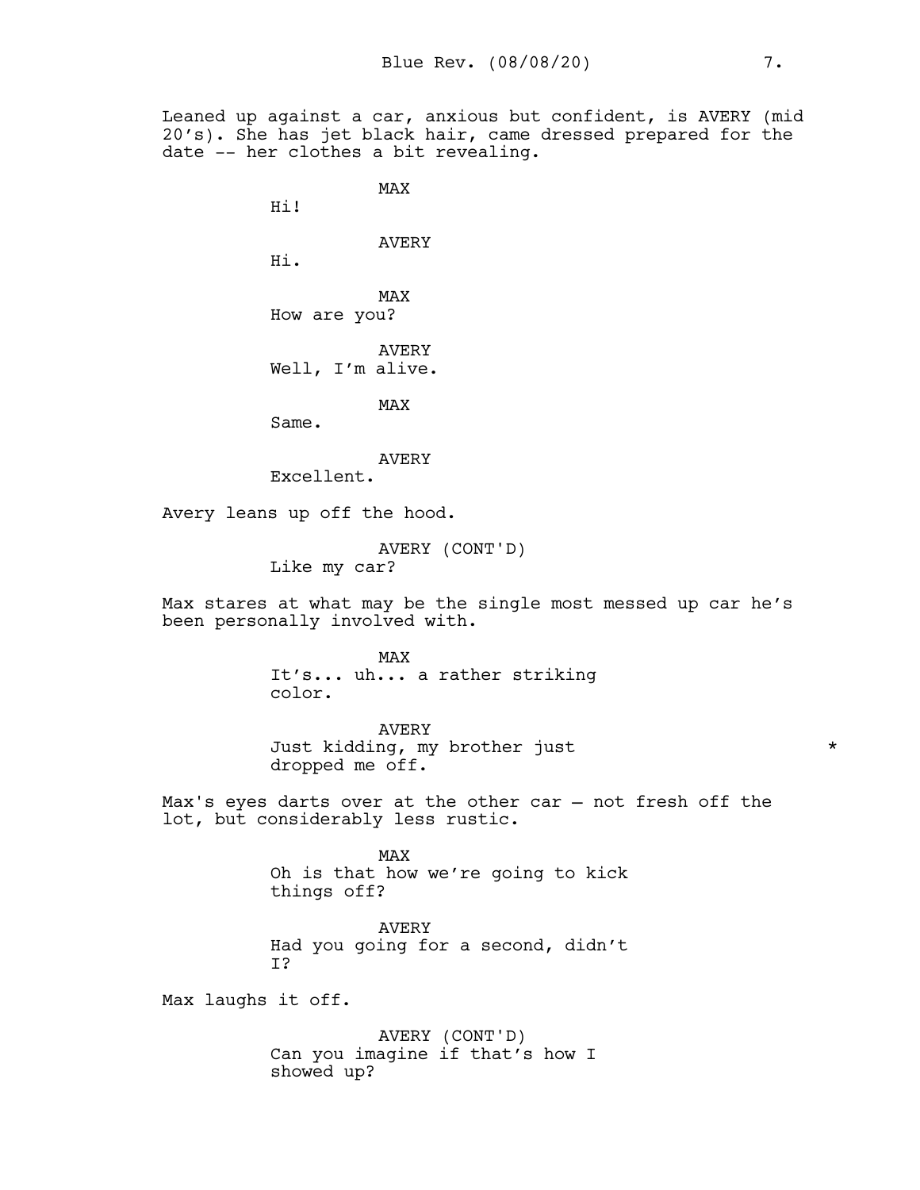Leaned up against a car, anxious but confident, is AVERY (mid 20's). She has jet black hair, came dressed prepared for the date -- her clothes a bit revealing.

MAX
Hi!

AVERY
Hi.

MAX
How are you?

AVERY
Well, I'm alive.

MAX
Same.

AVERY
Excellent.

Avery leans up off the hood.

AVERY (CONT'D)
Like my car?

Max stares at what may be the single most messed up car he's been personally involved with.

MAX
It's... uh... a rather striking color.

AVERY
Just kidding, my brother just dropped me off. *

Max's eyes darts over at the other car – not fresh off the lot, but considerably less rustic.

MAX
Oh is that how we're going to kick things off?

AVERY
Had you going for a second, didn't I?

Max laughs it off.

AVERY (CONT'D)
Can you imagine if that's how I showed up?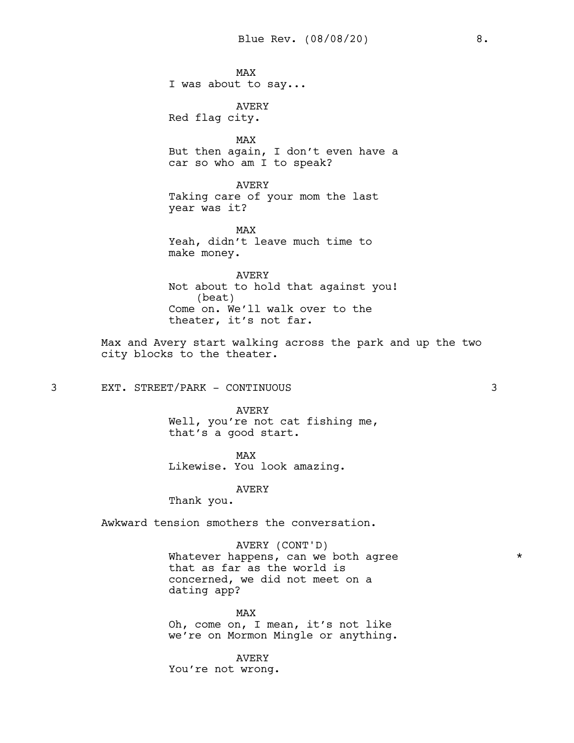MAX
I was about to say...

AVERY
Red flag city.

MAX
But then again, I don't even have a car so who am I to speak?

AVERY
Taking care of your mom the last year was it?

MAX
Yeah, didn't leave much time to make money.

AVERY
Not about to hold that against you!
(beat)
Come on. We'll walk over to the theater, it's not far.

Max and Avery start walking across the park and up the two city blocks to the theater.

3 EXT. STREET/PARK - CONTINUOUS 3

AVERY
Well, you're not cat fishing me, that's a good start.

MAX
Likewise. You look amazing.

AVERY
Thank you.

Awkward tension smothers the conversation.

AVERY (CONT'D)
Whatever happens, can we both agree that as far as the world is concerned, we did not meet on a dating app? *

MAX
Oh, come on, I mean, it's not like we're on Mormon Mingle or anything.

AVERY
You're not wrong.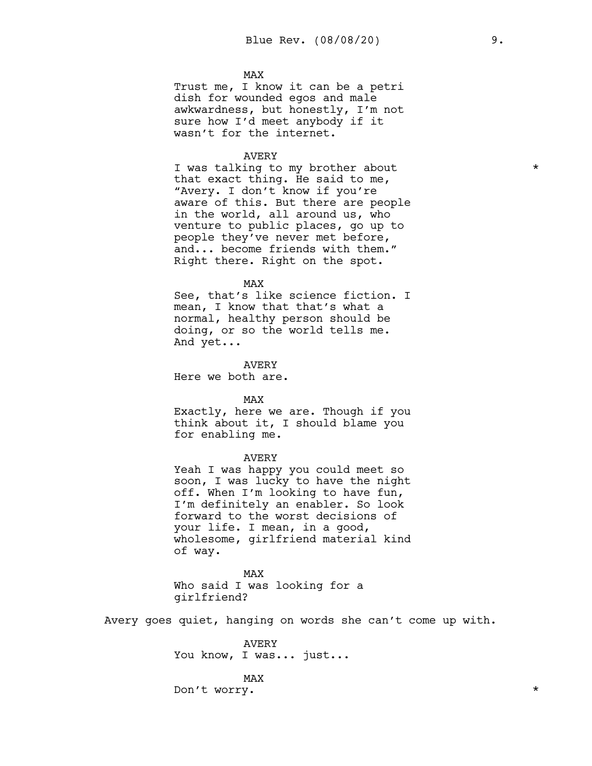MAX

Trust me, I know it can be a petri dish for wounded egos and male awkwardness, but honestly, I'm not sure how I'd meet anybody if it wasn't for the internet.

AVERY

I was talking to my brother about that exact thing. He said to me, "Avery. I don't know if you're aware of this. But there are people in the world, all around us, who venture to public places, go up to people they've never met before, and... become friends with them." Right there. Right on the spot. *

MAX

See, that's like science fiction. I mean, I know that that's what a normal, healthy person should be doing, or so the world tells me. And yet...

AVERY

Here we both are.

MAX

Exactly, here we are. Though if you think about it, I should blame you for enabling me.

AVERY

Yeah I was happy you could meet so soon, I was lucky to have the night off. When I'm looking to have fun, I'm definitely an enabler. So look forward to the worst decisions of your life. I mean, in a good, wholesome, girlfriend material kind of way.

MAX

Who said I was looking for a girlfriend?

Avery goes quiet, hanging on words she can't come up with.

AVERY

You know, I was... just...

MAX

Don't worry. *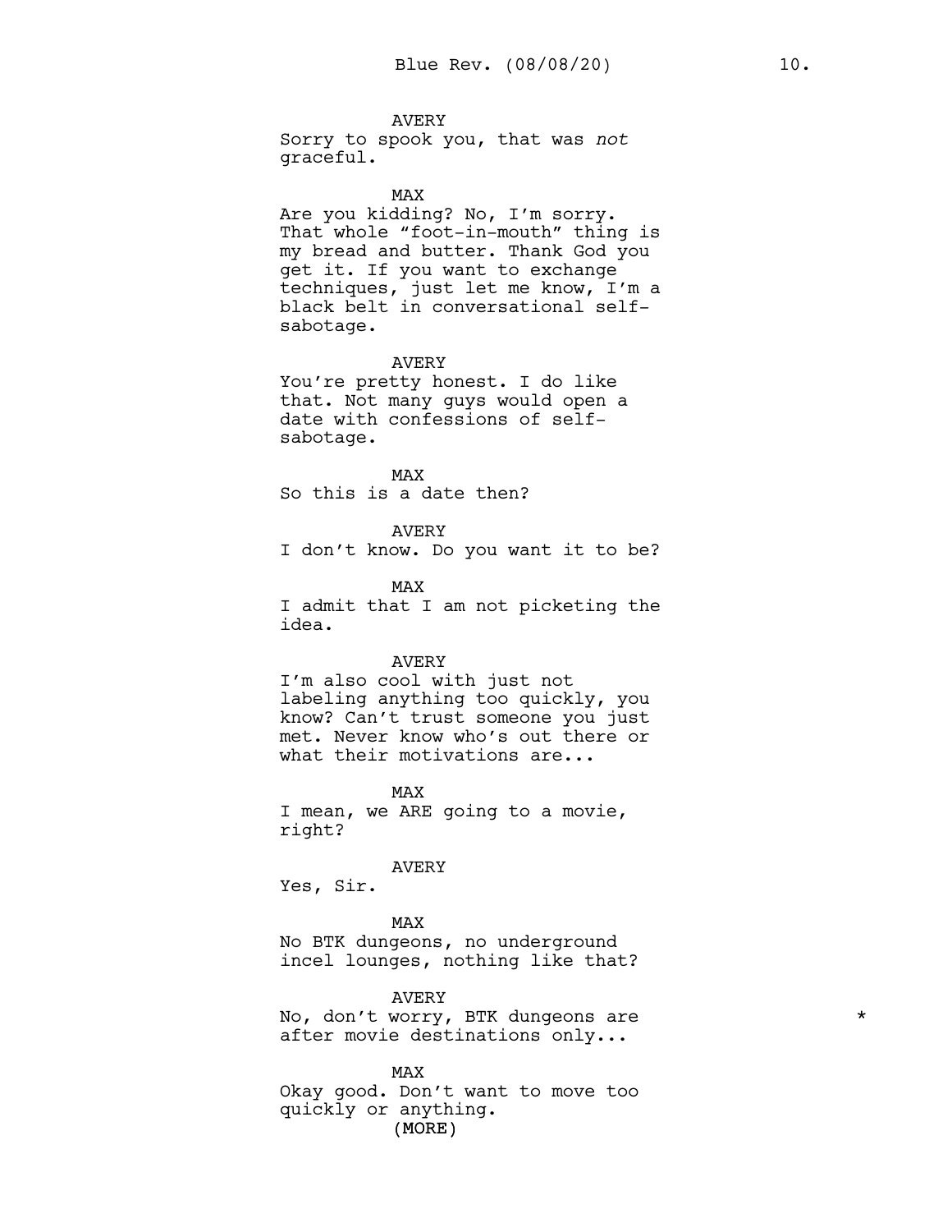AVERY

Sorry to spook you, that was *not* graceful.

MAX

Are you kidding? No, I'm sorry. That whole "foot-in-mouth" thing is my bread and butter. Thank God you get it. If you want to exchange techniques, just let me know, I'm a black belt in conversational self-sabotage.

AVERY

You're pretty honest. I do like that. Not many guys would open a date with confessions of self-sabotage.

MAX

So this is a date then?

AVERY

I don't know. Do you want it to be?

MAX

I admit that I am not picketing the idea.

AVERY

I'm also cool with just not labeling anything too quickly, you know? Can't trust someone you just met. Never know who's out there or what their motivations are...

MAX

I mean, we ARE going to a movie, right?

AVERY

Yes, Sir.

MAX

No BTK dungeons, no underground incel lounges, nothing like that?

AVERY

No, don't worry, BTK dungeons are after movie destinations only... *

MAX

Okay good. Don't want to move too quickly or anything.

(MORE)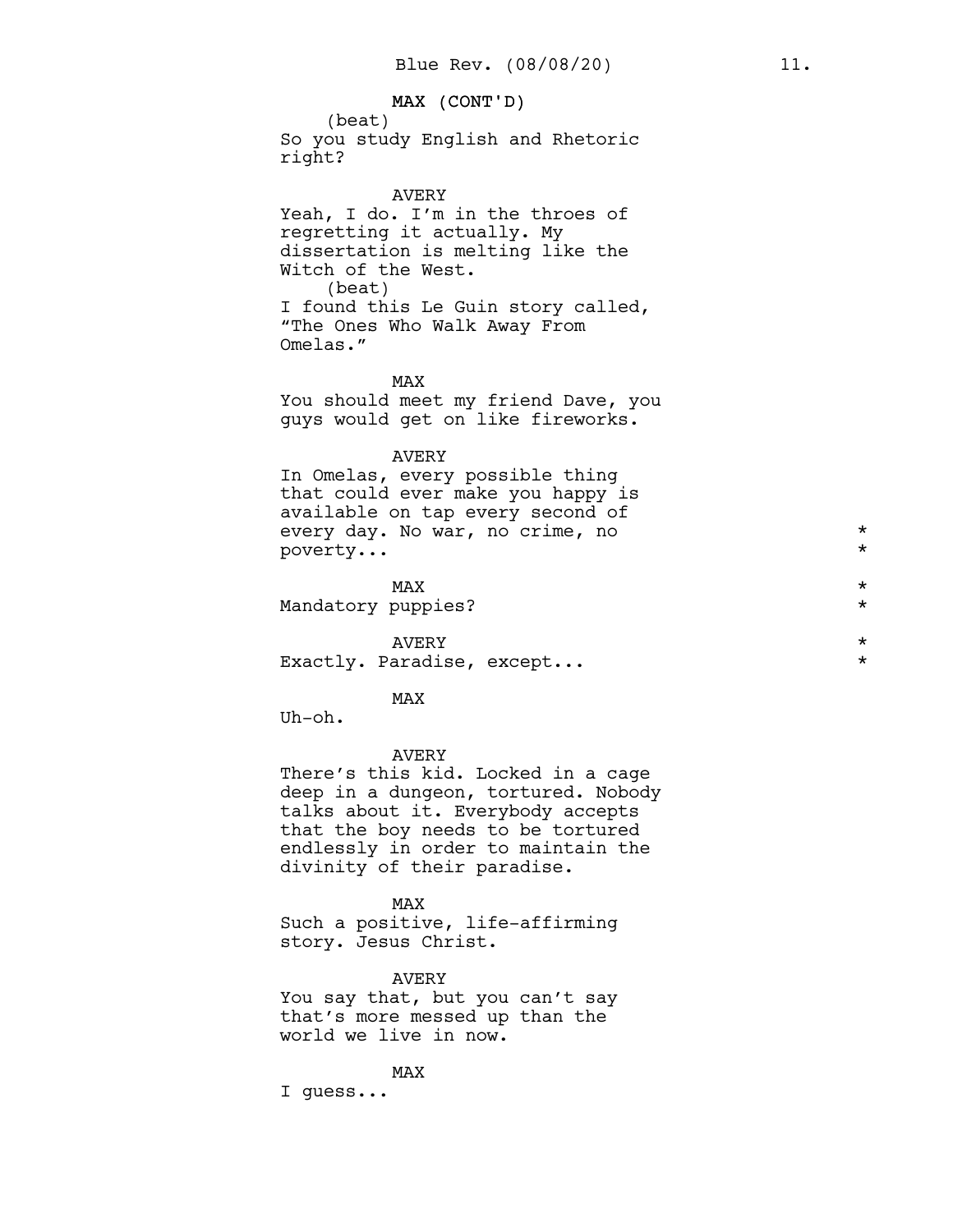MAX (CONT'D)

(beat)

So you study English and Rhetoric right?

AVERY

Yeah, I do. I'm in the throes of regretting it actually. My dissertation is melting like the Witch of the West.

(beat)

I found this Le Guin story called, "The Ones Who Walk Away From Omelas."

MAX

You should meet my friend Dave, you guys would get on like fireworks.

AVERY

In Omelas, every possible thing that could ever make you happy is available on tap every second of every day. No war, no crime, no poverty... *

MAX

Mandatory puppies? *

AVERY

Exactly. Paradise, except... *

MAX

Uh-oh.

AVERY

There's this kid. Locked in a cage deep in a dungeon, tortured. Nobody talks about it. Everybody accepts that the boy needs to be tortured endlessly in order to maintain the divinity of their paradise.

MAX

Such a positive, life-affirming story. Jesus Christ.

AVERY

You say that, but you can't say that's more messed up than the world we live in now.

MAX

I guess...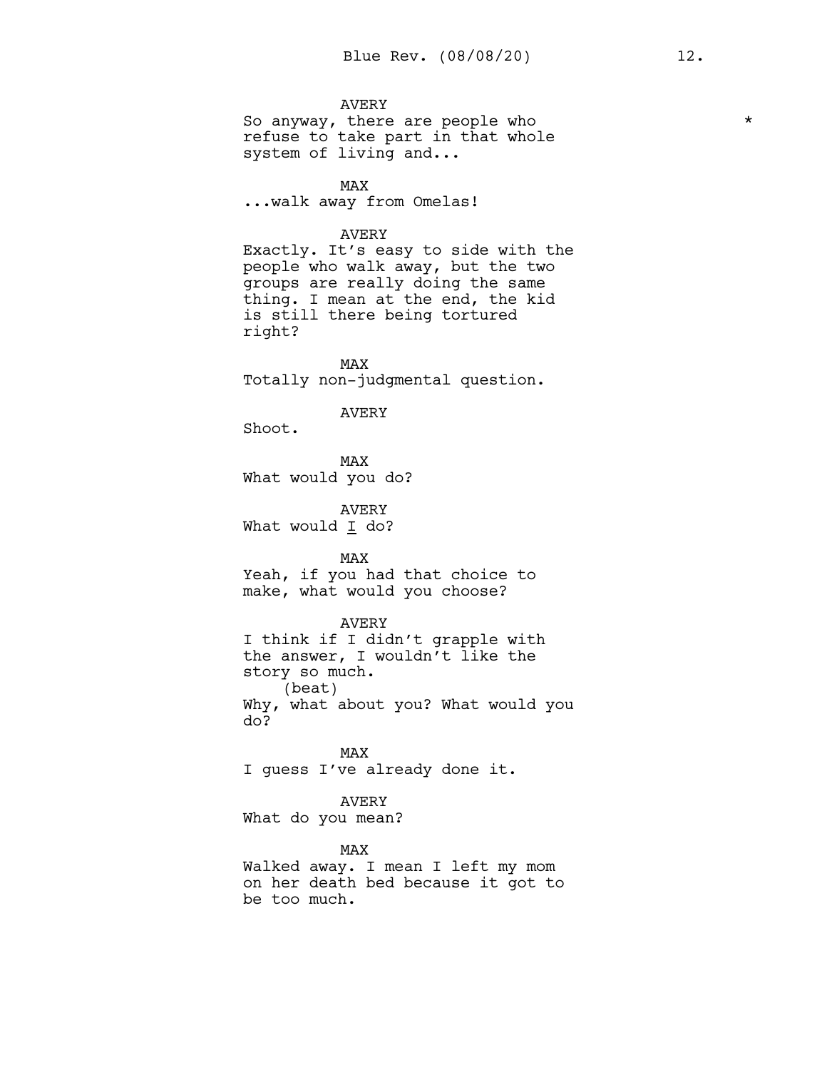AVERY
So anyway, there are people who refuse to take part in that whole system of living and... *

MAX
...walk away from Omelas!

AVERY
Exactly. It's easy to side with the people who walk away, but the two groups are really doing the same thing. I mean at the end, the kid is still there being tortured right?

MAX
Totally non-judgmental question.

AVERY
Shoot.

MAX
What would you do?

AVERY
What would _I_ do?

MAX
Yeah, if you had that choice to make, what would you choose?

AVERY
I think if I didn't grapple with the answer, I wouldn't like the story so much.
(beat)
Why, what about you? What would you do?

MAX
I guess I've already done it.

AVERY
What do you mean?

MAX
Walked away. I mean I left my mom on her death bed because it got to be too much.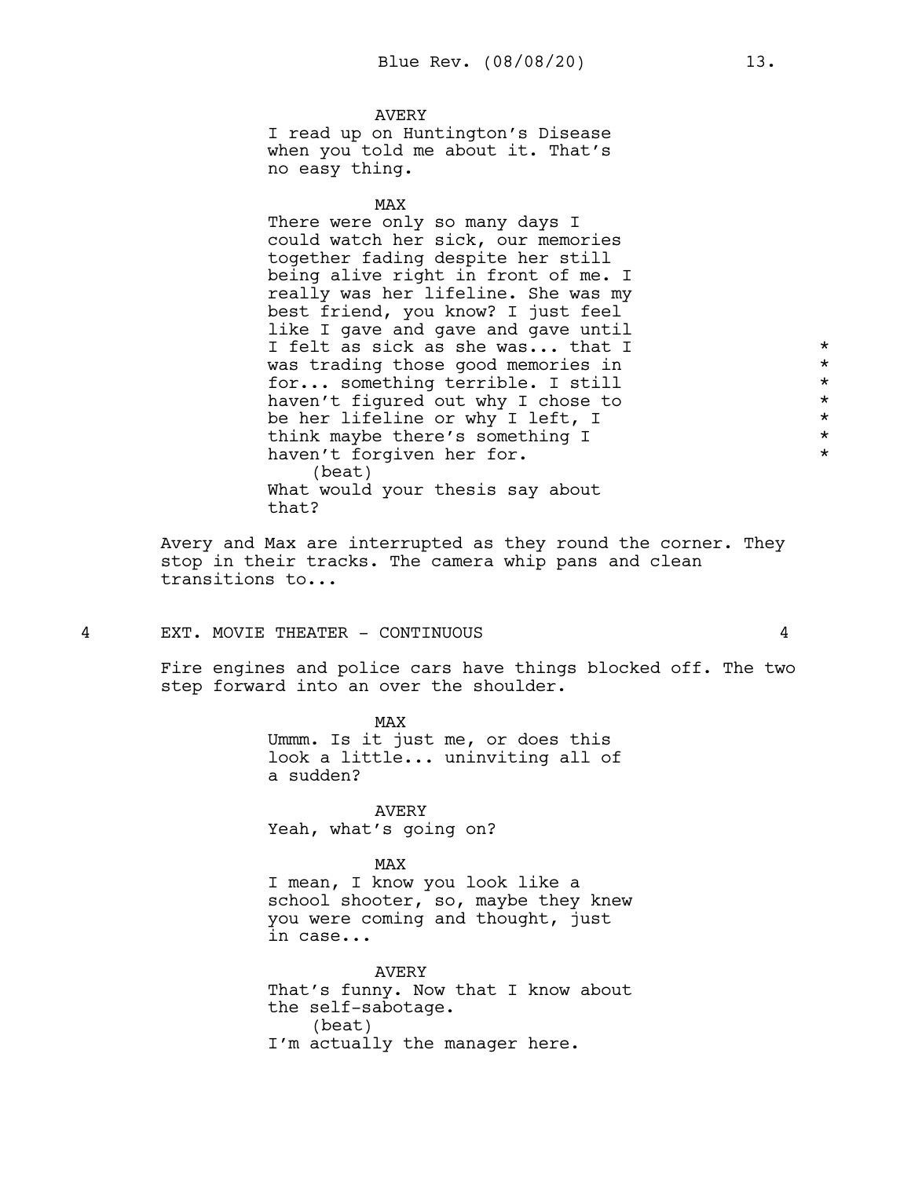AVERY
I read up on Huntington's Disease when you told me about it. That's no easy thing.

MAX
There were only so many days I could watch her sick, our memories together fading despite her still being alive right in front of me. I really was her lifeline. She was my best friend, you know? I just feel like I gave and gave and gave until I felt as sick as she was... that I was trading those good memories in for... something terrible. I still haven't figured out why I chose to be her lifeline or why I left, I think maybe there's something I haven't forgiven her for. *
(beat)
What would your thesis say about that?

Avery and Max are interrupted as they round the corner. They stop in their tracks. The camera whip pans and clean transitions to...

4 EXT. MOVIE THEATER - CONTINUOUS 4

Fire engines and police cars have things blocked off. The two step forward into an over the shoulder.

MAX
Ummm. Is it just me, or does this look a little... uninviting all of a sudden?

AVERY
Yeah, what's going on?

MAX
I mean, I know you look like a school shooter, so, maybe they knew you were coming and thought, just in case...

AVERY
That's funny. Now that I know about the self-sabotage.
(beat)
I'm actually the manager here.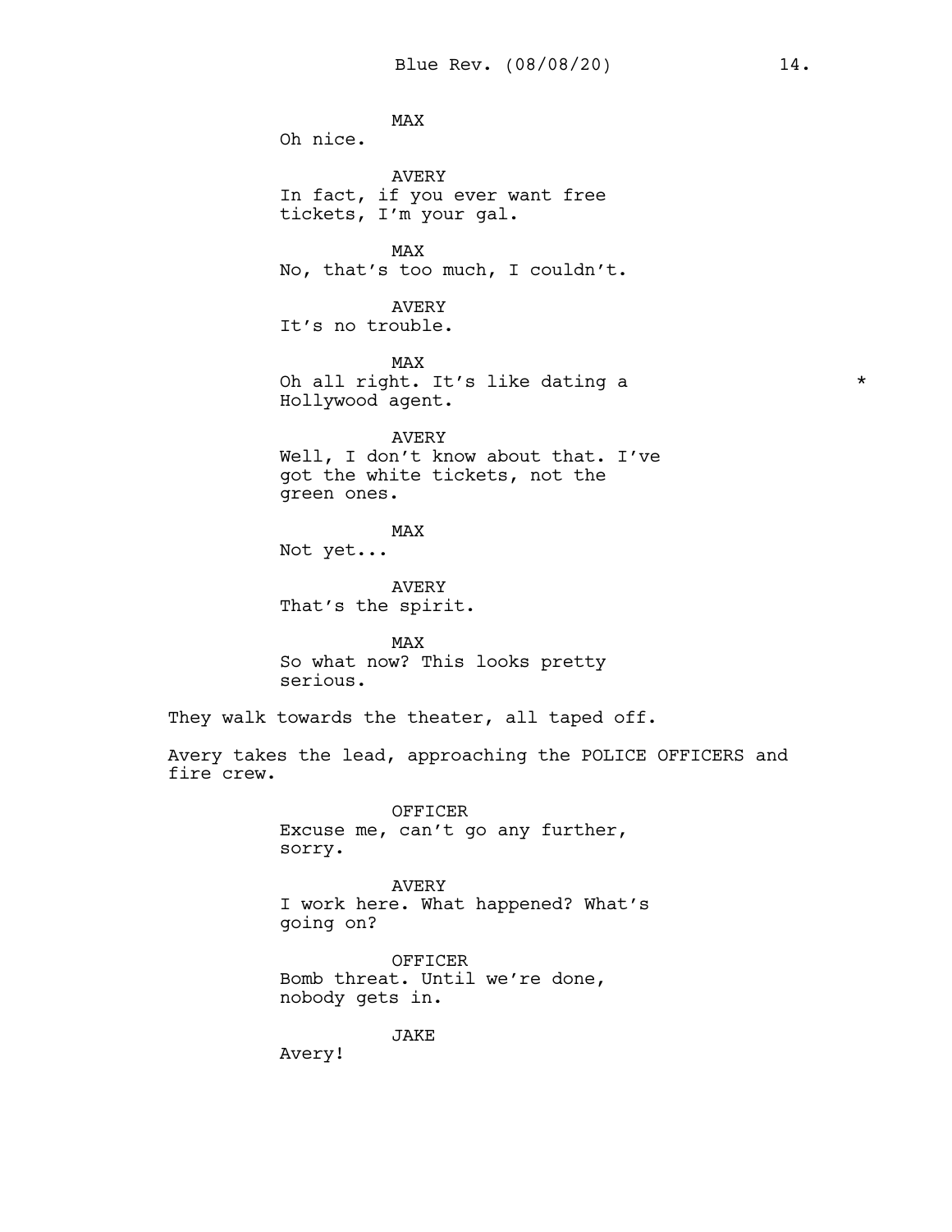MAX
Oh nice.

AVERY
In fact, if you ever want free tickets, I'm your gal.

MAX
No, that's too much, I couldn't.

AVERY
It's no trouble.

MAX
Oh all right. It's like dating a Hollywood agent. *

AVERY
Well, I don't know about that. I've got the white tickets, not the green ones.

MAX
Not yet...

AVERY
That's the spirit.

MAX
So what now? This looks pretty serious.

They walk towards the theater, all taped off.

Avery takes the lead, approaching the POLICE OFFICERS and fire crew.

OFFICER
Excuse me, can't go any further, sorry.

AVERY
I work here. What happened? What's going on?

OFFICER
Bomb threat. Until we're done, nobody gets in.

JAKE
Avery!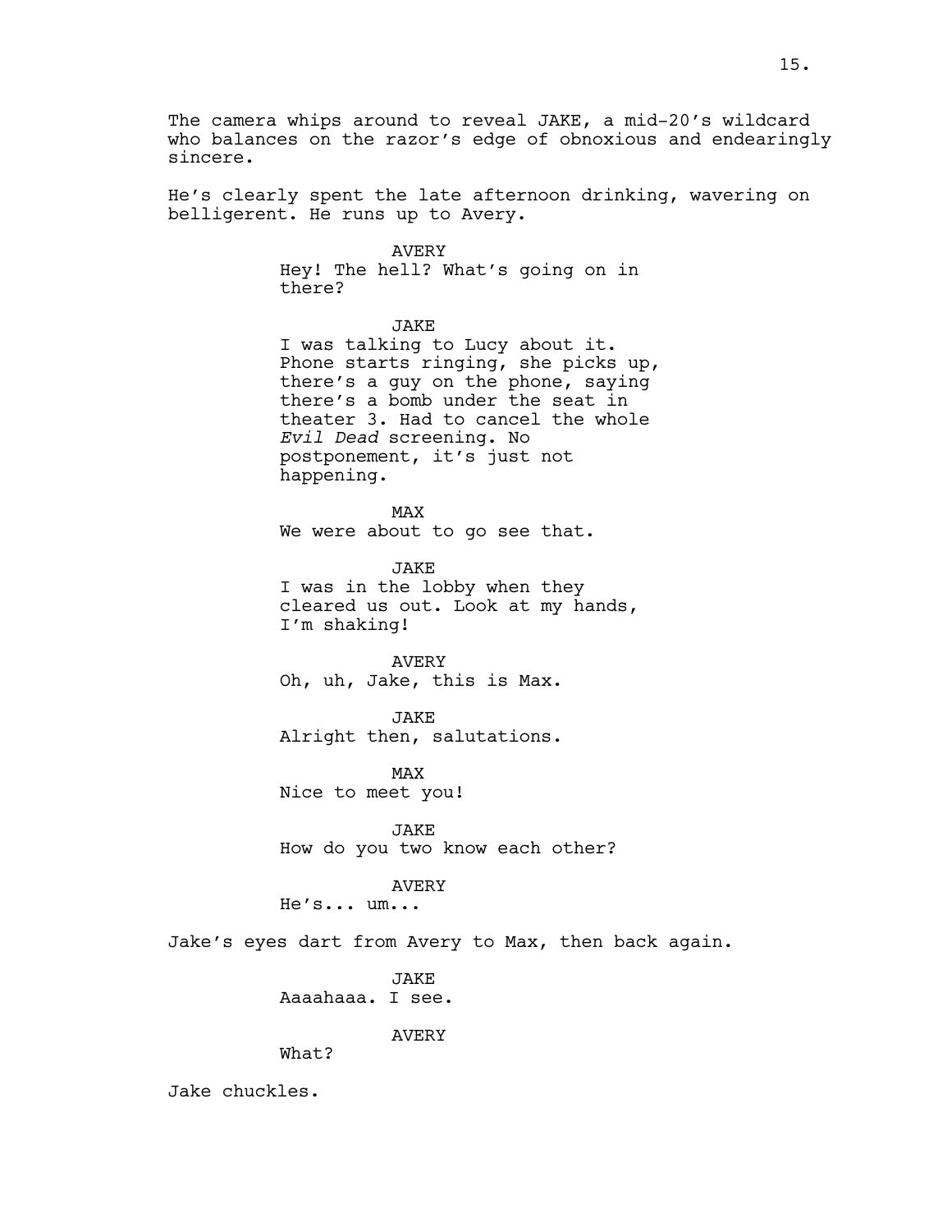The camera whips around to reveal JAKE, a mid-20's wildcard who balances on the razor's edge of obnoxious and endearingly sincere.

He's clearly spent the late afternoon drinking, wavering on belligerent. He runs up to Avery.

AVERY
Hey! The hell? What's going on in there?

JAKE
I was talking to Lucy about it. Phone starts ringing, she picks up, there's a guy on the phone, saying there's a bomb under the seat in theater 3. Had to cancel the whole *Evil Dead* screening. No postponement, it's just not happening.

MAX
We were about to go see that.

JAKE
I was in the lobby when they cleared us out. Look at my hands, I'm shaking!

AVERY
Oh, uh, Jake, this is Max.

JAKE
Alright then, salutations.

MAX
Nice to meet you!

JAKE
How do you two know each other?

AVERY
He's... um...

Jake's eyes dart from Avery to Max, then back again.

JAKE
Aaaahaaa. I see.

AVERY
What?

Jake chuckles.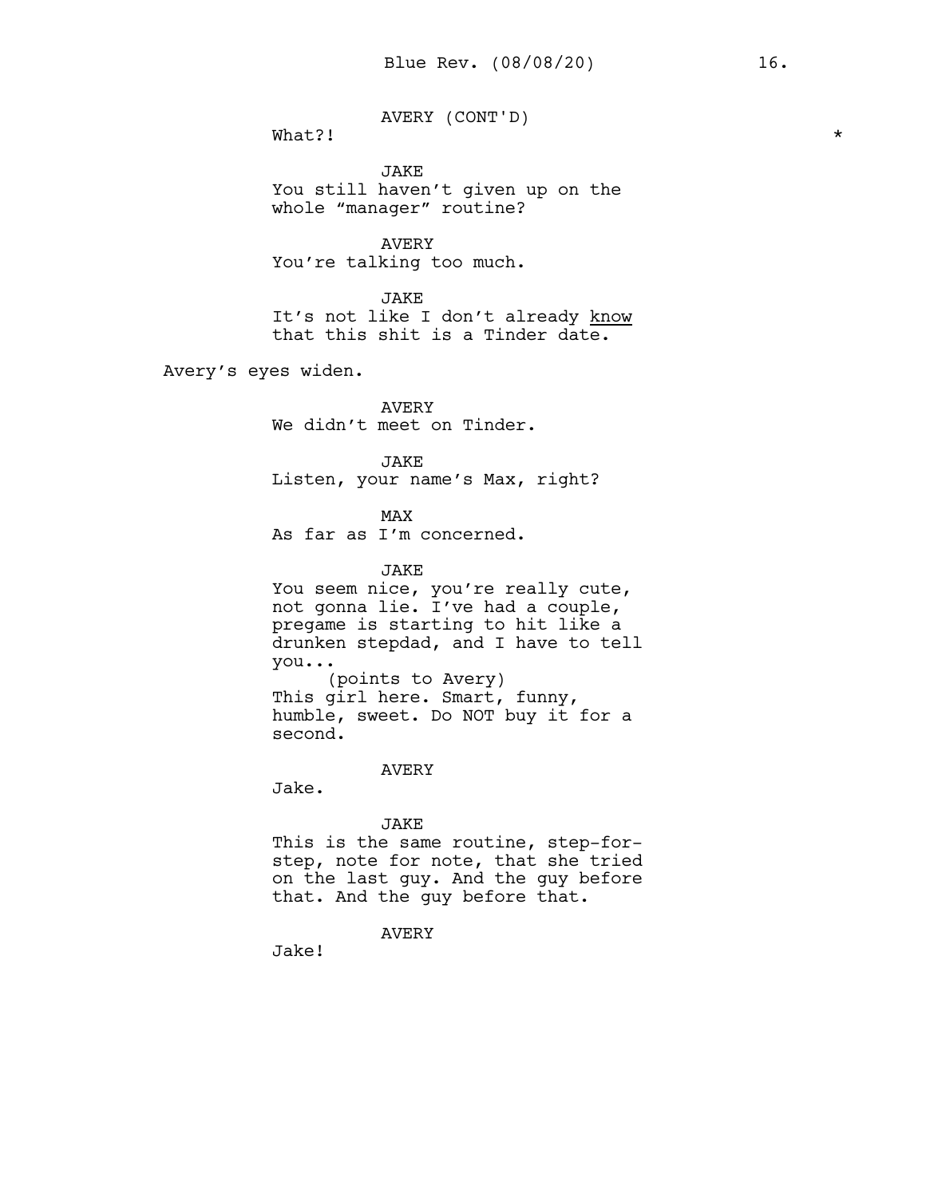AVERY (CONT'D)
What?! *

JAKE
You still haven't given up on the whole "manager" routine?

AVERY
You're talking too much.

JAKE
It's not like I don't already <u>know</u> that this shit is a Tinder date.

Avery's eyes widen.

AVERY
We didn't meet on Tinder.

JAKE
Listen, your name's Max, right?

MAX
As far as I'm concerned.

JAKE
You seem nice, you're really cute, not gonna lie. I've had a couple, pregame is starting to hit like a drunken stepdad, and I have to tell you...
(points to Avery)
This girl here. Smart, funny, humble, sweet. Do NOT buy it for a second.

AVERY
Jake.

JAKE
This is the same routine, step-for-step, note for note, that she tried on the last guy. And the guy before that. And the guy before that.

AVERY
Jake!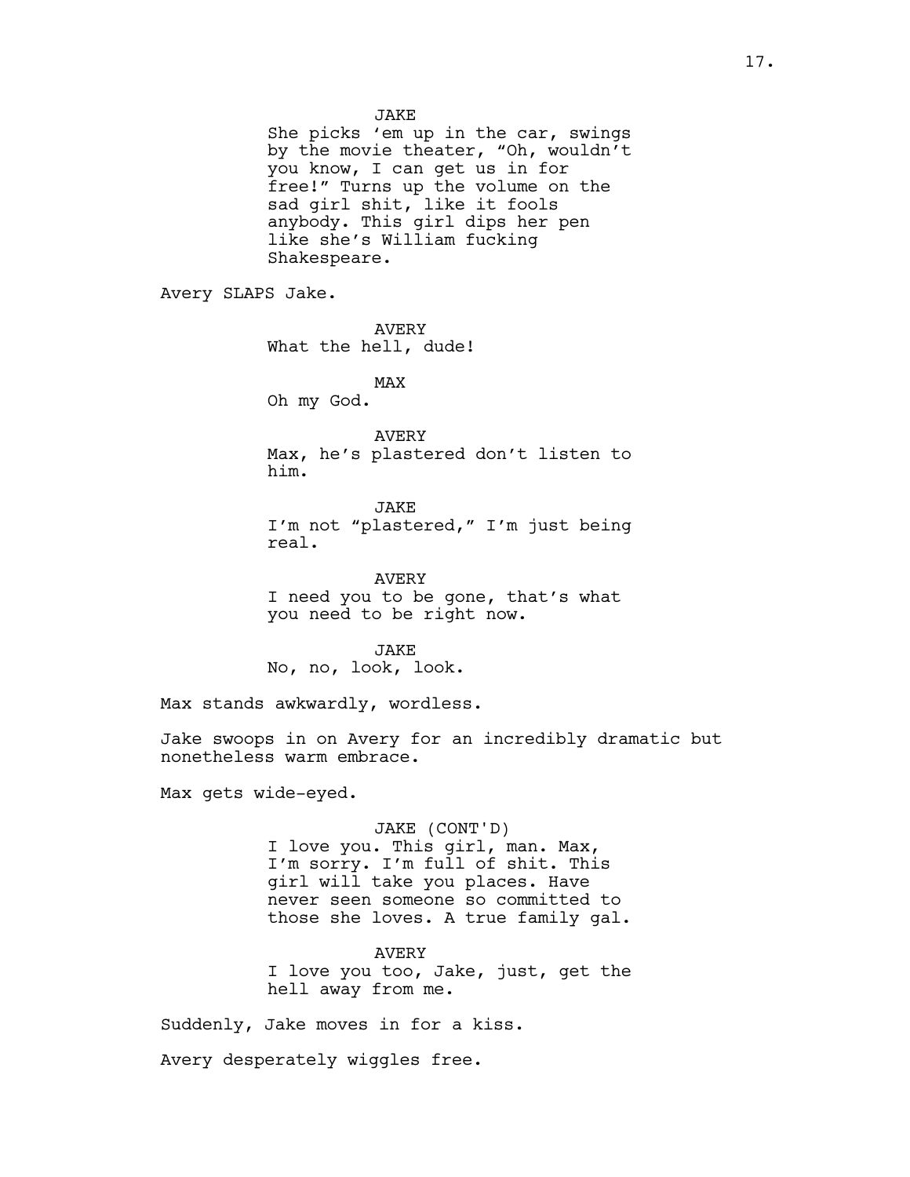JAKE
She picks 'em up in the car, swings by the movie theater, "Oh, wouldn't you know, I can get us in for free!" Turns up the volume on the sad girl shit, like it fools anybody. This girl dips her pen like she's William fucking Shakespeare.

Avery SLAPS Jake.

AVERY
What the hell, dude!

MAX
Oh my God.

AVERY
Max, he's plastered don't listen to him.

JAKE
I'm not "plastered," I'm just being real.

AVERY
I need you to be gone, that's what you need to be right now.

JAKE
No, no, look, look.

Max stands awkwardly, wordless.

Jake swoops in on Avery for an incredibly dramatic but nonetheless warm embrace.

Max gets wide-eyed.

JAKE (CONT'D)
I love you. This girl, man. Max, I'm sorry. I'm full of shit. This girl will take you places. Have never seen someone so committed to those she loves. A true family gal.

AVERY
I love you too, Jake, just, get the hell away from me.

Suddenly, Jake moves in for a kiss.

Avery desperately wiggles free.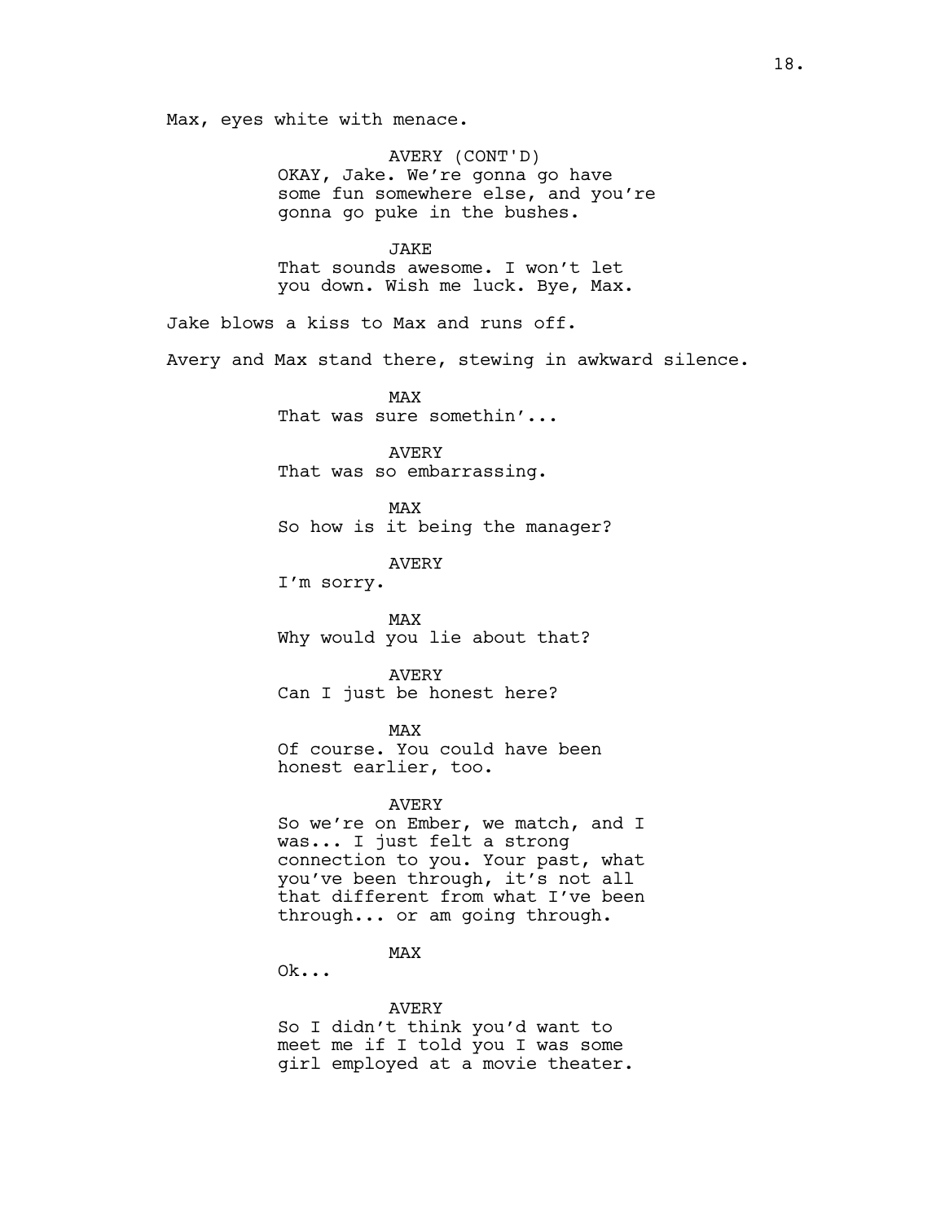Max, eyes white with menace.

AVERY (CONT'D)
OKAY, Jake. We're gonna go have some fun somewhere else, and you're gonna go puke in the bushes.

JAKE
That sounds awesome. I won't let you down. Wish me luck. Bye, Max.

Jake blows a kiss to Max and runs off.

Avery and Max stand there, stewing in awkward silence.

MAX
That was sure somethin'...

AVERY
That was so embarrassing.

MAX
So how is it being the manager?

AVERY
I'm sorry.

MAX
Why would you lie about that?

AVERY
Can I just be honest here?

MAX
Of course. You could have been honest earlier, too.

AVERY
So we're on Ember, we match, and I was... I just felt a strong connection to you. Your past, what you've been through, it's not all that different from what I've been through... or am going through.

MAX
Ok...

AVERY
So I didn't think you'd want to meet me if I told you I was some girl employed at a movie theater.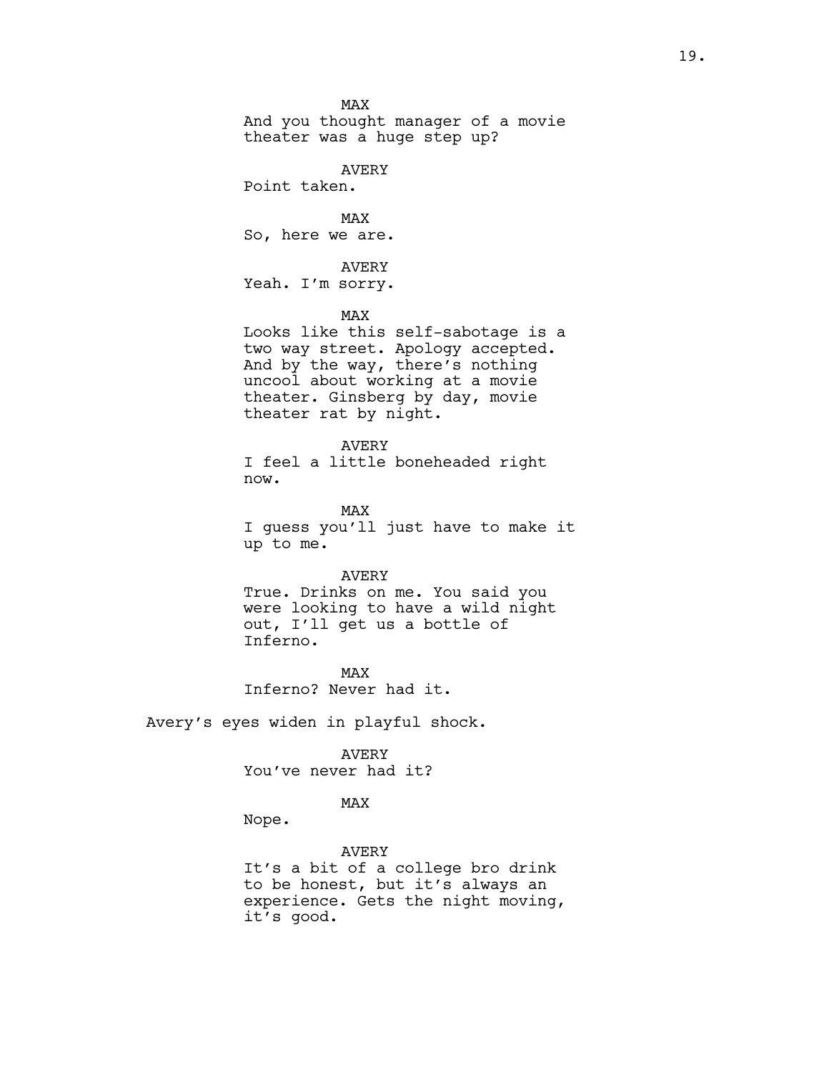MAX
And you thought manager of a movie theater was a huge step up?

AVERY
Point taken.

MAX
So, here we are.

AVERY
Yeah. I'm sorry.

MAX
Looks like this self-sabotage is a two way street. Apology accepted. And by the way, there's nothing uncool about working at a movie theater. Ginsberg by day, movie theater rat by night.

AVERY
I feel a little boneheaded right now.

MAX
I guess you'll just have to make it up to me.

AVERY
True. Drinks on me. You said you were looking to have a wild night out, I'll get us a bottle of Inferno.

MAX
Inferno? Never had it.

Avery's eyes widen in playful shock.

AVERY
You've never had it?

MAX
Nope.

AVERY
It's a bit of a college bro drink to be honest, but it's always an experience. Gets the night moving, it's good.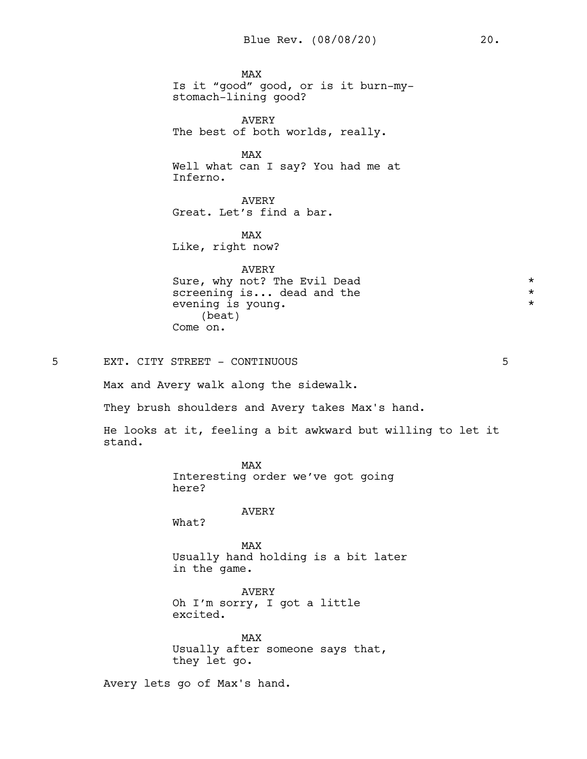MAX
Is it “good” good, or is it burn-my-stomach-lining good?

AVERY
The best of both worlds, really.

MAX
Well what can I say? You had me at Inferno.

AVERY
Great. Let’s find a bar.

MAX
Like, right now?

AVERY
Sure, why not? The Evil Dead screening is... dead and the evening is young. *
(beat)
Come on.

5 EXT. CITY STREET - CONTINUOUS 5

Max and Avery walk along the sidewalk.

They brush shoulders and Avery takes Max's hand.

He looks at it, feeling a bit awkward but willing to let it stand.

MAX
Interesting order we’ve got going here?

AVERY
What?

MAX
Usually hand holding is a bit later in the game.

AVERY
Oh I’m sorry, I got a little excited.

MAX
Usually after someone says that, they let go.

Avery lets go of Max's hand.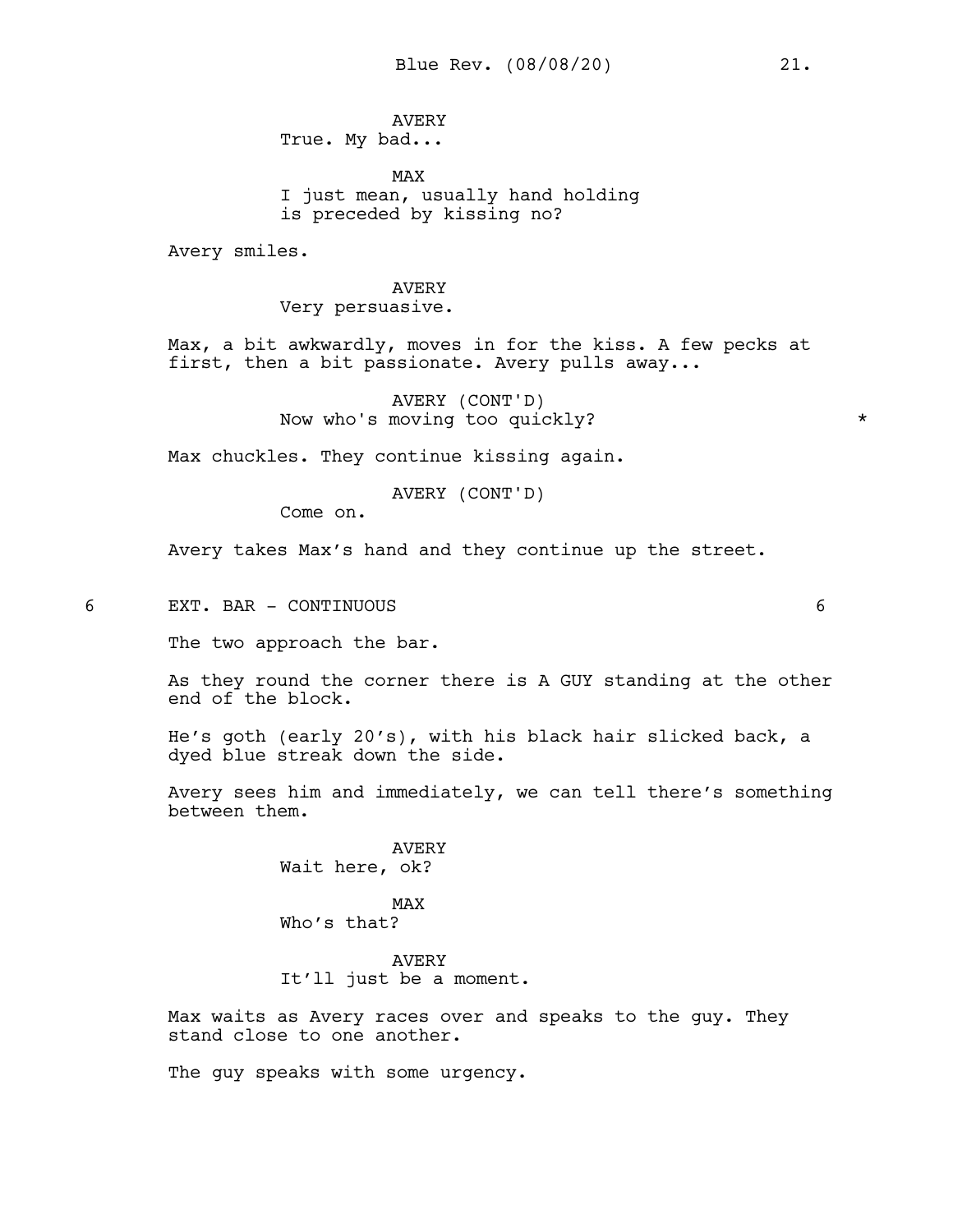AVERY
True. My bad...

MAX
I just mean, usually hand holding is preceded by kissing no?

Avery smiles.

AVERY
Very persuasive.

Max, a bit awkwardly, moves in for the kiss. A few pecks at first, then a bit passionate. Avery pulls away...

AVERY (CONT'D)
Now who's moving too quickly? *

Max chuckles. They continue kissing again.

AVERY (CONT'D)
Come on.

Avery takes Max's hand and they continue up the street.

6 EXT. BAR - CONTINUOUS 6

The two approach the bar.

As they round the corner there is A GUY standing at the other end of the block.

He's goth (early 20's), with his black hair slicked back, a dyed blue streak down the side.

Avery sees him and immediately, we can tell there's something between them.

AVERY
Wait here, ok?

MAX
Who's that?

AVERY
It'll just be a moment.

Max waits as Avery races over and speaks to the guy. They stand close to one another.

The guy speaks with some urgency.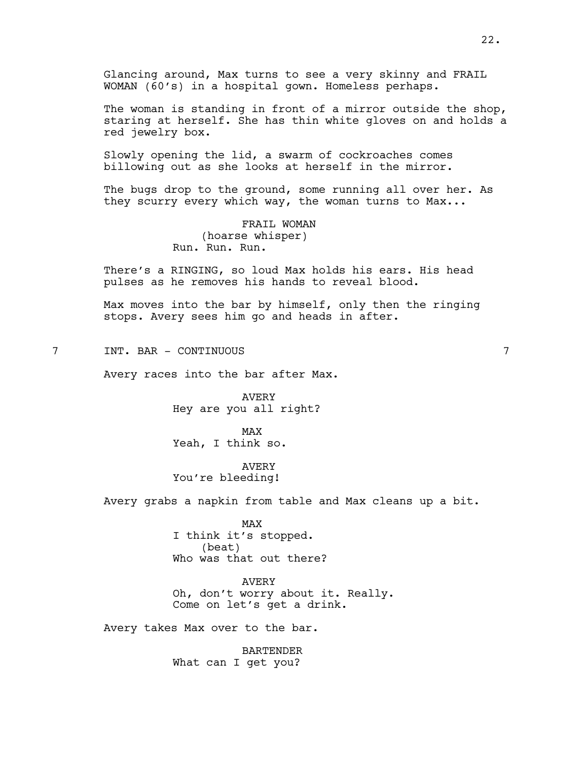Glancing around, Max turns to see a very skinny and FRAIL WOMAN (60's) in a hospital gown. Homeless perhaps.

The woman is standing in front of a mirror outside the shop, staring at herself. She has thin white gloves on and holds a red jewelry box.

Slowly opening the lid, a swarm of cockroaches comes billowing out as she looks at herself in the mirror.

The bugs drop to the ground, some running all over her. As they scurry every which way, the woman turns to Max...

FRAIL WOMAN
(hoarse whisper)
Run. Run. Run.

There's a RINGING, so loud Max holds his ears. His head pulses as he removes his hands to reveal blood.

Max moves into the bar by himself, only then the ringing stops. Avery sees him go and heads in after.

7 INT. BAR - CONTINUOUS 7

Avery races into the bar after Max.

AVERY
Hey are you all right?

MAX
Yeah, I think so.

AVERY
You're bleeding!

Avery grabs a napkin from table and Max cleans up a bit.

MAX
I think it's stopped.
(beat)
Who was that out there?

AVERY
Oh, don't worry about it. Really.
Come on let's get a drink.

Avery takes Max over to the bar.

BARTENDER
What can I get you?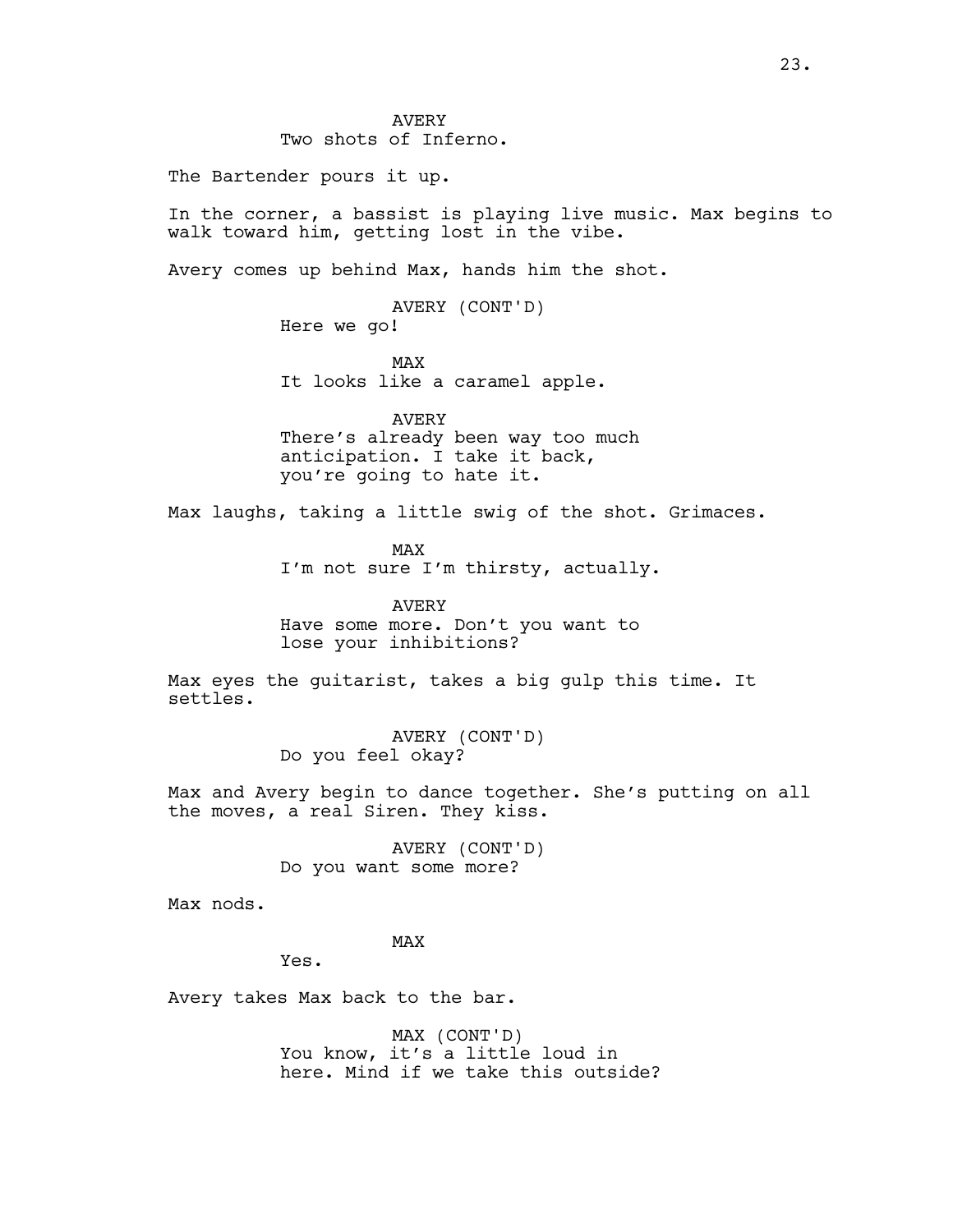AVERY
Two shots of Inferno.

The Bartender pours it up.

In the corner, a bassist is playing live music. Max begins to walk toward him, getting lost in the vibe.

Avery comes up behind Max, hands him the shot.

AVERY (CONT'D)
Here we go!

MAX
It looks like a caramel apple.

AVERY
There's already been way too much anticipation. I take it back, you're going to hate it.

Max laughs, taking a little swig of the shot. Grimaces.

MAX
I'm not sure I'm thirsty, actually.

AVERY
Have some more. Don't you want to lose your inhibitions?

Max eyes the guitarist, takes a big gulp this time. It settles.

AVERY (CONT'D)
Do you feel okay?

Max and Avery begin to dance together. She's putting on all the moves, a real Siren. They kiss.

AVERY (CONT'D)
Do you want some more?

Max nods.

MAX
Yes.

Avery takes Max back to the bar.

MAX (CONT'D)
You know, it's a little loud in here. Mind if we take this outside?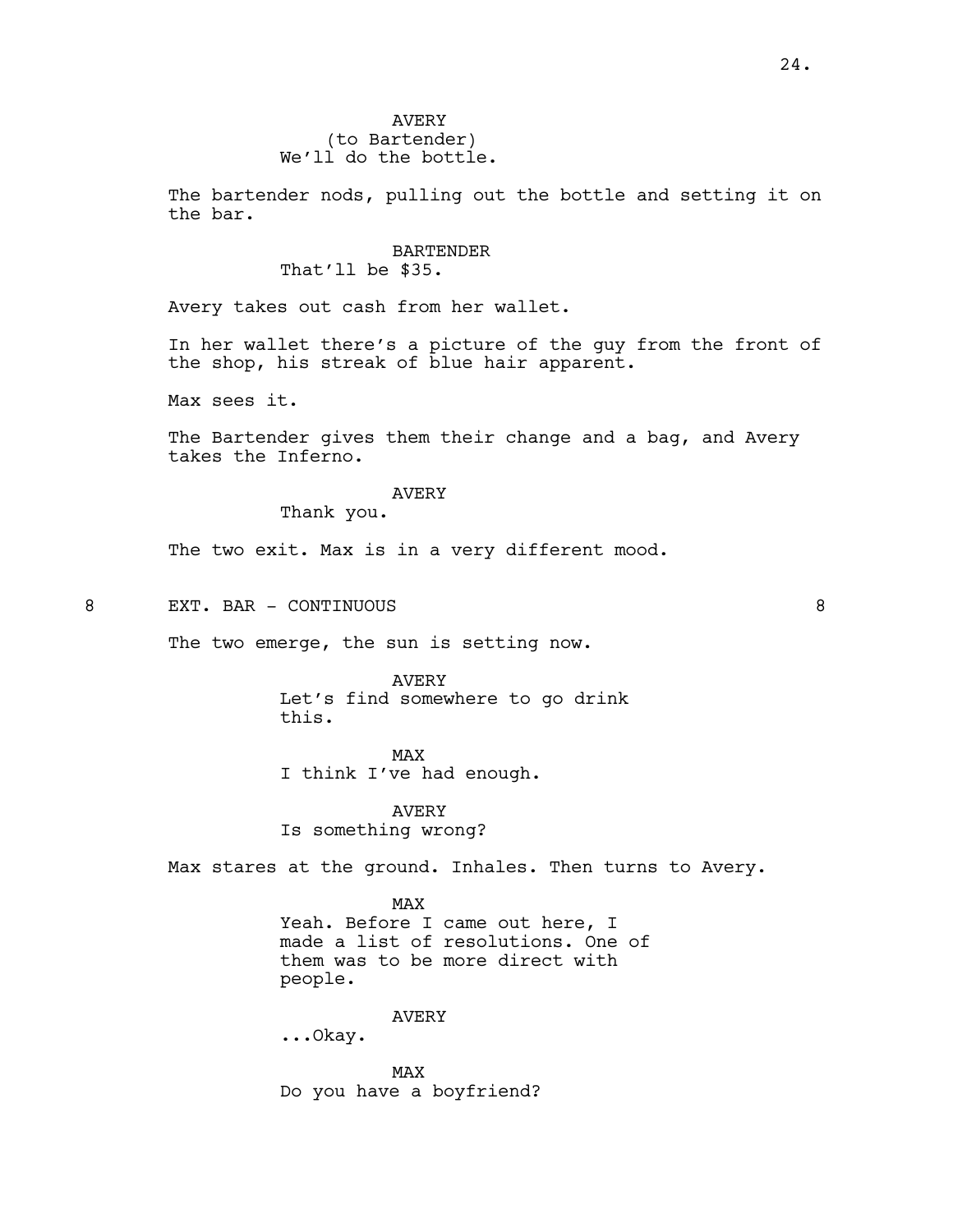AVERY
(to Bartender)
We'll do the bottle.

The bartender nods, pulling out the bottle and setting it on the bar.

BARTENDER
That'll be $35.

Avery takes out cash from her wallet.

In her wallet there's a picture of the guy from the front of the shop, his streak of blue hair apparent.

Max sees it.

The Bartender gives them their change and a bag, and Avery takes the Inferno.

AVERY
Thank you.

The two exit. Max is in a very different mood.

8 EXT. BAR - CONTINUOUS 8

The two emerge, the sun is setting now.

AVERY
Let's find somewhere to go drink this.

MAX
I think I've had enough.

AVERY
Is something wrong?

Max stares at the ground. Inhales. Then turns to Avery.

MAX
Yeah. Before I came out here, I made a list of resolutions. One of them was to be more direct with people.

AVERY
...Okay.

MAX
Do you have a boyfriend?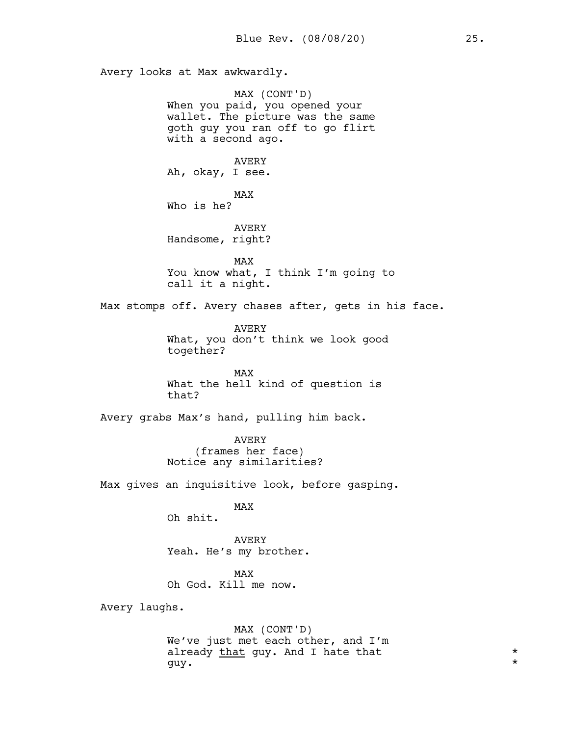Avery looks at Max awkwardly.

MAX (CONT'D)
When you paid, you opened your wallet. The picture was the same goth guy you ran off to go flirt with a second ago.

AVERY
Ah, okay, I see.

MAX
Who is he?

AVERY
Handsome, right?

MAX
You know what, I think I'm going to call it a night.

Max stomps off. Avery chases after, gets in his face.

AVERY
What, you don't think we look good together?

MAX
What the hell kind of question is that?

Avery grabs Max's hand, pulling him back.

AVERY
(frames her face)
Notice any similarities?

Max gives an inquisitive look, before gasping.

MAX
Oh shit.

AVERY
Yeah. He's my brother.

MAX
Oh God. Kill me now.

Avery laughs.

MAX (CONT'D)
We've just met each other, and I'm already <u>that</u> guy. And I hate that guy. *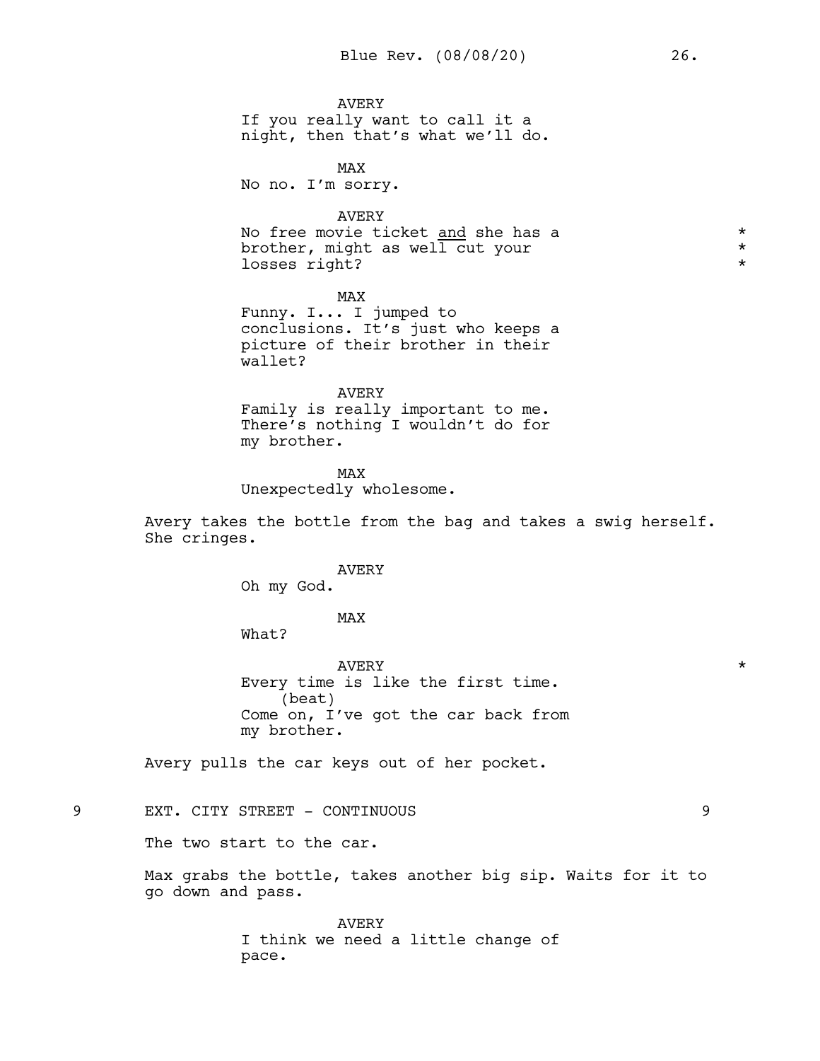AVERY
If you really want to call it a night, then that's what we'll do.

MAX
No no. I'm sorry.

AVERY
No free movie ticket <u>and</u> she has a brother, might as well cut your losses right? *

MAX
Funny. I... I jumped to conclusions. It's just who keeps a picture of their brother in their wallet?

AVERY
Family is really important to me. There's nothing I wouldn't do for my brother.

MAX
Unexpectedly wholesome.

Avery takes the bottle from the bag and takes a swig herself. She cringes.

AVERY
Oh my God.

MAX
What?

AVERY *
Every time is like the first time.
(beat)
Come on, I've got the car back from my brother.

Avery pulls the car keys out of her pocket.

9 EXT. CITY STREET - CONTINUOUS 9

The two start to the car.

Max grabs the bottle, takes another big sip. Waits for it to go down and pass.

AVERY
I think we need a little change of pace.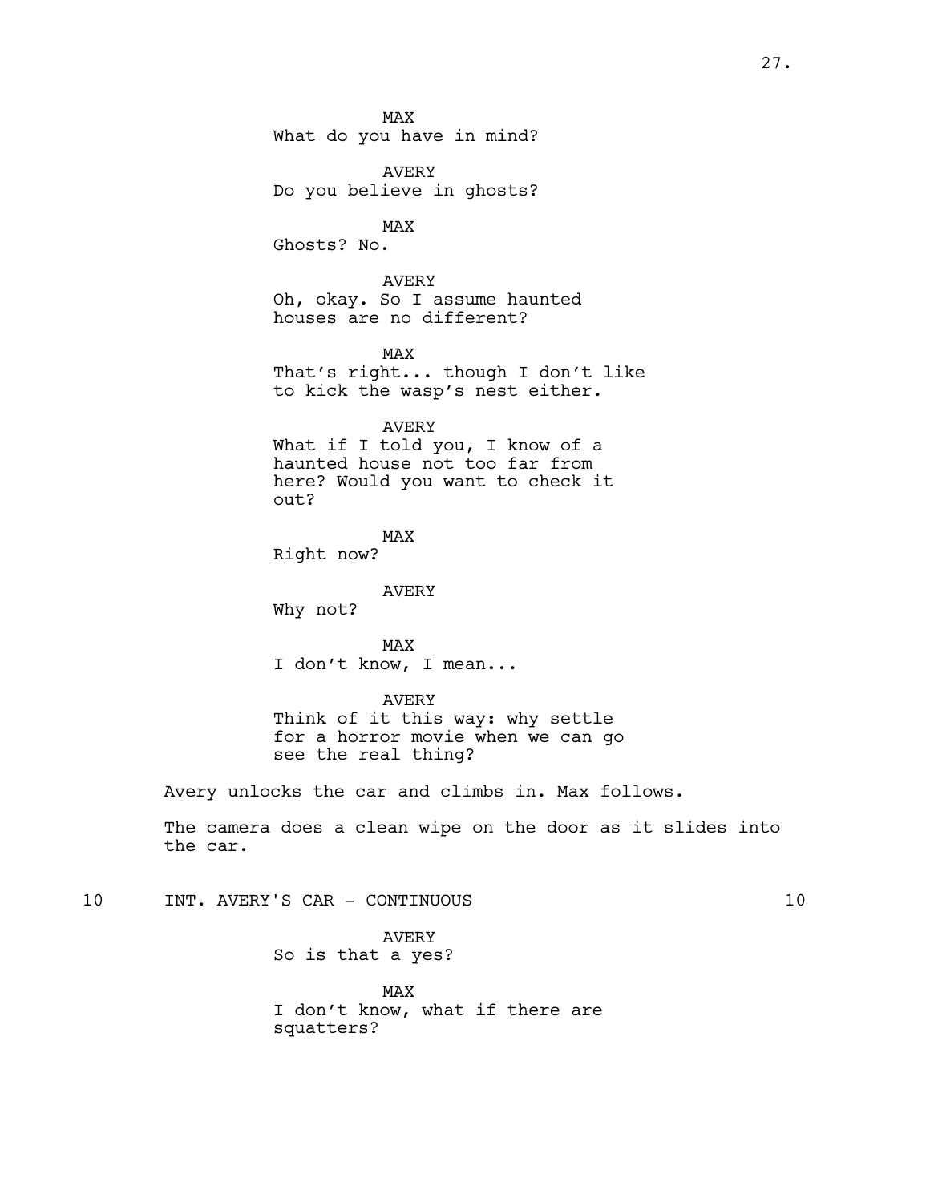MAX
What do you have in mind?

AVERY
Do you believe in ghosts?

MAX
Ghosts? No.

AVERY
Oh, okay. So I assume haunted houses are no different?

MAX
That's right... though I don't like to kick the wasp's nest either.

AVERY
What if I told you, I know of a haunted house not too far from here? Would you want to check it out?

MAX
Right now?

AVERY
Why not?

MAX
I don't know, I mean...

AVERY
Think of it this way: why settle for a horror movie when we can go see the real thing?

Avery unlocks the car and climbs in. Max follows.

The camera does a clean wipe on the door as it slides into the car.

10 INT. AVERY'S CAR - CONTINUOUS 10

AVERY
So is that a yes?

MAX
I don't know, what if there are squatters?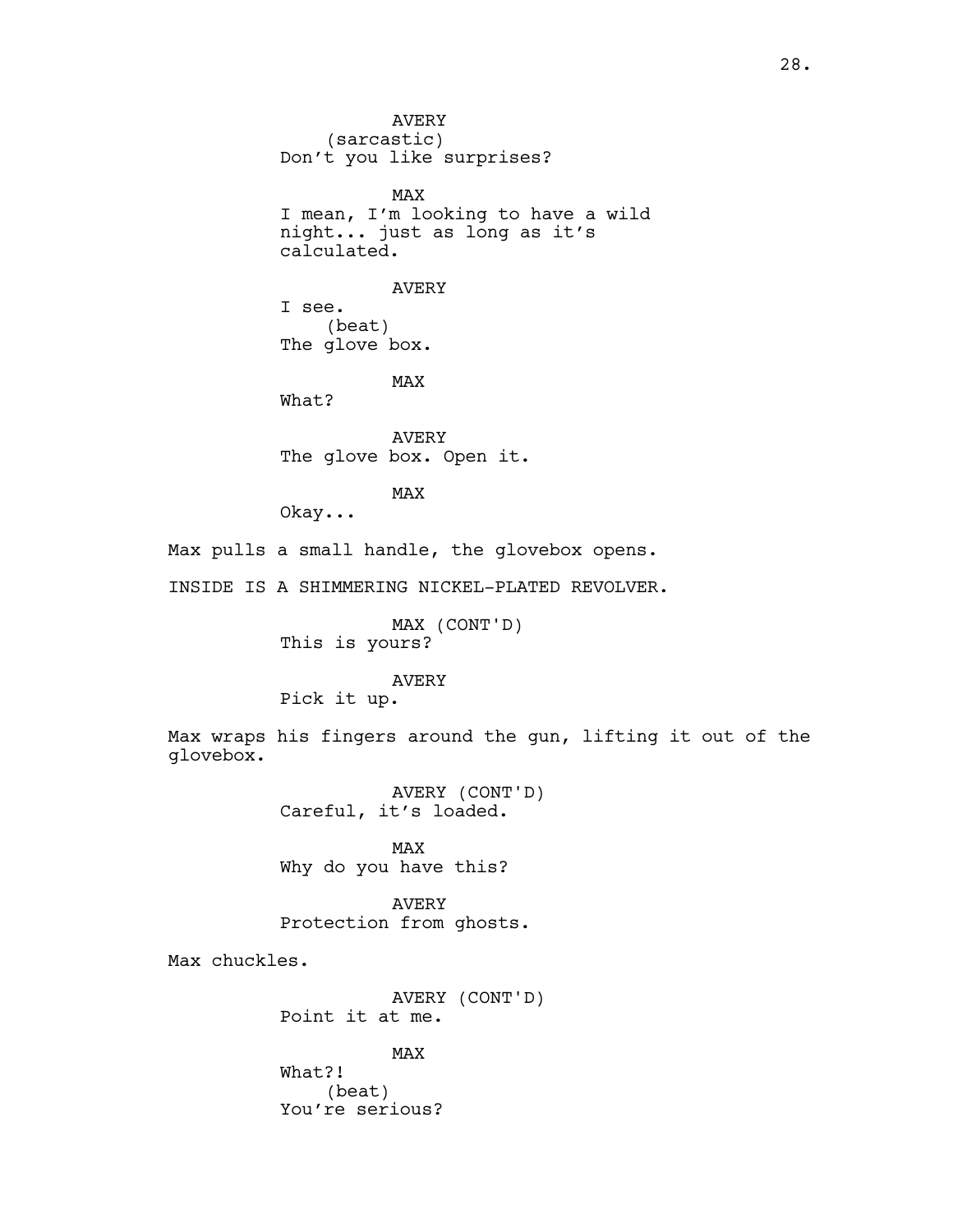AVERY
(sarcastic)
Don't you like surprises?

MAX
I mean, I'm looking to have a wild night... just as long as it's calculated.

AVERY
I see.
(beat)
The glove box.

MAX
What?

AVERY
The glove box. Open it.

MAX
Okay...

Max pulls a small handle, the glovebox opens.

INSIDE IS A SHIMMERING NICKEL-PLATED REVOLVER.

MAX (CONT'D)
This is yours?

AVERY
Pick it up.

Max wraps his fingers around the gun, lifting it out of the glovebox.

AVERY (CONT'D)
Careful, it's loaded.

MAX
Why do you have this?

AVERY
Protection from ghosts.

Max chuckles.

AVERY (CONT'D)
Point it at me.

MAX
What?!
(beat)
You're serious?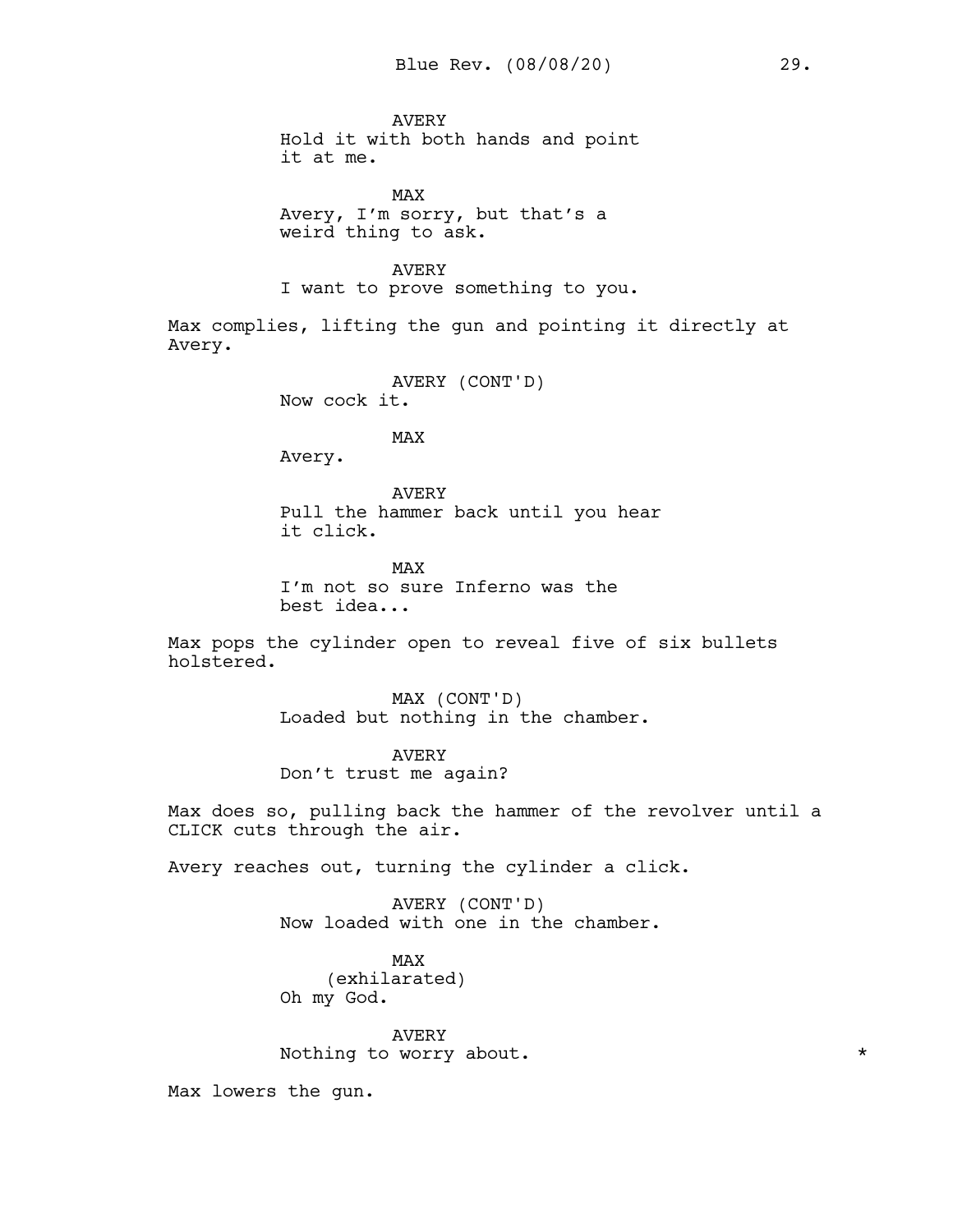AVERY
Hold it with both hands and point it at me.

MAX
Avery, I'm sorry, but that's a weird thing to ask.

AVERY
I want to prove something to you.

Max complies, lifting the gun and pointing it directly at Avery.

AVERY (CONT'D)
Now cock it.

MAX
Avery.

AVERY
Pull the hammer back until you hear it click.

MAX
I'm not so sure Inferno was the best idea...

Max pops the cylinder open to reveal five of six bullets holstered.

MAX (CONT'D)
Loaded but nothing in the chamber.

AVERY
Don't trust me again?

Max does so, pulling back the hammer of the revolver until a CLICK cuts through the air.

Avery reaches out, turning the cylinder a click.

AVERY (CONT'D)
Now loaded with one in the chamber.

MAX
(exhilarated)
Oh my God.

AVERY
Nothing to worry about. *

Max lowers the gun.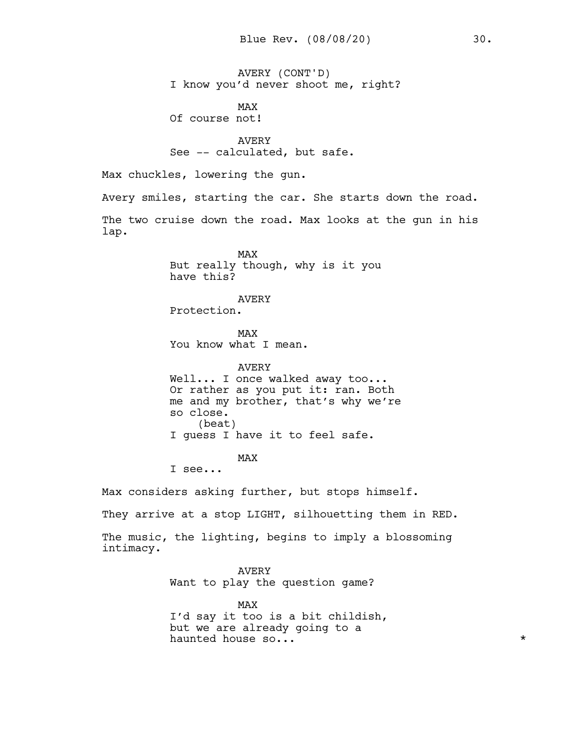AVERY (CONT'D)
I know you'd never shoot me, right?

MAX
Of course not!

AVERY
See -- calculated, but safe.

Max chuckles, lowering the gun.

Avery smiles, starting the car. She starts down the road.

The two cruise down the road. Max looks at the gun in his lap.

MAX
But really though, why is it you have this?

AVERY
Protection.

MAX
You know what I mean.

AVERY
Well... I once walked away too... Or rather as you put it: ran. Both me and my brother, that's why we're so close.
(beat)
I guess I have it to feel safe.

MAX
I see...

Max considers asking further, but stops himself.

They arrive at a stop LIGHT, silhouetting them in RED.

The music, the lighting, begins to imply a blossoming intimacy.

AVERY
Want to play the question game?

MAX
I'd say it too is a bit childish, but we are already going to a haunted house so... *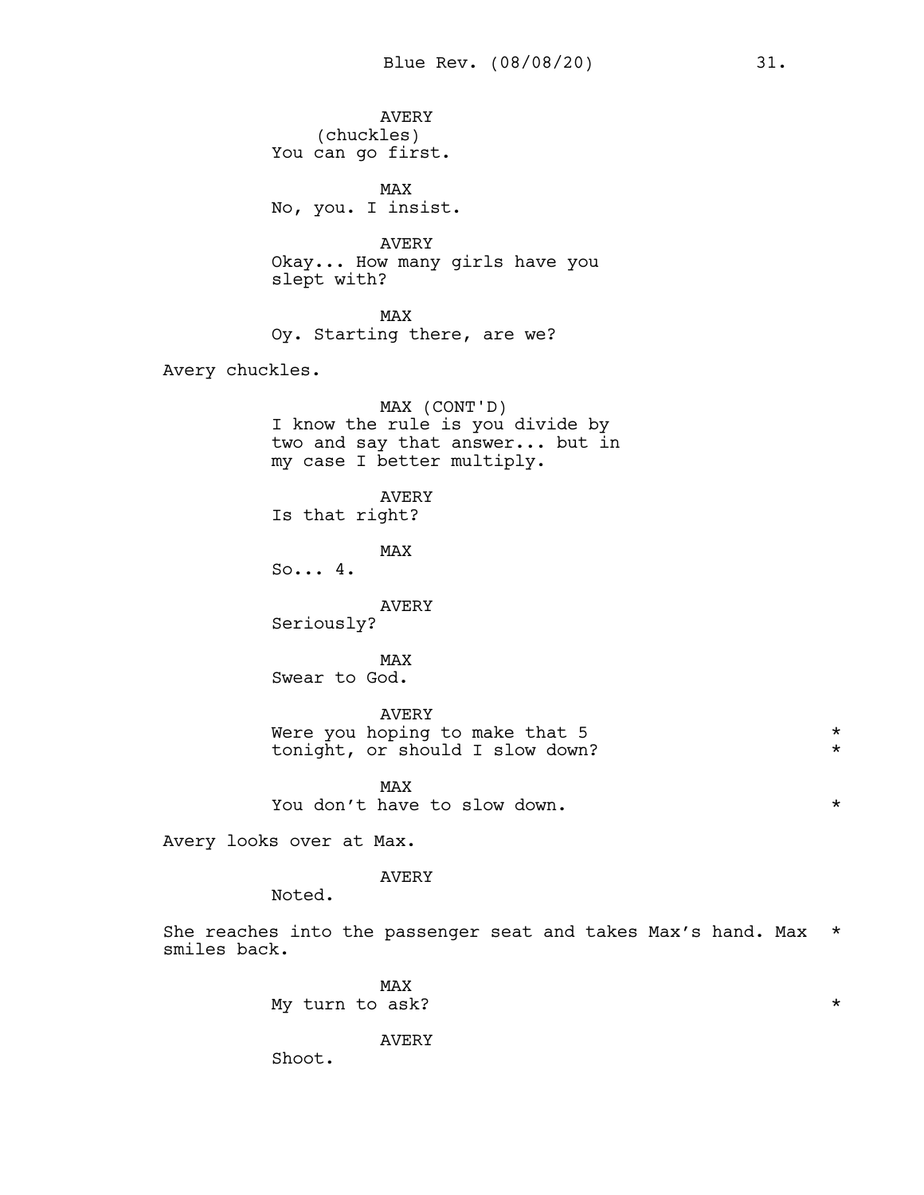AVERY
(chuckles)
You can go first.

MAX
No, you. I insist.

AVERY
Okay... How many girls have you slept with?

MAX
Oy. Starting there, are we?

Avery chuckles.

MAX (CONT'D)
I know the rule is you divide by two and say that answer... but in my case I better multiply.

AVERY
Is that right?

MAX
So... 4.

AVERY
Seriously?

MAX
Swear to God.

AVERY
Were you hoping to make that 5 tonight, or should I slow down? *

MAX
You don't have to slow down. *

Avery looks over at Max.

AVERY
Noted.

She reaches into the passenger seat and takes Max's hand. Max smiles back. *

MAX
My turn to ask? *

AVERY
Shoot.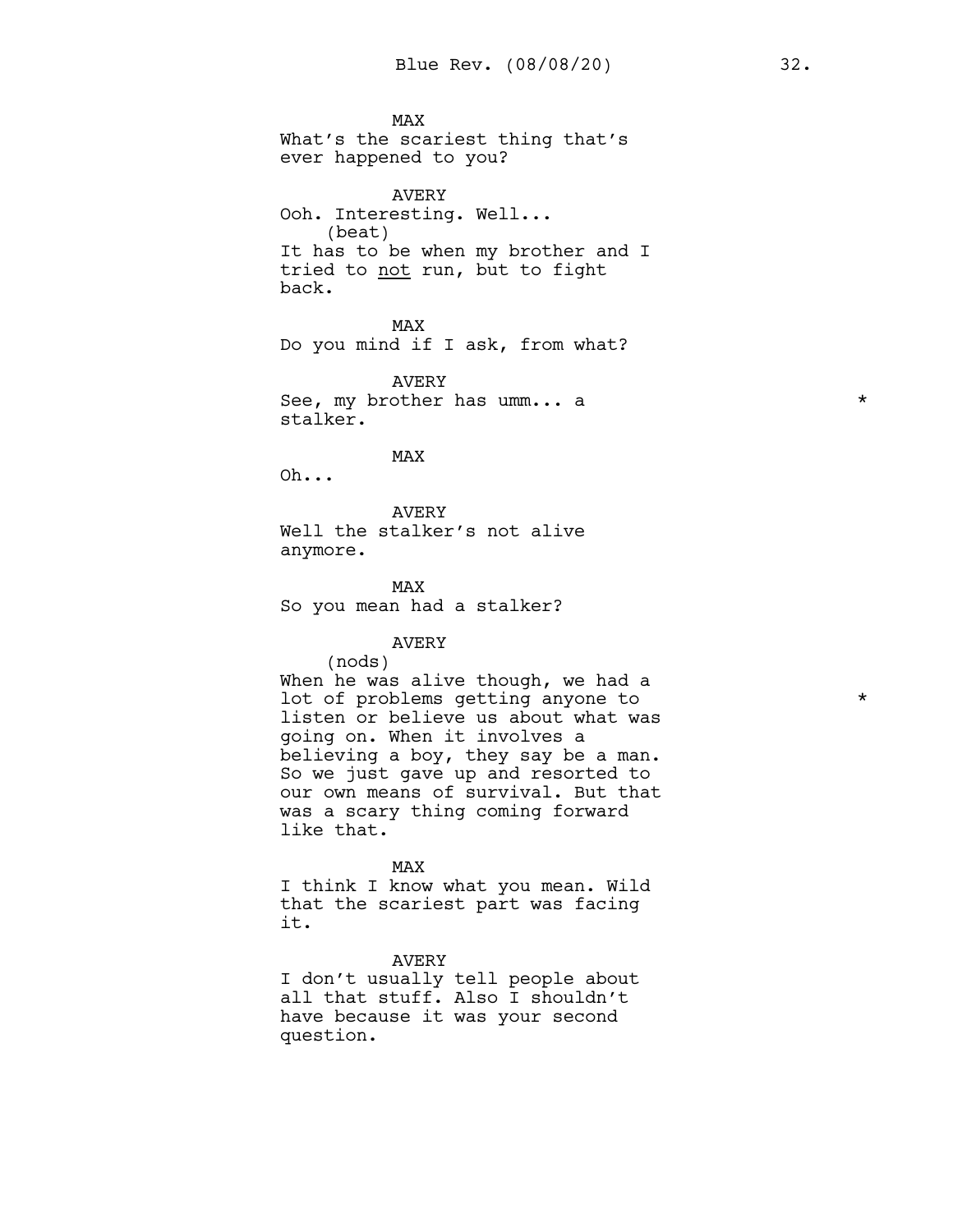MAX
What's the scariest thing that's ever happened to you?

AVERY
Ooh. Interesting. Well...
(beat)
It has to be when my brother and I tried to <u>not</u> run, but to fight back.

MAX
Do you mind if I ask, from what?

AVERY
See, my brother has umm... a stalker. *

MAX
Oh...

AVERY
Well the stalker's not alive anymore.

MAX
So you mean had a stalker?

AVERY
(nods)
When he was alive though, we had a lot of problems getting anyone to listen or believe us about what was going on. When it involves a believing a boy, they say be a man. So we just gave up and resorted to our own means of survival. But that was a scary thing coming forward like that. *

MAX
I think I know what you mean. Wild that the scariest part was facing it.

AVERY
I don't usually tell people about all that stuff. Also I shouldn't have because it was your second question.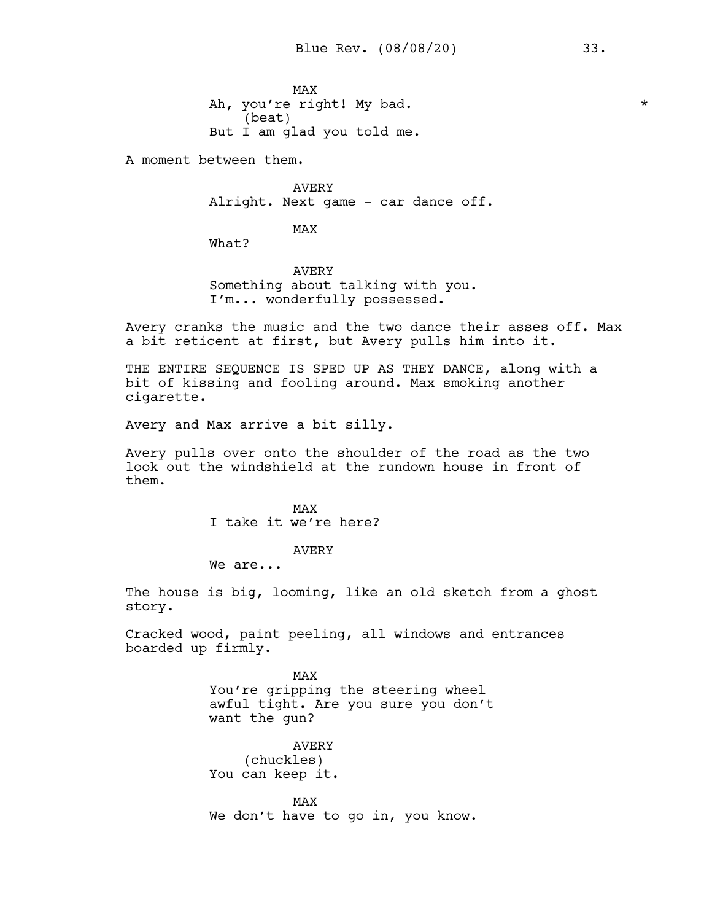MAX
Ah, you're right! My bad. *
(beat)
But I am glad you told me.

A moment between them.

AVERY
Alright. Next game - car dance off.

MAX
What?

AVERY
Something about talking with you.
I'm... wonderfully possessed.

Avery cranks the music and the two dance their asses off. Max a bit reticent at first, but Avery pulls him into it.

THE ENTIRE SEQUENCE IS SPED UP AS THEY DANCE, along with a bit of kissing and fooling around. Max smoking another cigarette.

Avery and Max arrive a bit silly.

Avery pulls over onto the shoulder of the road as the two look out the windshield at the rundown house in front of them.

MAX
I take it we're here?

AVERY
We are...

The house is big, looming, like an old sketch from a ghost story.

Cracked wood, paint peeling, all windows and entrances boarded up firmly.

MAX
You're gripping the steering wheel awful tight. Are you sure you don't want the gun?

AVERY
(chuckles)
You can keep it.

MAX
We don't have to go in, you know.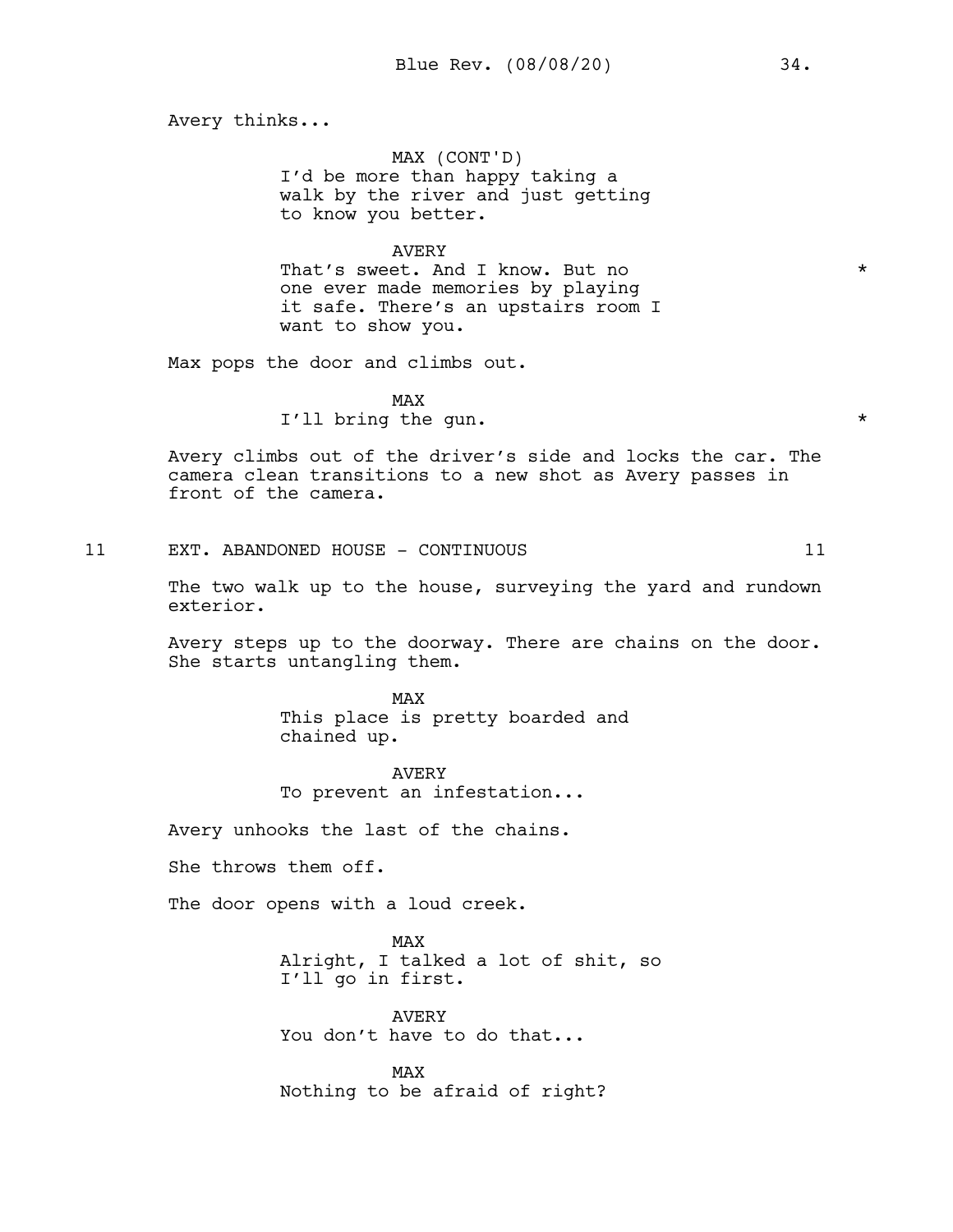Avery thinks...

MAX (CONT'D)
I'd be more than happy taking a walk by the river and just getting to know you better.

AVERY
That's sweet. And I know. But no one ever made memories by playing it safe. There's an upstairs room I want to show you. *

Max pops the door and climbs out.

MAX
I'll bring the gun. *

Avery climbs out of the driver's side and locks the car. The camera clean transitions to a new shot as Avery passes in front of the camera.

11 EXT. ABANDONED HOUSE - CONTINUOUS 11

The two walk up to the house, surveying the yard and rundown exterior.

Avery steps up to the doorway. There are chains on the door. She starts untangling them.

MAX
This place is pretty boarded and chained up.

AVERY
To prevent an infestation...

Avery unhooks the last of the chains.

She throws them off.

The door opens with a loud creek.

MAX
Alright, I talked a lot of shit, so I'll go in first.

AVERY
You don't have to do that...

MAX
Nothing to be afraid of right?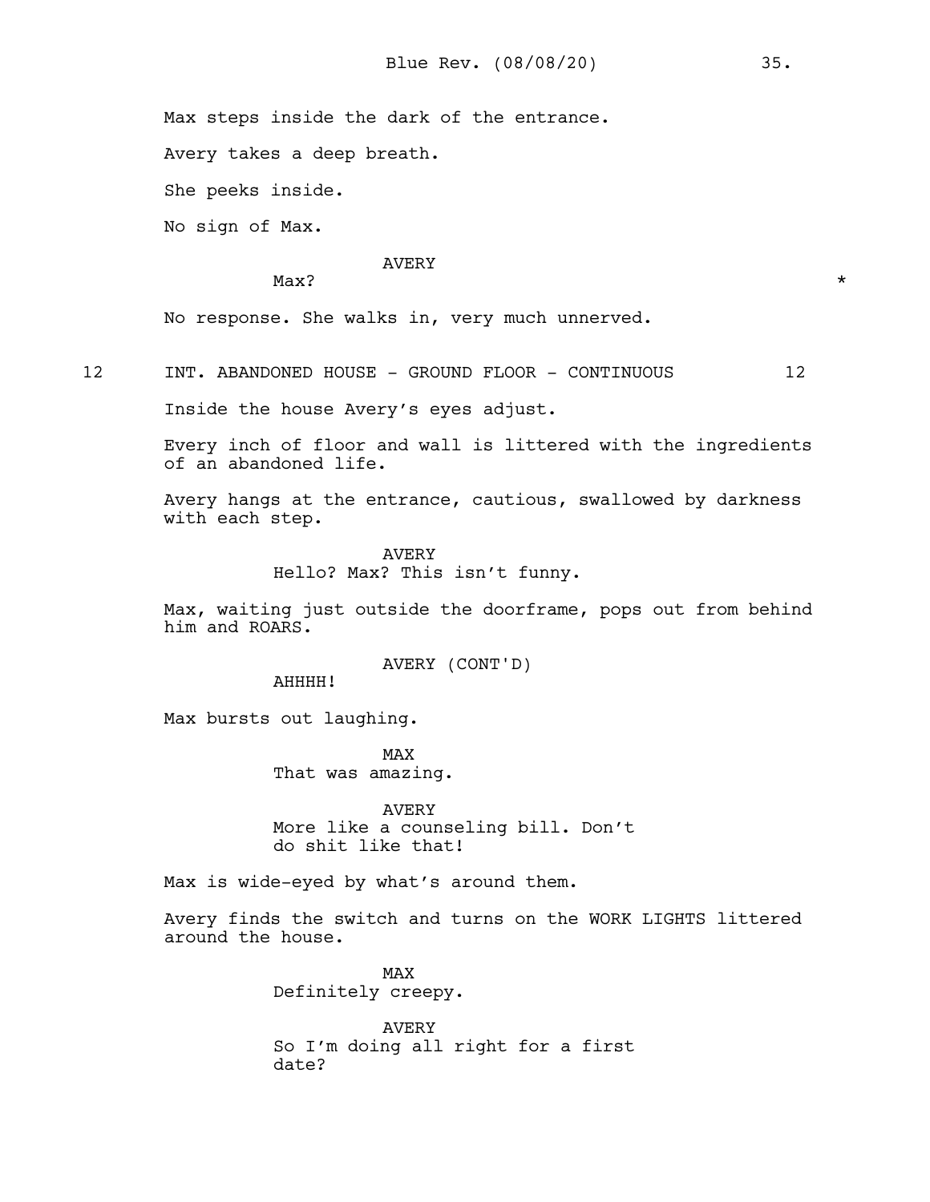Max steps inside the dark of the entrance.

Avery takes a deep breath.

She peeks inside.

No sign of Max.

AVERY
Max? *

No response. She walks in, very much unnerved.

12 INT. ABANDONED HOUSE - GROUND FLOOR - CONTINUOUS 12

Inside the house Avery's eyes adjust.

Every inch of floor and wall is littered with the ingredients of an abandoned life.

Avery hangs at the entrance, cautious, swallowed by darkness with each step.

AVERY
Hello? Max? This isn't funny.

Max, waiting just outside the doorframe, pops out from behind him and ROARS.

AVERY (CONT'D)
AHHHH!

Max bursts out laughing.

MAX
That was amazing.

AVERY
More like a counseling bill. Don't do shit like that!

Max is wide-eyed by what's around them.

Avery finds the switch and turns on the WORK LIGHTS littered around the house.

MAX
Definitely creepy.

AVERY
So I'm doing all right for a first date?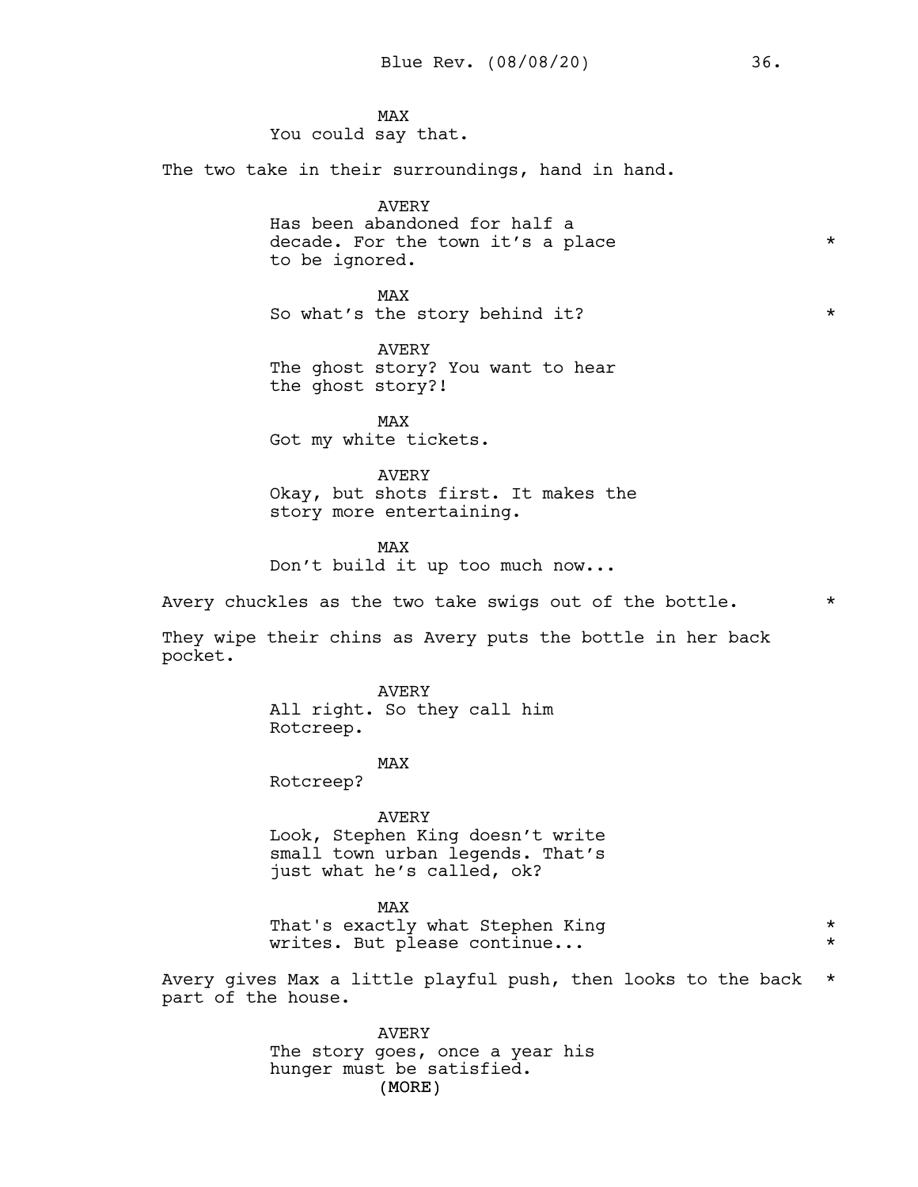MAX
You could say that.

The two take in their surroundings, hand in hand.

AVERY
Has been abandoned for half a decade. For the town it's a place to be ignored. *

MAX
So what's the story behind it? *

AVERY
The ghost story? You want to hear the ghost story?!

MAX
Got my white tickets.

AVERY
Okay, but shots first. It makes the story more entertaining.

MAX
Don't build it up too much now...

Avery chuckles as the two take swigs out of the bottle. *

They wipe their chins as Avery puts the bottle in her back pocket.

AVERY
All right. So they call him Rotcreep.

MAX
Rotcreep?

AVERY
Look, Stephen King doesn't write small town urban legends. That's just what he's called, ok?

MAX
That's exactly what Stephen King writes. But please continue... *

Avery gives Max a little playful push, then looks to the back part of the house. *

AVERY
The story goes, once a year his hunger must be satisfied.
(MORE)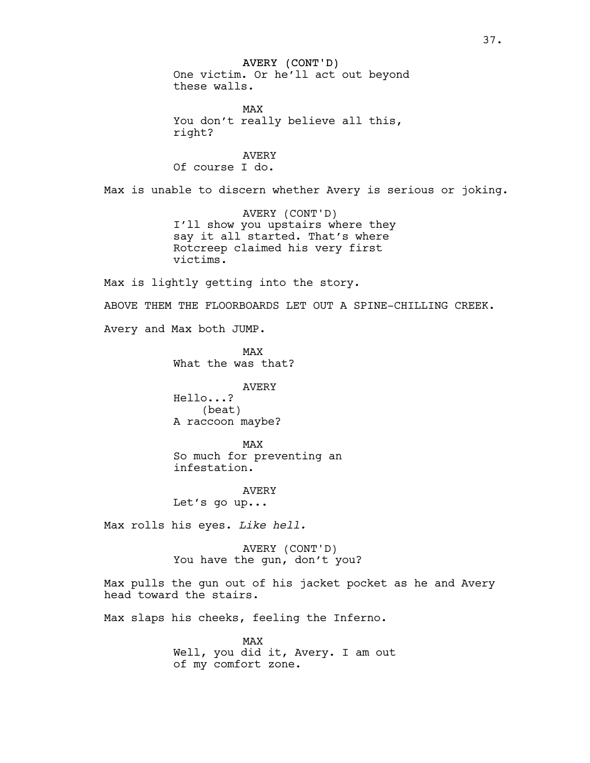AVERY (CONT'D)
One victim. Or he'll act out beyond these walls.

MAX
You don't really believe all this, right?

AVERY
Of course I do.

Max is unable to discern whether Avery is serious or joking.

AVERY (CONT'D)
I'll show you upstairs where they say it all started. That's where Rotcreep claimed his very first victims.

Max is lightly getting into the story.

ABOVE THEM THE FLOORBOARDS LET OUT A SPINE-CHILLING CREEK.

Avery and Max both JUMP.

MAX
What the was that?

AVERY
Hello...?
(beat)
A raccoon maybe?

MAX
So much for preventing an infestation.

AVERY
Let's go up...

Max rolls his eyes. *Like hell.*

AVERY (CONT'D)
You have the gun, don't you?

Max pulls the gun out of his jacket pocket as he and Avery head toward the stairs.

Max slaps his cheeks, feeling the Inferno.

MAX
Well, you did it, Avery. I am out of my comfort zone.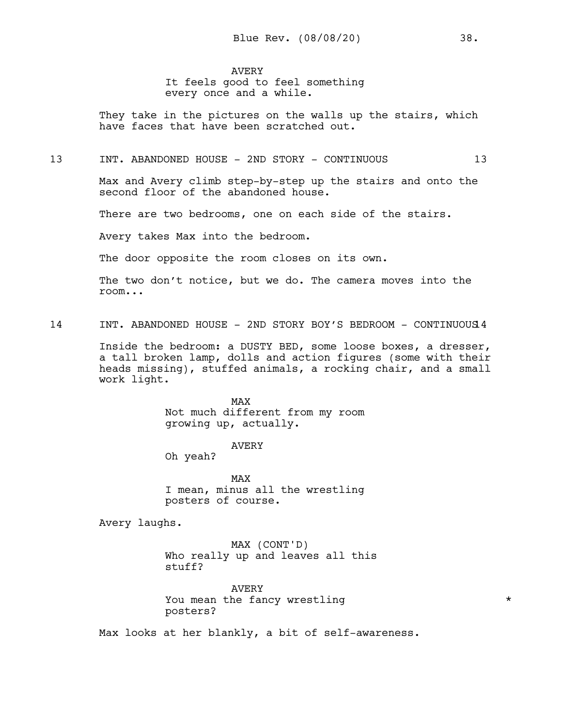AVERY
It feels good to feel something every once and a while.

They take in the pictures on the walls up the stairs, which have faces that have been scratched out.

13 INT. ABANDONED HOUSE - 2ND STORY - CONTINUOUS 13

Max and Avery climb step-by-step up the stairs and onto the second floor of the abandoned house.

There are two bedrooms, one on each side of the stairs.

Avery takes Max into the bedroom.

The door opposite the room closes on its own.

The two don't notice, but we do. The camera moves into the room...

14 INT. ABANDONED HOUSE - 2ND STORY BOY'S BEDROOM - CONTINUOUS 14

Inside the bedroom: a DUSTY BED, some loose boxes, a dresser, a tall broken lamp, dolls and action figures (some with their heads missing), stuffed animals, a rocking chair, and a small work light.

MAX
Not much different from my room growing up, actually.

AVERY
Oh yeah?

MAX
I mean, minus all the wrestling posters of course.

Avery laughs.

MAX (CONT'D)
Who really up and leaves all this stuff?

AVERY
You mean the fancy wrestling posters? *

Max looks at her blankly, a bit of self-awareness.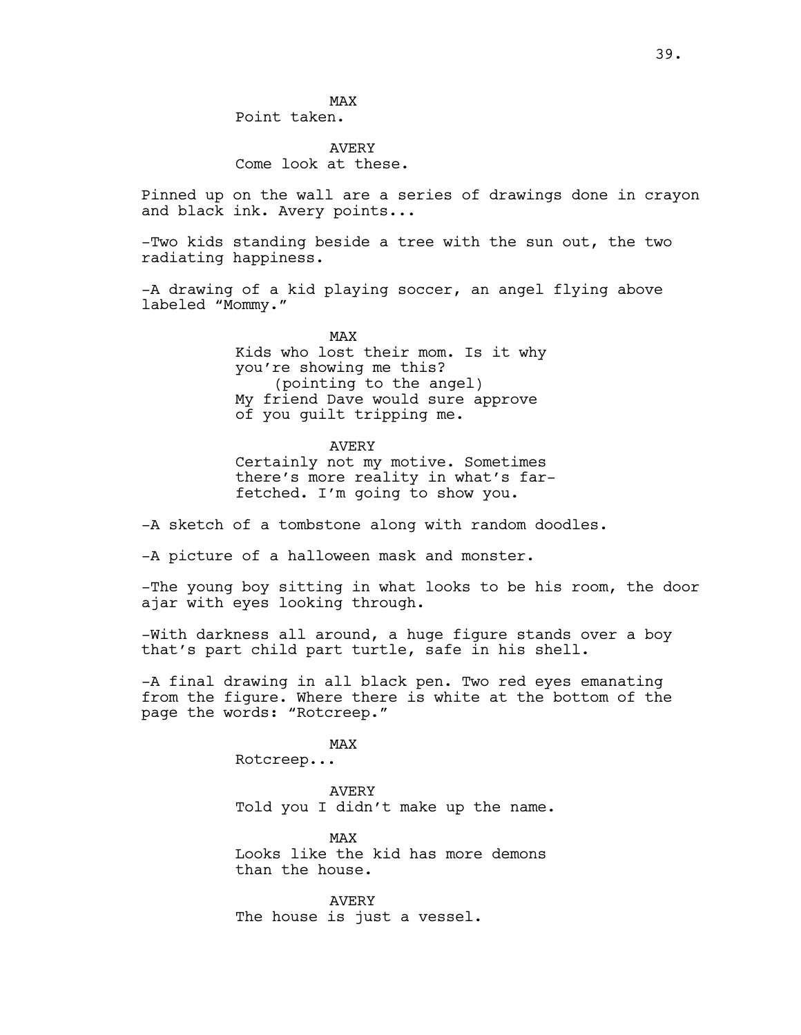MAX
Point taken.

AVERY
Come look at these.

Pinned up on the wall are a series of drawings done in crayon and black ink. Avery points...

-Two kids standing beside a tree with the sun out, the two radiating happiness.

-A drawing of a kid playing soccer, an angel flying above labeled "Mommy."

MAX
Kids who lost their mom. Is it why you're showing me this?
(pointing to the angel)
My friend Dave would sure approve of you guilt tripping me.

AVERY
Certainly not my motive. Sometimes there's more reality in what's far-fetched. I'm going to show you.

-A sketch of a tombstone along with random doodles.

-A picture of a halloween mask and monster.

-The young boy sitting in what looks to be his room, the door ajar with eyes looking through.

-With darkness all around, a huge figure stands over a boy that's part child part turtle, safe in his shell.

-A final drawing in all black pen. Two red eyes emanating from the figure. Where there is white at the bottom of the page the words: "Rotcreep."

MAX
Rotcreep...

AVERY
Told you I didn't make up the name.

MAX
Looks like the kid has more demons than the house.

AVERY
The house is just a vessel.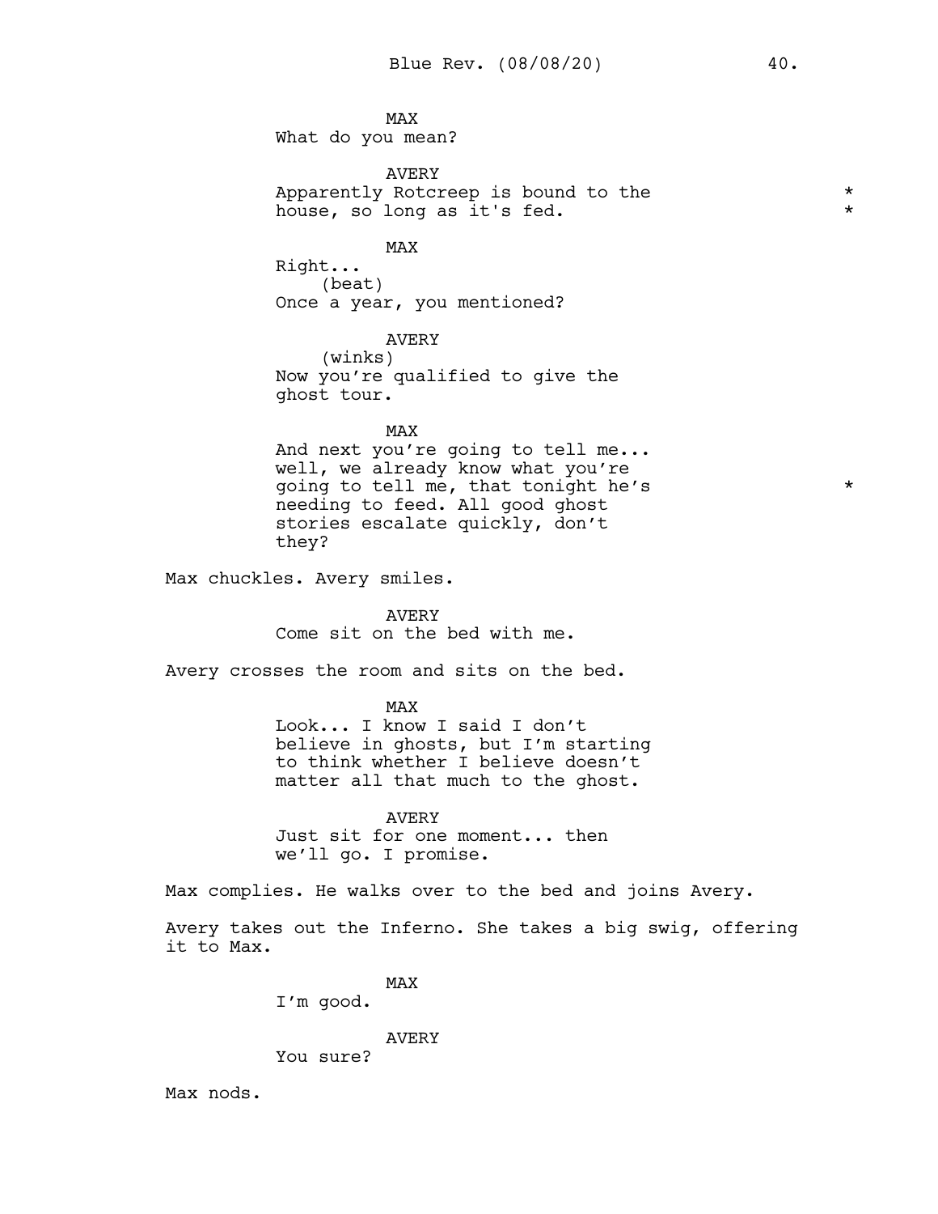MAX
What do you mean?

AVERY
Apparently Rotcreep is bound to the house, so long as it's fed. *

MAX
Right...
(beat)
Once a year, you mentioned?

AVERY
(winks)
Now you're qualified to give the ghost tour.

MAX
And next you're going to tell me... well, we already know what you're going to tell me, that tonight he's needing to feed. All good ghost stories escalate quickly, don't they? *

Max chuckles. Avery smiles.

AVERY
Come sit on the bed with me.

Avery crosses the room and sits on the bed.

MAX
Look... I know I said I don't believe in ghosts, but I'm starting to think whether I believe doesn't matter all that much to the ghost.

AVERY
Just sit for one moment... then we'll go. I promise.

Max complies. He walks over to the bed and joins Avery.

Avery takes out the Inferno. She takes a big swig, offering it to Max.

MAX
I'm good.

AVERY
You sure?

Max nods.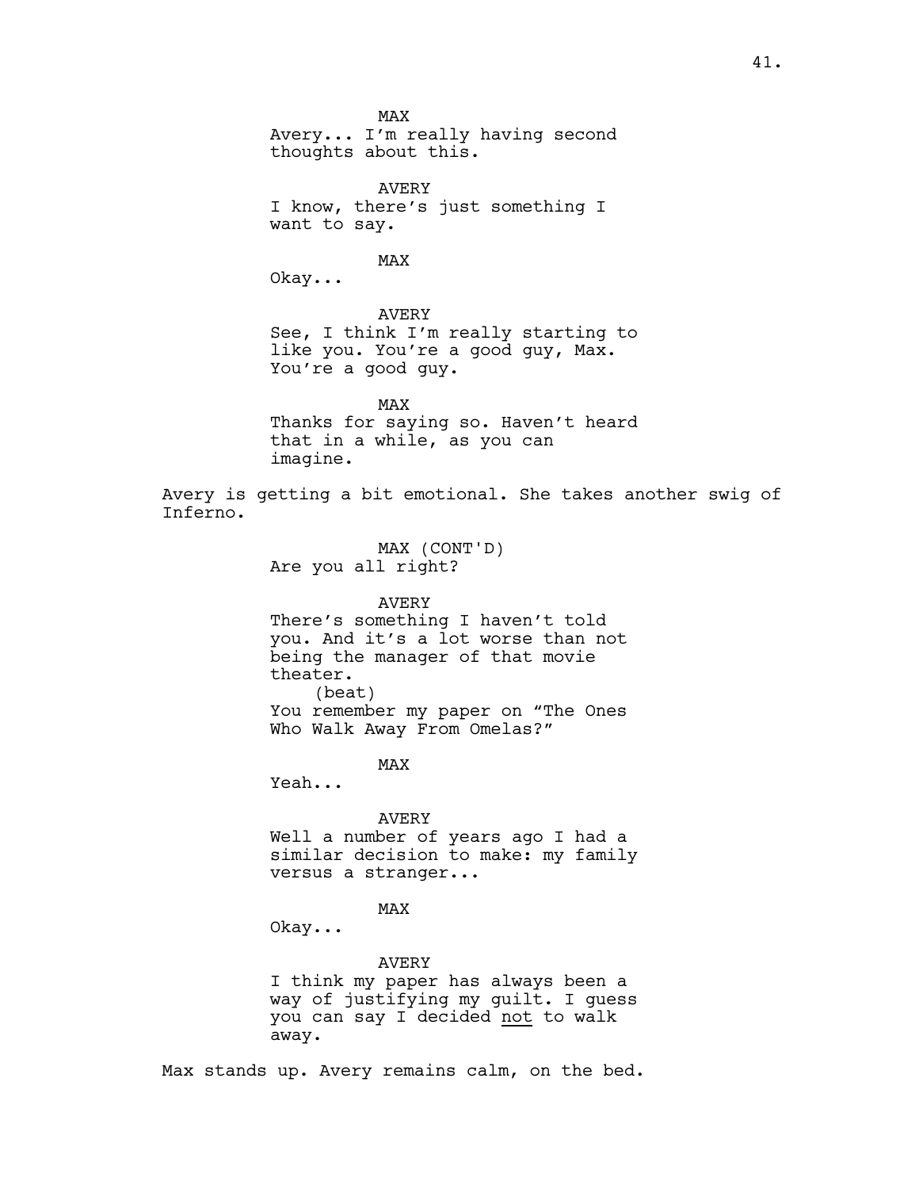MAX
Avery... I'm really having second thoughts about this.

AVERY
I know, there's just something I want to say.

MAX
Okay...

AVERY
See, I think I'm really starting to like you. You're a good guy, Max. You're a good guy.

MAX
Thanks for saying so. Haven't heard that in a while, as you can imagine.

Avery is getting a bit emotional. She takes another swig of Inferno.

MAX (CONT'D)
Are you all right?

AVERY
There's something I haven't told you. And it's a lot worse than not being the manager of that movie theater.
(beat)
You remember my paper on "The Ones Who Walk Away From Omelas?"

MAX
Yeah...

AVERY
Well a number of years ago I had a similar decision to make: my family versus a stranger...

MAX
Okay...

AVERY
I think my paper has always been a way of justifying my guilt. I guess you can say I decided <u>not</u> to walk away.

Max stands up. Avery remains calm, on the bed.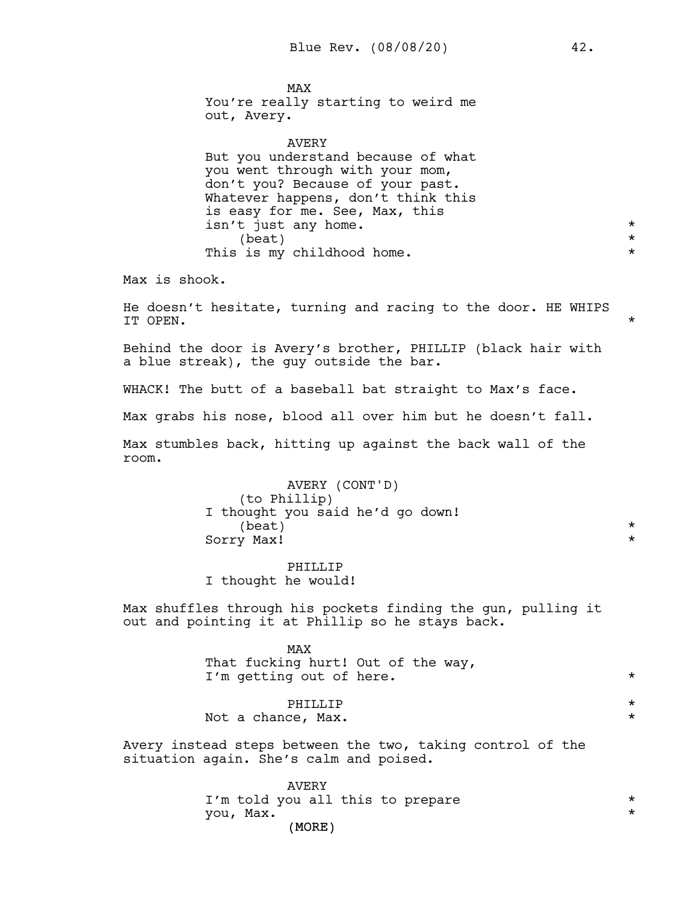MAX
You're really starting to weird me out, Avery.

AVERY
But you understand because of what you went through with your mom, don't you? Because of your past. Whatever happens, don't think this is easy for me. See, Max, this isn't just any home. *
(beat) *
This is my childhood home. *

Max is shook.

He doesn't hesitate, turning and racing to the door. HE WHIPS IT OPEN. *

Behind the door is Avery's brother, PHILLIP (black hair with a blue streak), the guy outside the bar.

WHACK! The butt of a baseball bat straight to Max's face.

Max grabs his nose, blood all over him but he doesn't fall.

Max stumbles back, hitting up against the back wall of the room.

AVERY (CONT'D)
(to Phillip)
I thought you said he'd go down!
(beat) *
Sorry Max! *

PHILLIP
I thought he would!

Max shuffles through his pockets finding the gun, pulling it out and pointing it at Phillip so he stays back.

MAX
That fucking hurt! Out of the way, I'm getting out of here. *

PHILLIP *
Not a chance, Max. *

Avery instead steps between the two, taking control of the situation again. She's calm and poised.

AVERY
I'm told you all this to prepare you, Max. *
(MORE)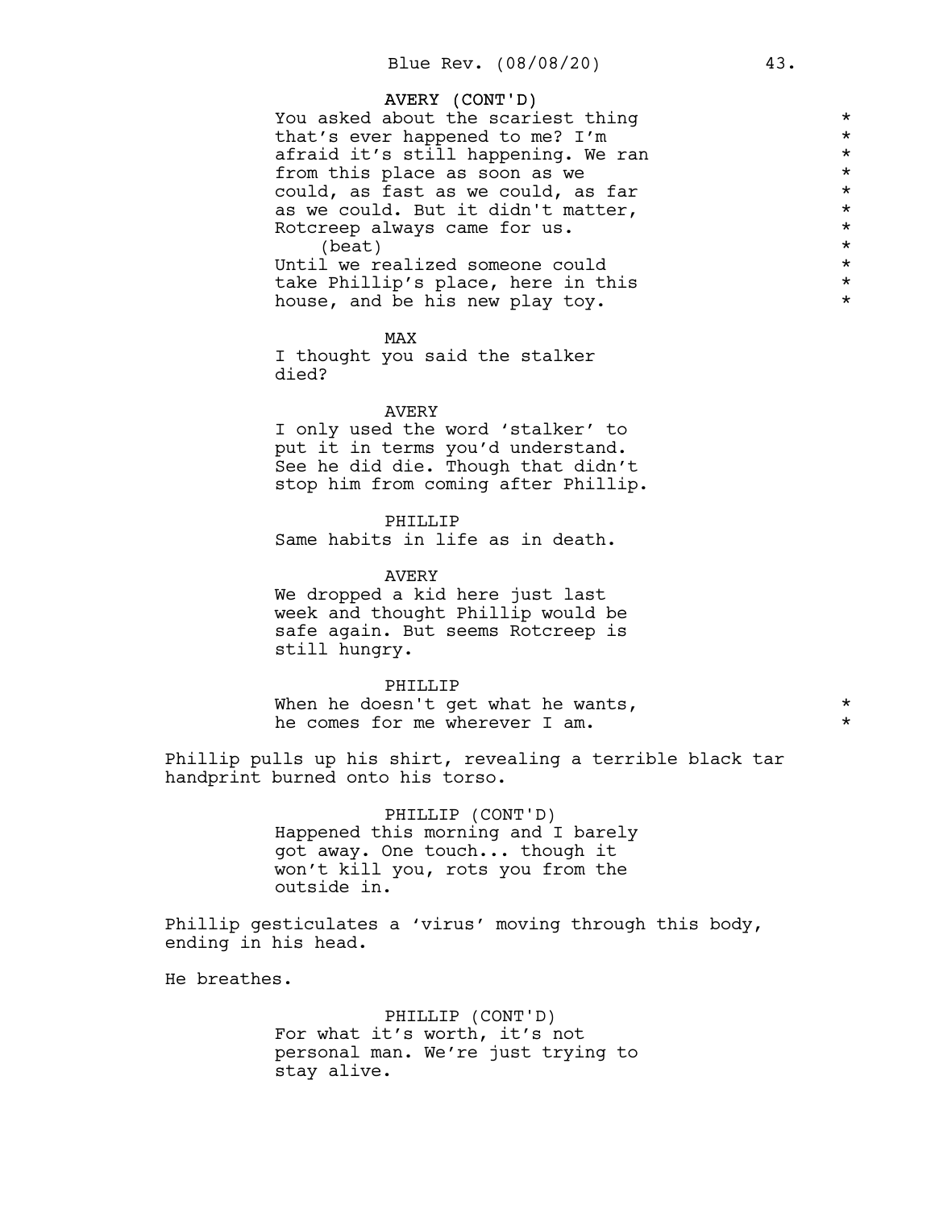AVERY (CONT'D)
You asked about the scariest thing that's ever happened to me? I'm afraid it's still happening. We ran from this place as soon as we could, as fast as we could, as far as we could. But it didn't matter, Rotcreep always came for us.
(beat)
Until we realized someone could take Phillip's place, here in this house, and be his new play toy.

MAX
I thought you said the stalker died?

AVERY
I only used the word 'stalker' to put it in terms you'd understand. See he did die. Though that didn't stop him from coming after Phillip.

PHILLIP
Same habits in life as in death.

AVERY
We dropped a kid here just last week and thought Phillip would be safe again. But seems Rotcreep is still hungry.

PHILLIP
When he doesn't get what he wants, he comes for me wherever I am.

Phillip pulls up his shirt, revealing a terrible black tar handprint burned onto his torso.

PHILLIP (CONT'D)
Happened this morning and I barely got away. One touch... though it won't kill you, rots you from the outside in.

Phillip gesticulates a 'virus' moving through this body, ending in his head.

He breathes.

PHILLIP (CONT'D)
For what it's worth, it's not personal man. We're just trying to stay alive.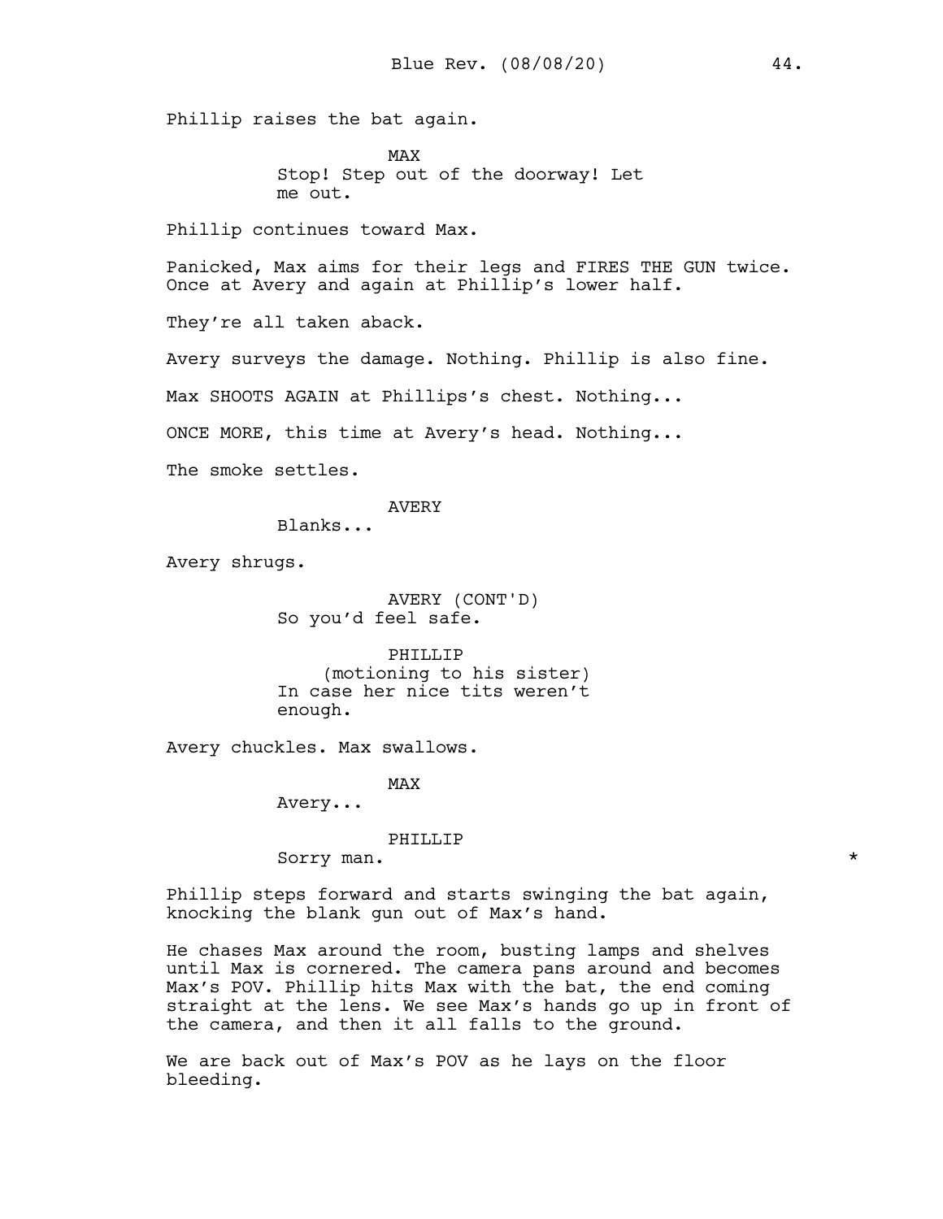Phillip raises the bat again.

MAX
Stop! Step out of the doorway! Let me out.

Phillip continues toward Max.

Panicked, Max aims for their legs and FIRES THE GUN twice. Once at Avery and again at Phillip's lower half.

They're all taken aback.

Avery surveys the damage. Nothing. Phillip is also fine.

Max SHOOTS AGAIN at Phillips's chest. Nothing...

ONCE MORE, this time at Avery's head. Nothing...

The smoke settles.

AVERY
Blanks...

Avery shrugs.

AVERY (CONT'D)
So you'd feel safe.

PHILLIP
(motioning to his sister)
In case her nice tits weren't enough.

Avery chuckles. Max swallows.

MAX
Avery...

PHILLIP
Sorry man. *

Phillip steps forward and starts swinging the bat again, knocking the blank gun out of Max's hand.

He chases Max around the room, busting lamps and shelves until Max is cornered. The camera pans around and becomes Max's POV. Phillip hits Max with the bat, the end coming straight at the lens. We see Max's hands go up in front of the camera, and then it all falls to the ground.

We are back out of Max's POV as he lays on the floor bleeding.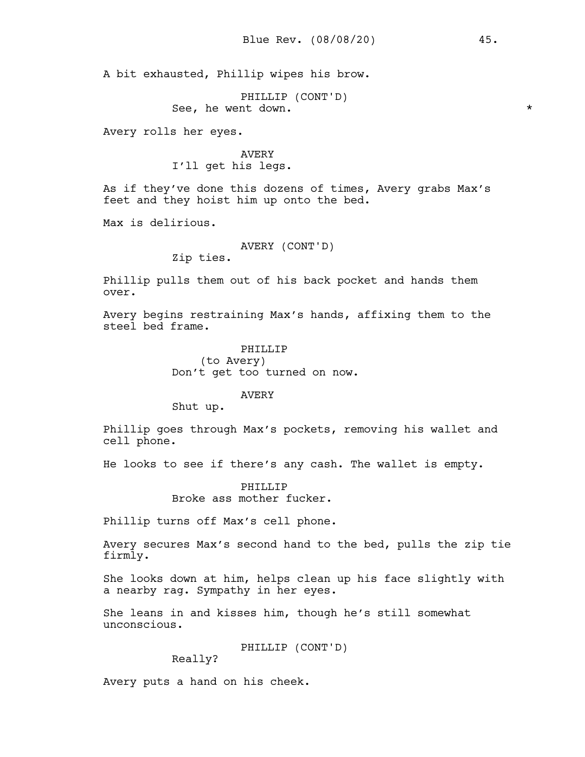A bit exhausted, Phillip wipes his brow.

PHILLIP (CONT'D)
See, he went down. *

Avery rolls her eyes.

AVERY
I'll get his legs.

As if they've done this dozens of times, Avery grabs Max's feet and they hoist him up onto the bed.

Max is delirious.

AVERY (CONT'D)
Zip ties.

Phillip pulls them out of his back pocket and hands them over.

Avery begins restraining Max's hands, affixing them to the steel bed frame.

PHILLIP
(to Avery)
Don't get too turned on now.

AVERY
Shut up.

Phillip goes through Max's pockets, removing his wallet and cell phone.

He looks to see if there's any cash. The wallet is empty.

PHILLIP
Broke ass mother fucker.

Phillip turns off Max's cell phone.

Avery secures Max's second hand to the bed, pulls the zip tie firmly.

She looks down at him, helps clean up his face slightly with a nearby rag. Sympathy in her eyes.

She leans in and kisses him, though he's still somewhat unconscious.

PHILLIP (CONT'D)
Really?

Avery puts a hand on his cheek.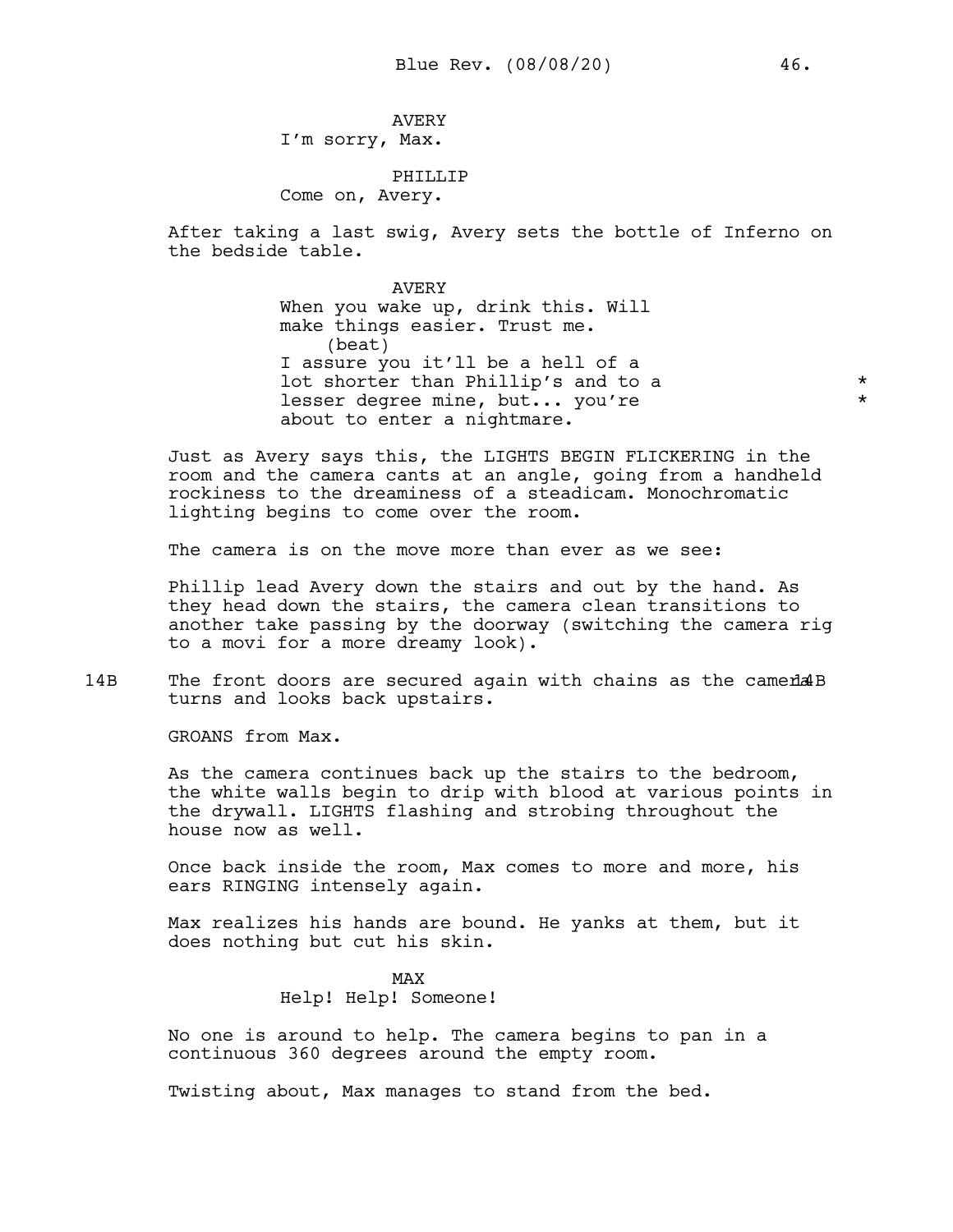AVERY
I'm sorry, Max.

PHILLIP
Come on, Avery.

After taking a last swig, Avery sets the bottle of Inferno on the bedside table.

AVERY
When you wake up, drink this. Will make things easier. Trust me.
(beat)
I assure you it'll be a hell of a lot shorter than Phillip's and to a lesser degree mine, but... you're about to enter a nightmare. *

Just as Avery says this, the LIGHTS BEGIN FLICKERING in the room and the camera cants at an angle, going from a handheld rockiness to the dreaminess of a steadicam. Monochromatic lighting begins to come over the room.

The camera is on the move more than ever as we see:

Phillip lead Avery down the stairs and out by the hand. As they head down the stairs, the camera clean transitions to another take passing by the doorway (switching the camera rig to a movi for a more dreamy look).

14B The front doors are secured again with chains as the camera turns and looks back upstairs. 14B

GROANS from Max.

As the camera continues back up the stairs to the bedroom, the white walls begin to drip with blood at various points in the drywall. LIGHTS flashing and strobing throughout the house now as well.

Once back inside the room, Max comes to more and more, his ears RINGING intensely again.

Max realizes his hands are bound. He yanks at them, but it does nothing but cut his skin.

MAX
Help! Help! Someone!

No one is around to help. The camera begins to pan in a continuous 360 degrees around the empty room.

Twisting about, Max manages to stand from the bed.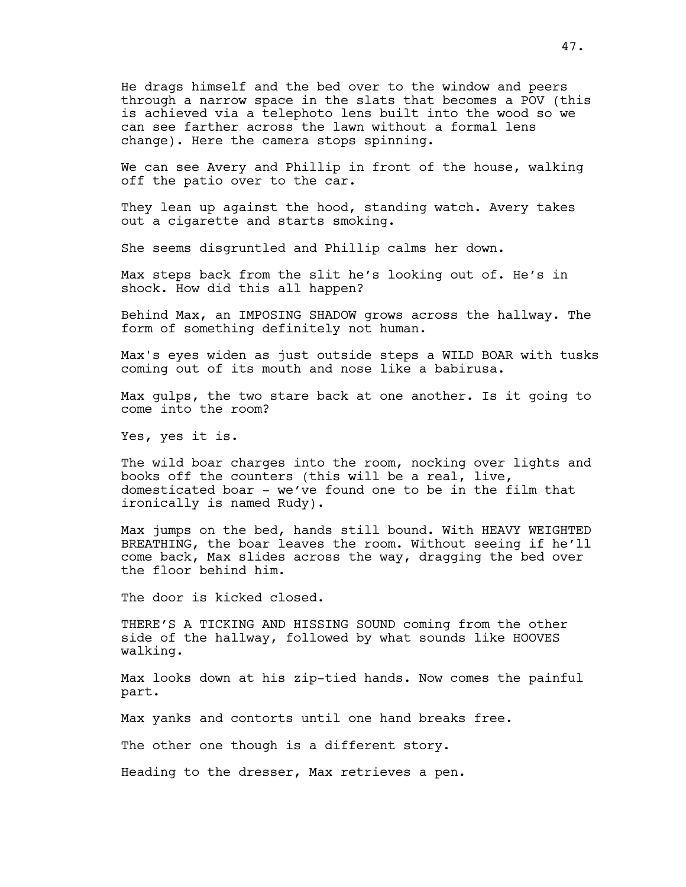He drags himself and the bed over to the window and peers through a narrow space in the slats that becomes a POV (this is achieved via a telephoto lens built into the wood so we can see farther across the lawn without a formal lens change). Here the camera stops spinning.

We can see Avery and Phillip in front of the house, walking off the patio over to the car.

They lean up against the hood, standing watch. Avery takes out a cigarette and starts smoking.

She seems disgruntled and Phillip calms her down.

Max steps back from the slit he's looking out of. He's in shock. How did this all happen?

Behind Max, an IMPOSING SHADOW grows across the hallway. The form of something definitely not human.

Max's eyes widen as just outside steps a WILD BOAR with tusks coming out of its mouth and nose like a babirusa.

Max gulps, the two stare back at one another. Is it going to come into the room?

Yes, yes it is.

The wild boar charges into the room, nocking over lights and books off the counters (this will be a real, live, domesticated boar - we've found one to be in the film that ironically is named Rudy).

Max jumps on the bed, hands still bound. With HEAVY WEIGHTED BREATHING, the boar leaves the room. Without seeing if he'll come back, Max slides across the way, dragging the bed over the floor behind him.

The door is kicked closed.

THERE'S A TICKING AND HISSING SOUND coming from the other side of the hallway, followed by what sounds like HOOVES walking.

Max looks down at his zip-tied hands. Now comes the painful part.

Max yanks and contorts until one hand breaks free.

The other one though is a different story.

Heading to the dresser, Max retrieves a pen.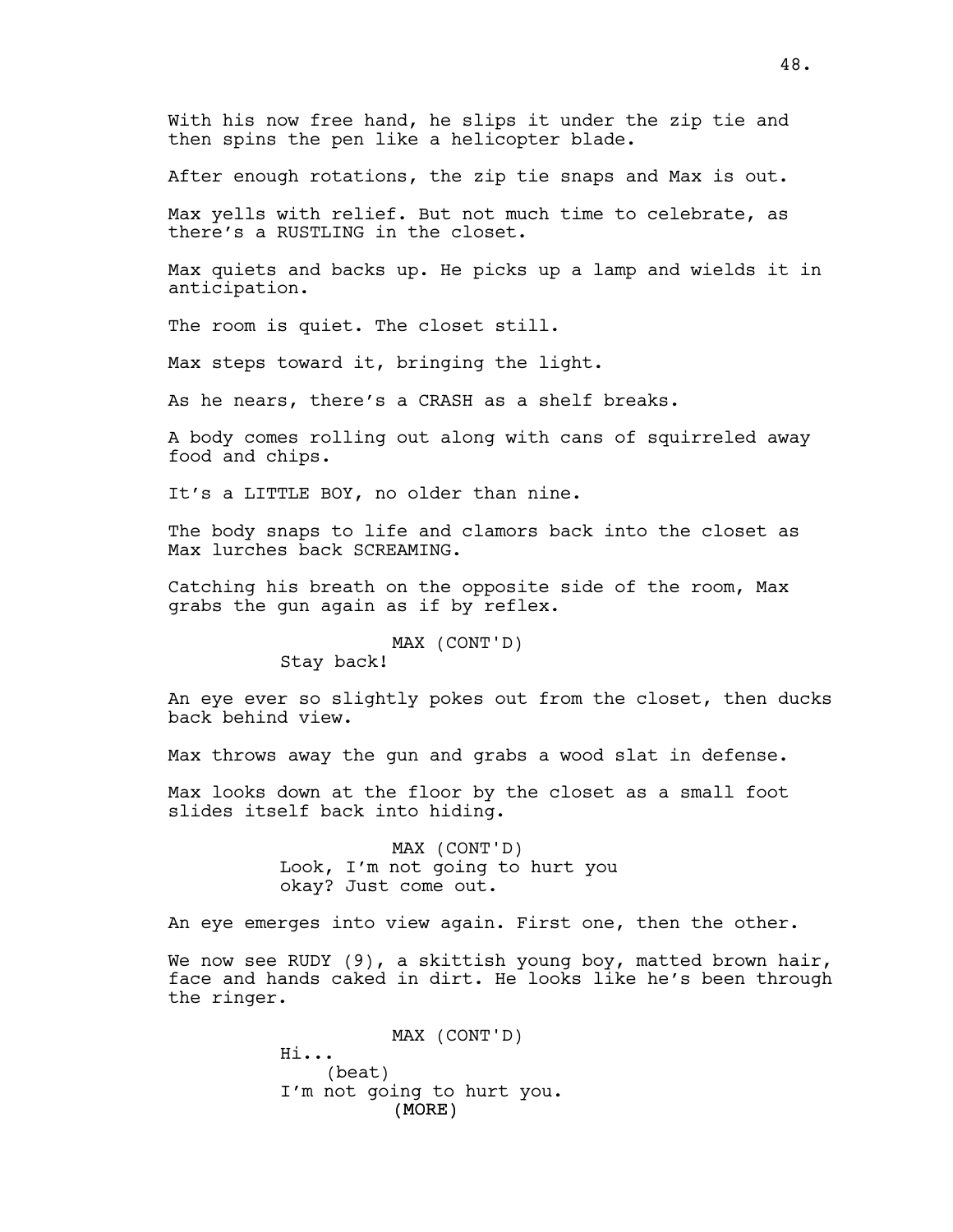With his now free hand, he slips it under the zip tie and then spins the pen like a helicopter blade.

After enough rotations, the zip tie snaps and Max is out.

Max yells with relief. But not much time to celebrate, as there's a RUSTLING in the closet.

Max quiets and backs up. He picks up a lamp and wields it in anticipation.

The room is quiet. The closet still.

Max steps toward it, bringing the light.

As he nears, there's a CRASH as a shelf breaks.

A body comes rolling out along with cans of squirreled away food and chips.

It's a LITTLE BOY, no older than nine.

The body snaps to life and clamors back into the closet as Max lurches back SCREAMING.

Catching his breath on the opposite side of the room, Max grabs the gun again as if by reflex.

MAX (CONT'D)
Stay back!

An eye ever so slightly pokes out from the closet, then ducks back behind view.

Max throws away the gun and grabs a wood slat in defense.

Max looks down at the floor by the closet as a small foot slides itself back into hiding.

MAX (CONT'D)
Look, I'm not going to hurt you okay? Just come out.

An eye emerges into view again. First one, then the other.

We now see RUDY (9), a skittish young boy, matted brown hair, face and hands caked in dirt. He looks like he's been through the ringer.

MAX (CONT'D)
Hi...
(beat)
I'm not going to hurt you.
(MORE)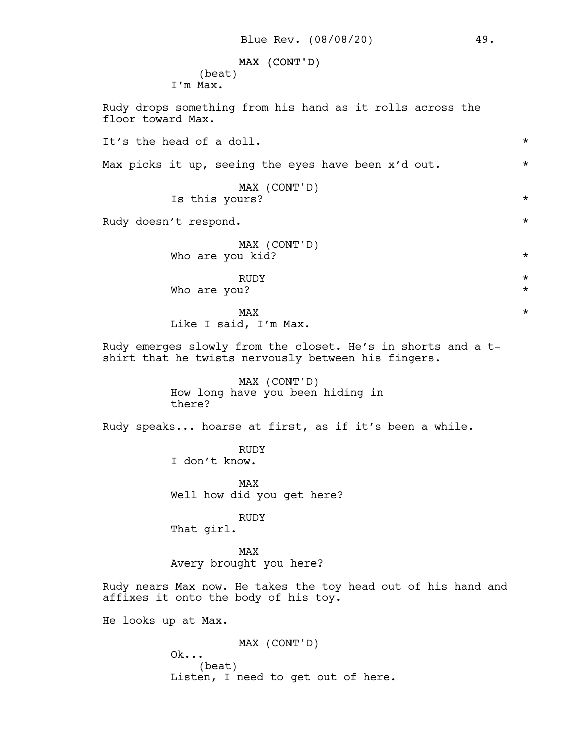MAX (CONT'D)
(beat)
I'm Max.

Rudy drops something from his hand as it rolls across the floor toward Max.

It's the head of a doll. *

Max picks it up, seeing the eyes have been x'd out. *

MAX (CONT'D)
Is this yours? *

Rudy doesn't respond. *

MAX (CONT'D)
Who are you kid? *

RUDY *
Who are you? *

MAX *
Like I said, I'm Max.

Rudy emerges slowly from the closet. He's in shorts and a t-shirt that he twists nervously between his fingers.

MAX (CONT'D)
How long have you been hiding in there?

Rudy speaks... hoarse at first, as if it's been a while.

RUDY
I don't know.

MAX
Well how did you get here?

RUDY
That girl.

MAX
Avery brought you here?

Rudy nears Max now. He takes the toy head out of his hand and affixes it onto the body of his toy.

He looks up at Max.

MAX (CONT'D)
Ok...
(beat)
Listen, I need to get out of here.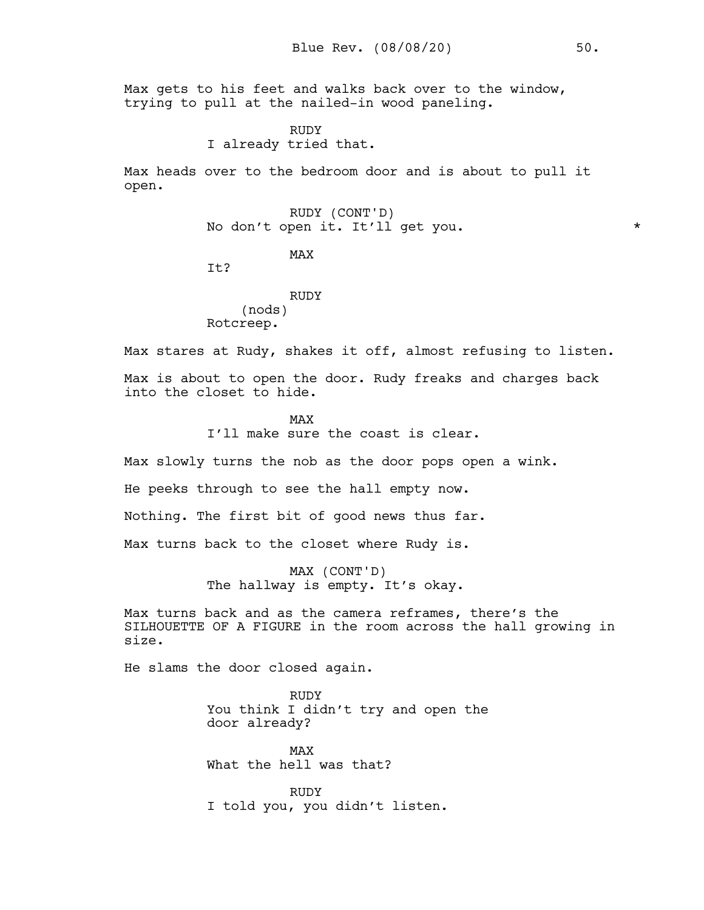Max gets to his feet and walks back over to the window, trying to pull at the nailed-in wood paneling.

RUDY
I already tried that.

Max heads over to the bedroom door and is about to pull it open.

RUDY (CONT'D)
No don't open it. It'll get you. *

MAX
It?

RUDY
(nods)
Rotcreep.

Max stares at Rudy, shakes it off, almost refusing to listen.

Max is about to open the door. Rudy freaks and charges back into the closet to hide.

MAX
I'll make sure the coast is clear.

Max slowly turns the nob as the door pops open a wink.

He peeks through to see the hall empty now.

Nothing. The first bit of good news thus far.

Max turns back to the closet where Rudy is.

MAX (CONT'D)
The hallway is empty. It's okay.

Max turns back and as the camera reframes, there's the SILHOUETTE OF A FIGURE in the room across the hall growing in size.

He slams the door closed again.

RUDY
You think I didn't try and open the door already?

MAX
What the hell was that?

RUDY
I told you, you didn't listen.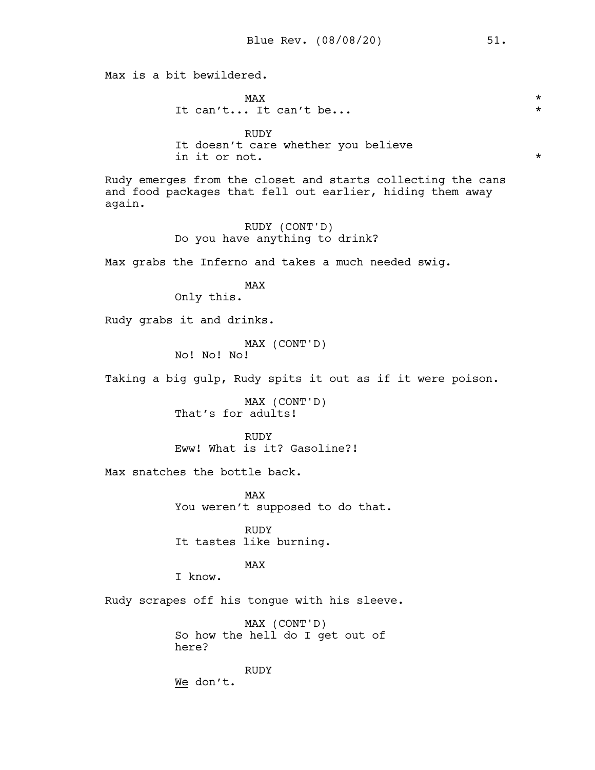Max is a bit bewildered.

MAX *
It can't... It can't be... *

RUDY
It doesn't care whether you believe in it or not. *

Rudy emerges from the closet and starts collecting the cans and food packages that fell out earlier, hiding them away again.

RUDY (CONT'D)
Do you have anything to drink?

Max grabs the Inferno and takes a much needed swig.

MAX
Only this.

Rudy grabs it and drinks.

MAX (CONT'D)
No! No! No!

Taking a big gulp, Rudy spits it out as if it were poison.

MAX (CONT'D)
That's for adults!

RUDY
Eww! What is it? Gasoline?!

Max snatches the bottle back.

MAX
You weren't supposed to do that.

RUDY
It tastes like burning.

MAX
I know.

Rudy scrapes off his tongue with his sleeve.

MAX (CONT'D)
So how the hell do I get out of here?

RUDY
<u>We</u> don't.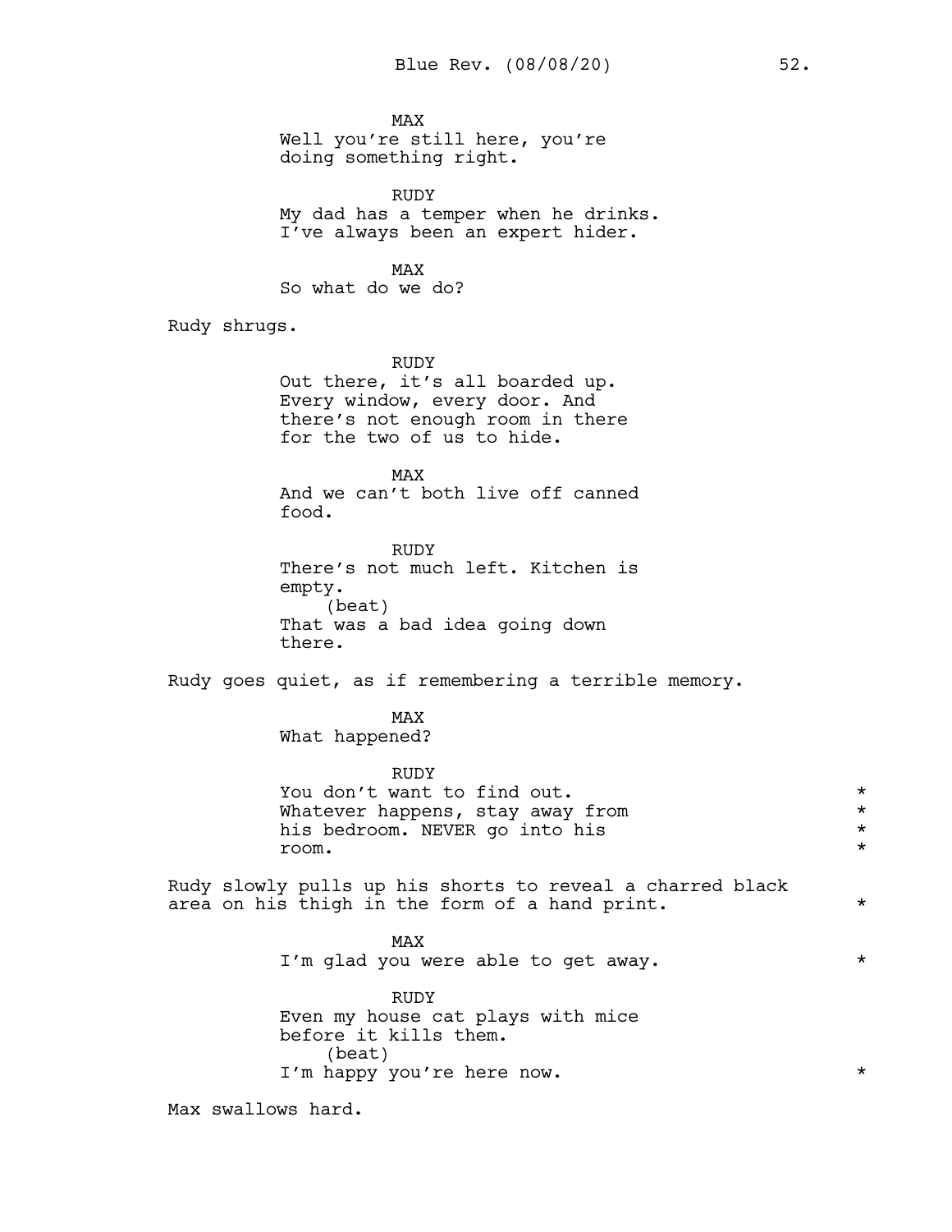MAX
Well you're still here, you're doing something right.

RUDY
My dad has a temper when he drinks. I've always been an expert hider.

MAX
So what do we do?

Rudy shrugs.

RUDY
Out there, it's all boarded up. Every window, every door. And there's not enough room in there for the two of us to hide.

MAX
And we can't both live off canned food.

RUDY
There's not much left. Kitchen is empty.
(beat)
That was a bad idea going down there.

Rudy goes quiet, as if remembering a terrible memory.

MAX
What happened?

RUDY
You don't want to find out. Whatever happens, stay away from his bedroom. NEVER go into his room. *

Rudy slowly pulls up his shorts to reveal a charred black area on his thigh in the form of a hand print. *

MAX
I'm glad you were able to get away. *

RUDY
Even my house cat plays with mice before it kills them.
(beat)
I'm happy you're here now. *

Max swallows hard.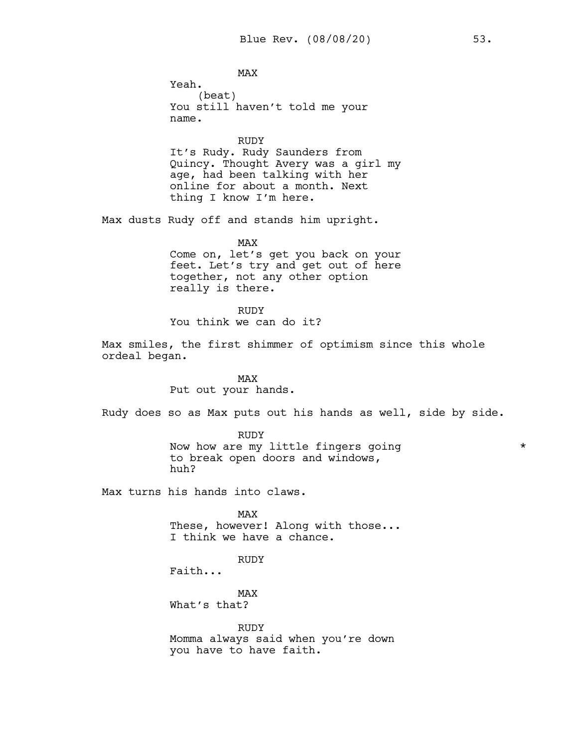MAX
Yeah.
(beat)
You still haven't told me your name.

RUDY
It's Rudy. Rudy Saunders from Quincy. Thought Avery was a girl my age, had been talking with her online for about a month. Next thing I know I'm here.

Max dusts Rudy off and stands him upright.

MAX
Come on, let's get you back on your feet. Let's try and get out of here together, not any other option really is there.

RUDY
You think we can do it?

Max smiles, the first shimmer of optimism since this whole ordeal began.

MAX
Put out your hands.

Rudy does so as Max puts out his hands as well, side by side.

RUDY
Now how are my little fingers going to break open doors and windows, huh? *

Max turns his hands into claws.

MAX
These, however! Along with those... I think we have a chance.

RUDY
Faith...

MAX
What's that?

RUDY
Momma always said when you're down you have to have faith.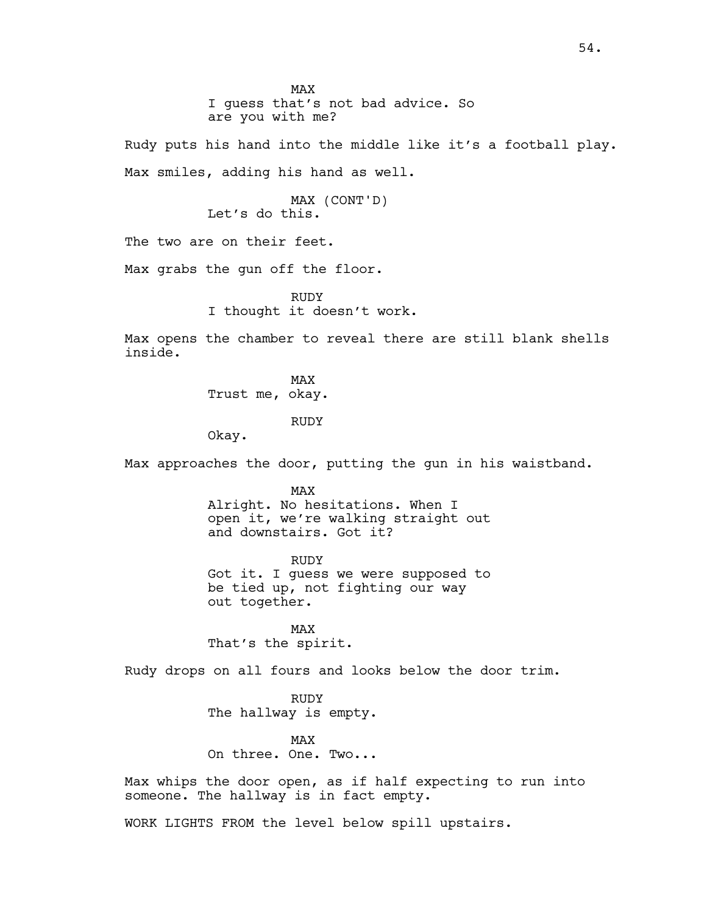MAX
I guess that's not bad advice. So are you with me?

Rudy puts his hand into the middle like it's a football play.

Max smiles, adding his hand as well.

MAX (CONT'D)
Let's do this.

The two are on their feet.

Max grabs the gun off the floor.

RUDY
I thought it doesn't work.

Max opens the chamber to reveal there are still blank shells inside.

MAX
Trust me, okay.

RUDY
Okay.

Max approaches the door, putting the gun in his waistband.

MAX
Alright. No hesitations. When I open it, we're walking straight out and downstairs. Got it?

RUDY
Got it. I guess we were supposed to be tied up, not fighting our way out together.

MAX
That's the spirit.

Rudy drops on all fours and looks below the door trim.

RUDY
The hallway is empty.

MAX
On three. One. Two...

Max whips the door open, as if half expecting to run into someone. The hallway is in fact empty.

WORK LIGHTS FROM the level below spill upstairs.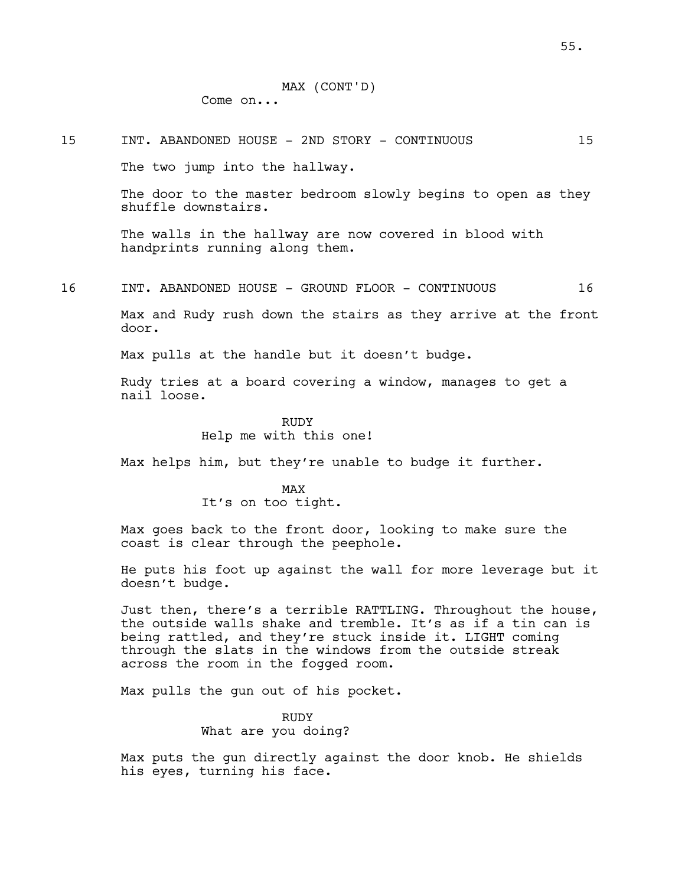MAX (CONT'D)
Come on...

15 INT. ABANDONED HOUSE - 2ND STORY - CONTINUOUS 15

The two jump into the hallway.

The door to the master bedroom slowly begins to open as they shuffle downstairs.

The walls in the hallway are now covered in blood with handprints running along them.

16 INT. ABANDONED HOUSE - GROUND FLOOR - CONTINUOUS 16

Max and Rudy rush down the stairs as they arrive at the front door.

Max pulls at the handle but it doesn't budge.

Rudy tries at a board covering a window, manages to get a nail loose.

RUDY
Help me with this one!

Max helps him, but they're unable to budge it further.

MAX
It's on too tight.

Max goes back to the front door, looking to make sure the coast is clear through the peephole.

He puts his foot up against the wall for more leverage but it doesn't budge.

Just then, there's a terrible RATTLING. Throughout the house, the outside walls shake and tremble. It's as if a tin can is being rattled, and they're stuck inside it. LIGHT coming through the slats in the windows from the outside streak across the room in the fogged room.

Max pulls the gun out of his pocket.

RUDY
What are you doing?

Max puts the gun directly against the door knob. He shields his eyes, turning his face.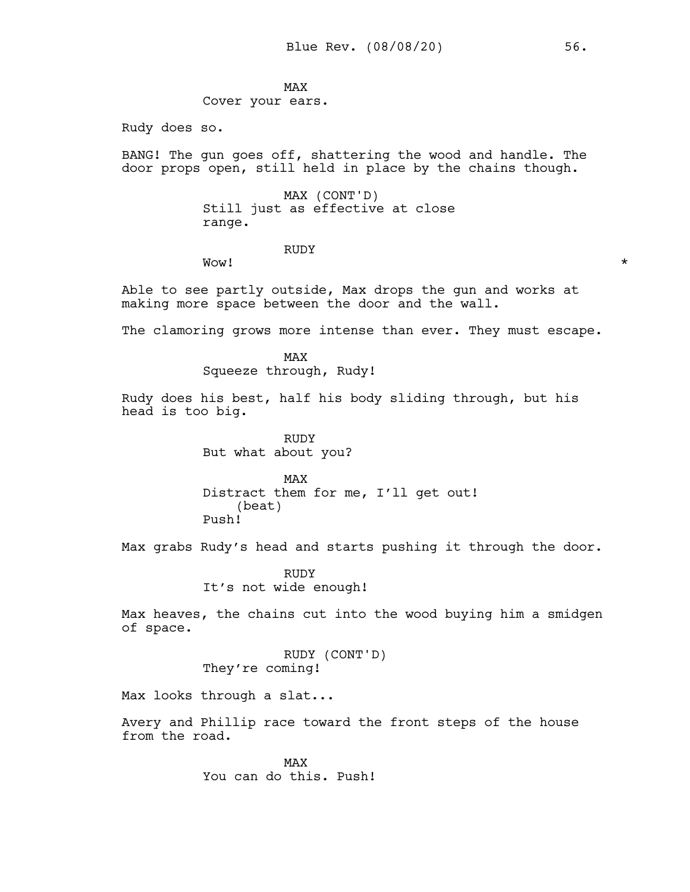MAX
Cover your ears.

Rudy does so.

BANG! The gun goes off, shattering the wood and handle. The door props open, still held in place by the chains though.

MAX (CONT'D)
Still just as effective at close range.

RUDY
Wow! *

Able to see partly outside, Max drops the gun and works at making more space between the door and the wall.

The clamoring grows more intense than ever. They must escape.

MAX
Squeeze through, Rudy!

Rudy does his best, half his body sliding through, but his head is too big.

RUDY
But what about you?

MAX
Distract them for me, I'll get out!
(beat)
Push!

Max grabs Rudy's head and starts pushing it through the door.

RUDY
It's not wide enough!

Max heaves, the chains cut into the wood buying him a smidgen of space.

RUDY (CONT'D)
They're coming!

Max looks through a slat...

Avery and Phillip race toward the front steps of the house from the road.

MAX
You can do this. Push!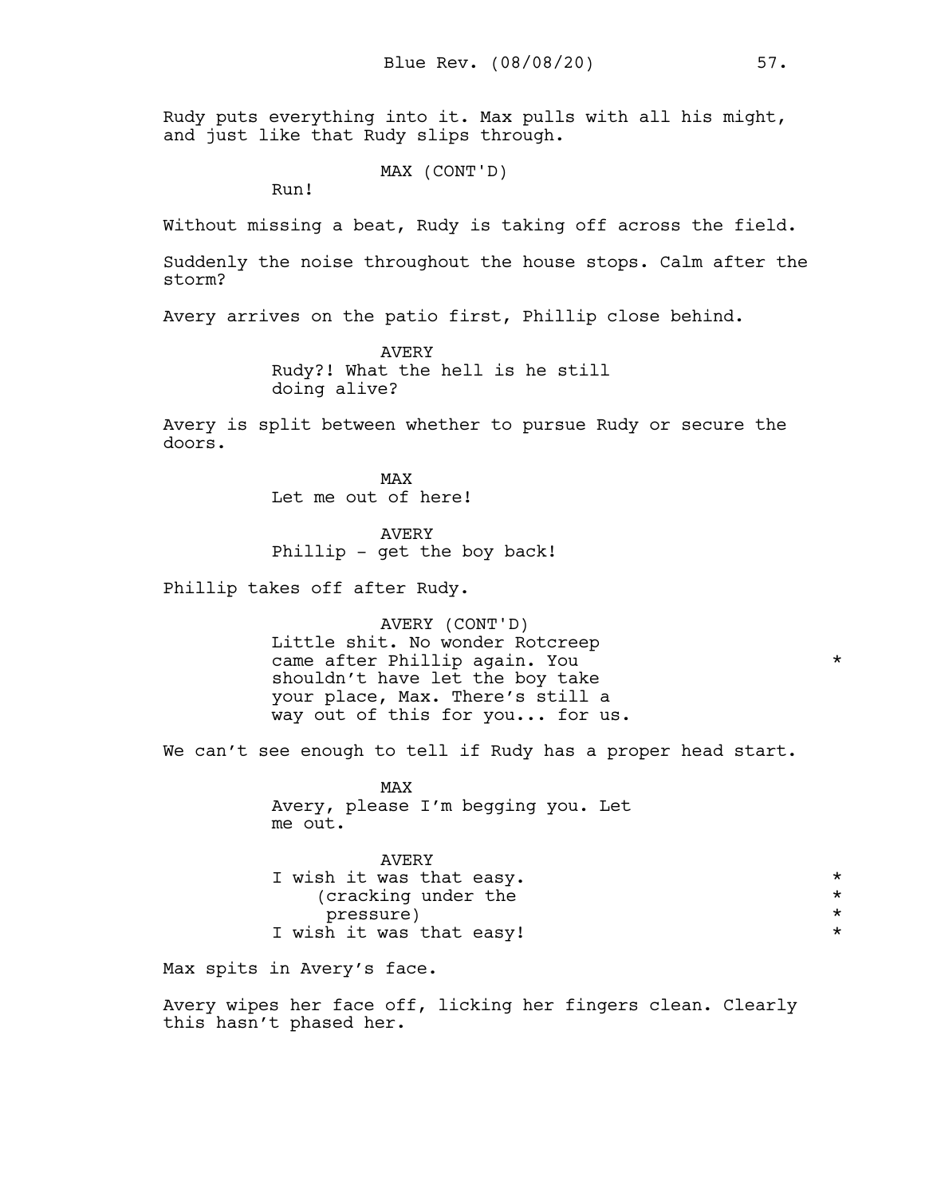Rudy puts everything into it. Max pulls with all his might, and just like that Rudy slips through.

MAX (CONT'D)
Run!

Without missing a beat, Rudy is taking off across the field.

Suddenly the noise throughout the house stops. Calm after the storm?

Avery arrives on the patio first, Phillip close behind.

AVERY
Rudy?! What the hell is he still doing alive?

Avery is split between whether to pursue Rudy or secure the doors.

MAX
Let me out of here!

AVERY
Phillip - get the boy back!

Phillip takes off after Rudy.

AVERY (CONT'D)
Little shit. No wonder Rotcreep came after Phillip again. You shouldn't have let the boy take your place, Max. There's still a way out of this for you... for us. *

We can't see enough to tell if Rudy has a proper head start.

MAX
Avery, please I'm begging you. Let me out.

AVERY
I wish it was that easy. *
(cracking under the pressure) *
I wish it was that easy! *

Max spits in Avery's face.

Avery wipes her face off, licking her fingers clean. Clearly this hasn't phased her.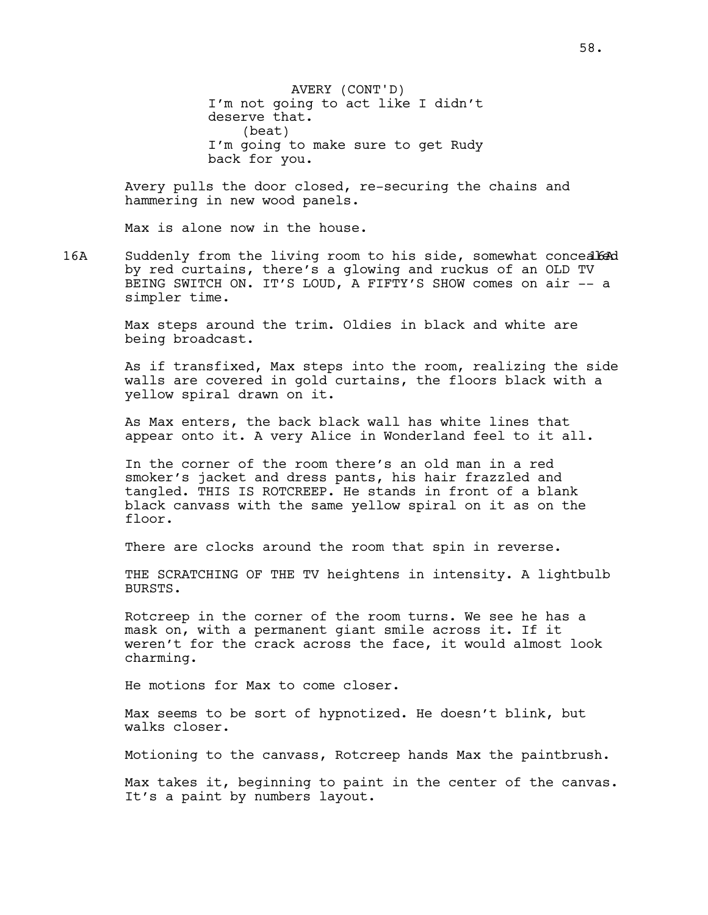AVERY (CONT'D)
I'm not going to act like I didn't deserve that.
(beat)
I'm going to make sure to get Rudy back for you.

Avery pulls the door closed, re-securing the chains and hammering in new wood panels.

Max is alone now in the house.

16A Suddenly from the living room to his side, somewhat concealed by red curtains, there's a glowing and ruckus of an OLD TV BEING SWITCH ON. IT'S LOUD, A FIFTY'S SHOW comes on air -- a simpler time. 16A

Max steps around the trim. Oldies in black and white are being broadcast.

As if transfixed, Max steps into the room, realizing the side walls are covered in gold curtains, the floors black with a yellow spiral drawn on it.

As Max enters, the back black wall has white lines that appear onto it. A very Alice in Wonderland feel to it all.

In the corner of the room there's an old man in a red smoker's jacket and dress pants, his hair frazzled and tangled. THIS IS ROTCREEP. He stands in front of a blank black canvass with the same yellow spiral on it as on the floor.

There are clocks around the room that spin in reverse.

THE SCRATCHING OF THE TV heightens in intensity. A lightbulb BURSTS.

Rotcreep in the corner of the room turns. We see he has a mask on, with a permanent giant smile across it. If it weren't for the crack across the face, it would almost look charming.

He motions for Max to come closer.

Max seems to be sort of hypnotized. He doesn't blink, but walks closer.

Motioning to the canvass, Rotcreep hands Max the paintbrush.

Max takes it, beginning to paint in the center of the canvas. It's a paint by numbers layout.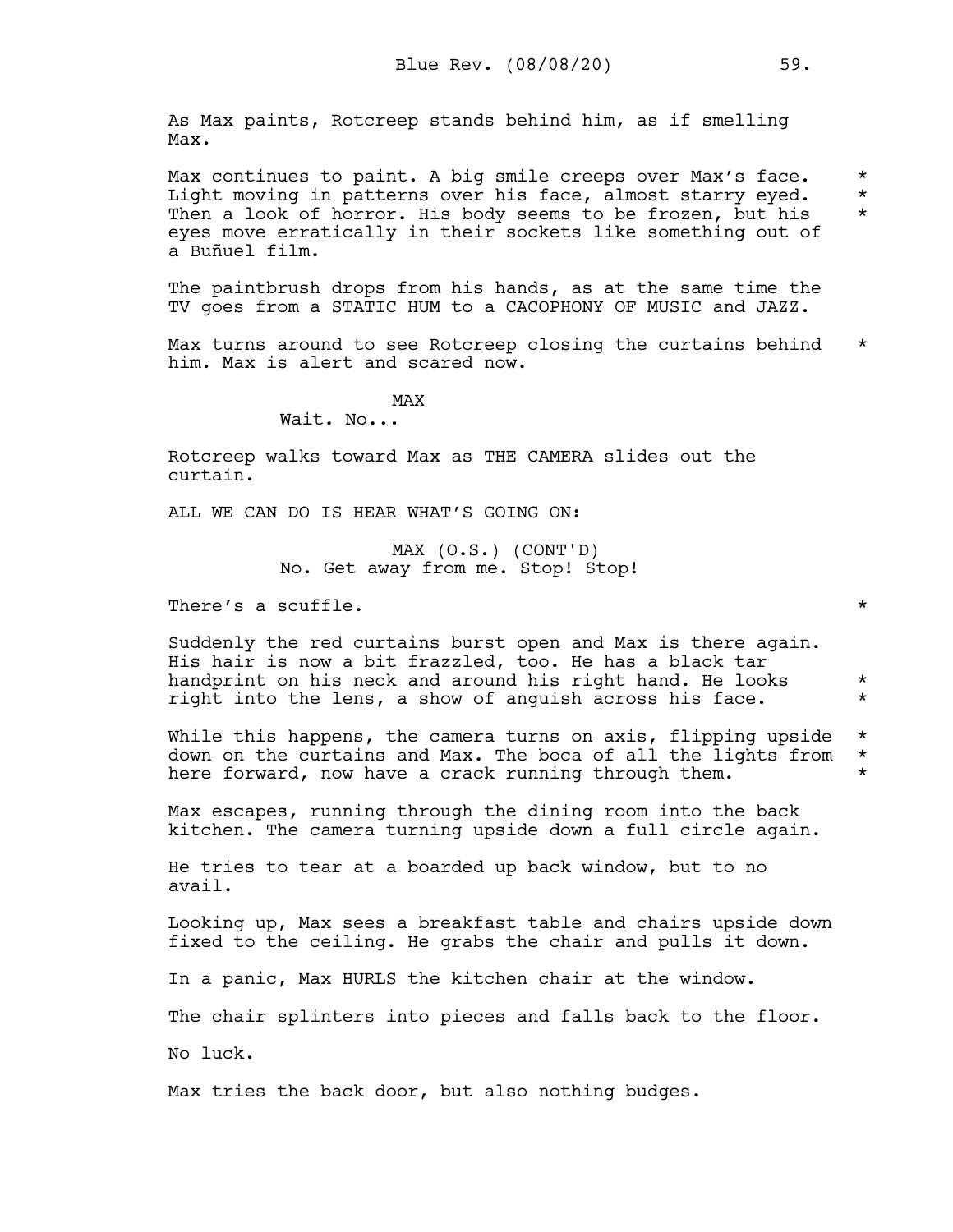As Max paints, Rotcreep stands behind him, as if smelling Max.

Max continues to paint. A big smile creeps over Max's face. Light moving in patterns over his face, almost starry eyed. Then a look of horror. His body seems to be frozen, but his eyes move erratically in their sockets like something out of a Buñuel film.

The paintbrush drops from his hands, as at the same time the TV goes from a STATIC HUM to a CACOPHONY OF MUSIC and JAZZ.

Max turns around to see Rotcreep closing the curtains behind him. Max is alert and scared now.

MAX
Wait. No...

Rotcreep walks toward Max as THE CAMERA slides out the curtain.

ALL WE CAN DO IS HEAR WHAT'S GOING ON:

MAX (O.S.) (CONT'D)
No. Get away from me. Stop! Stop!

There's a scuffle.

Suddenly the red curtains burst open and Max is there again. His hair is now a bit frazzled, too. He has a black tar handprint on his neck and around his right hand. He looks right into the lens, a show of anguish across his face.

While this happens, the camera turns on axis, flipping upside down on the curtains and Max. The boca of all the lights from here forward, now have a crack running through them.

Max escapes, running through the dining room into the back kitchen. The camera turning upside down a full circle again.

He tries to tear at a boarded up back window, but to no avail.

Looking up, Max sees a breakfast table and chairs upside down fixed to the ceiling. He grabs the chair and pulls it down.

In a panic, Max HURLS the kitchen chair at the window.

The chair splinters into pieces and falls back to the floor.

No luck.

Max tries the back door, but also nothing budges.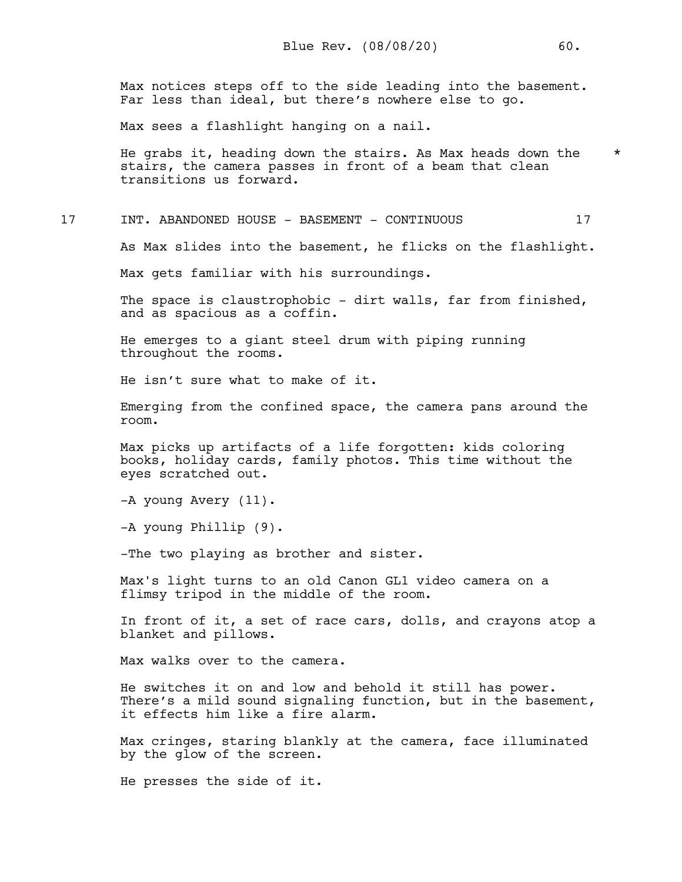Max notices steps off to the side leading into the basement. Far less than ideal, but there's nowhere else to go.

Max sees a flashlight hanging on a nail.

He grabs it, heading down the stairs. As Max heads down the stairs, the camera passes in front of a beam that clean transitions us forward. *

17 INT. ABANDONED HOUSE - BASEMENT - CONTINUOUS 17

As Max slides into the basement, he flicks on the flashlight.

Max gets familiar with his surroundings.

The space is claustrophobic - dirt walls, far from finished, and as spacious as a coffin.

He emerges to a giant steel drum with piping running throughout the rooms.

He isn't sure what to make of it.

Emerging from the confined space, the camera pans around the room.

Max picks up artifacts of a life forgotten: kids coloring books, holiday cards, family photos. This time without the eyes scratched out.

-A young Avery (11).

-A young Phillip (9).

-The two playing as brother and sister.

Max's light turns to an old Canon GL1 video camera on a flimsy tripod in the middle of the room.

In front of it, a set of race cars, dolls, and crayons atop a blanket and pillows.

Max walks over to the camera.

He switches it on and low and behold it still has power. There's a mild sound signaling function, but in the basement, it effects him like a fire alarm.

Max cringes, staring blankly at the camera, face illuminated by the glow of the screen.

He presses the side of it.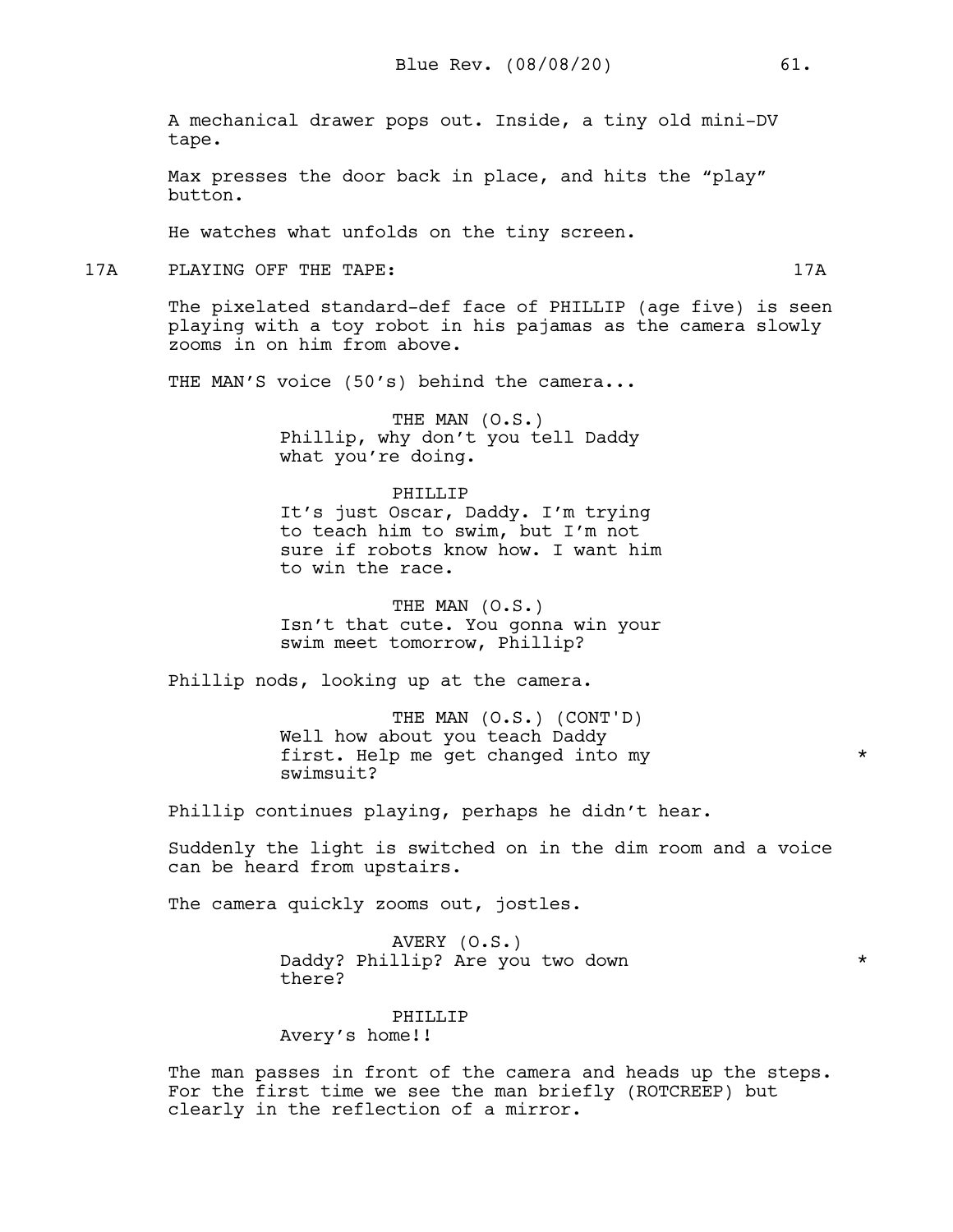A mechanical drawer pops out. Inside, a tiny old mini-DV tape.

Max presses the door back in place, and hits the "play" button.

He watches what unfolds on the tiny screen.

17A PLAYING OFF THE TAPE: 17A

The pixelated standard-def face of PHILLIP (age five) is seen playing with a toy robot in his pajamas as the camera slowly zooms in on him from above.

THE MAN'S voice (50's) behind the camera...

THE MAN (O.S.)
Phillip, why don't you tell Daddy what you're doing.

PHILLIP
It's just Oscar, Daddy. I'm trying to teach him to swim, but I'm not sure if robots know how. I want him to win the race.

THE MAN (O.S.)
Isn't that cute. You gonna win your swim meet tomorrow, Phillip?

Phillip nods, looking up at the camera.

THE MAN (O.S.) (CONT'D)
Well how about you teach Daddy first. Help me get changed into my swimsuit? *

Phillip continues playing, perhaps he didn't hear.

Suddenly the light is switched on in the dim room and a voice can be heard from upstairs.

The camera quickly zooms out, jostles.

AVERY (O.S.)
Daddy? Phillip? Are you two down there? *

PHILLIP
Avery's home!!

The man passes in front of the camera and heads up the steps. For the first time we see the man briefly (ROTCREEP) but clearly in the reflection of a mirror.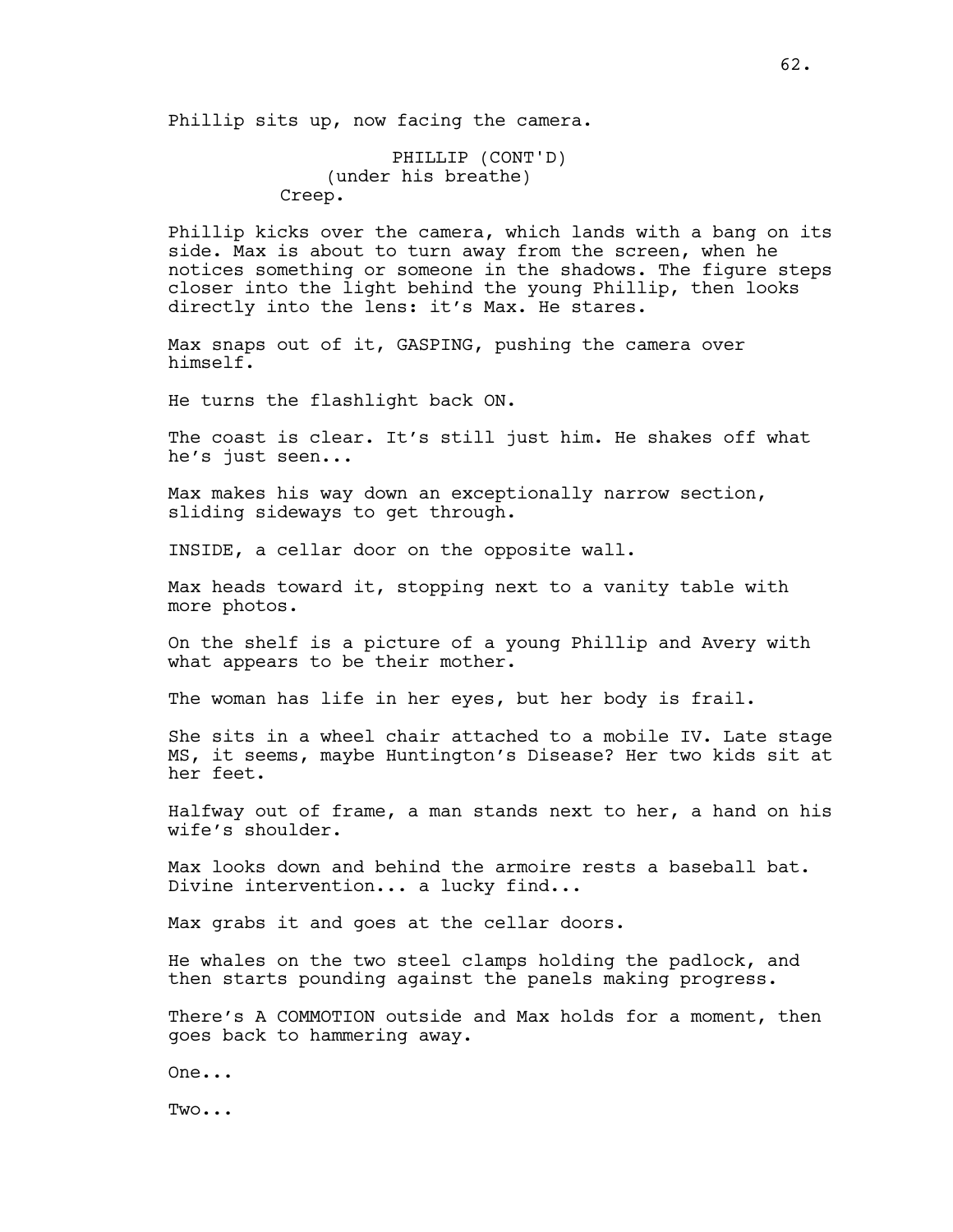Phillip sits up, now facing the camera.

PHILLIP (CONT'D)
(under his breathe)
Creep.

Phillip kicks over the camera, which lands with a bang on its side. Max is about to turn away from the screen, when he notices something or someone in the shadows. The figure steps closer into the light behind the young Phillip, then looks directly into the lens: it's Max. He stares.

Max snaps out of it, GASPING, pushing the camera over himself.

He turns the flashlight back ON.

The coast is clear. It's still just him. He shakes off what he's just seen...

Max makes his way down an exceptionally narrow section, sliding sideways to get through.

INSIDE, a cellar door on the opposite wall.

Max heads toward it, stopping next to a vanity table with more photos.

On the shelf is a picture of a young Phillip and Avery with what appears to be their mother.

The woman has life in her eyes, but her body is frail.

She sits in a wheel chair attached to a mobile IV. Late stage MS, it seems, maybe Huntington's Disease? Her two kids sit at her feet.

Halfway out of frame, a man stands next to her, a hand on his wife's shoulder.

Max looks down and behind the armoire rests a baseball bat. Divine intervention... a lucky find...

Max grabs it and goes at the cellar doors.

He whales on the two steel clamps holding the padlock, and then starts pounding against the panels making progress.

There's A COMMOTION outside and Max holds for a moment, then goes back to hammering away.

One...

Two...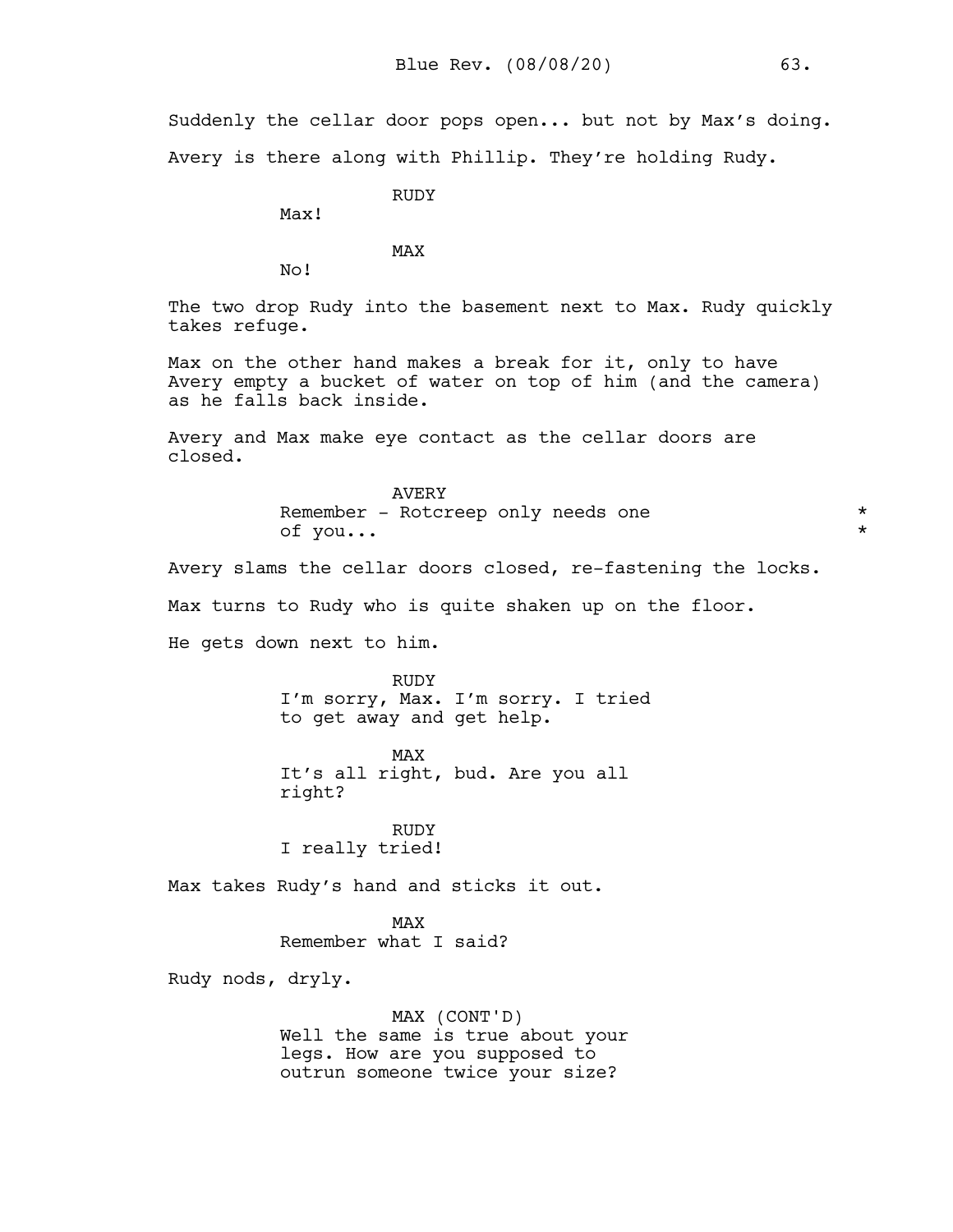Suddenly the cellar door pops open... but not by Max's doing.

Avery is there along with Phillip. They're holding Rudy.

RUDY
Max!

MAX
No!

The two drop Rudy into the basement next to Max. Rudy quickly takes refuge.

Max on the other hand makes a break for it, only to have Avery empty a bucket of water on top of him (and the camera) as he falls back inside.

Avery and Max make eye contact as the cellar doors are closed.

AVERY
Remember - Rotcreep only needs one of you... * *

Avery slams the cellar doors closed, re-fastening the locks.

Max turns to Rudy who is quite shaken up on the floor.

He gets down next to him.

RUDY
I'm sorry, Max. I'm sorry. I tried to get away and get help.

MAX
It's all right, bud. Are you all right?

RUDY
I really tried!

Max takes Rudy's hand and sticks it out.

MAX
Remember what I said?

Rudy nods, dryly.

MAX (CONT'D)
Well the same is true about your legs. How are you supposed to outrun someone twice your size?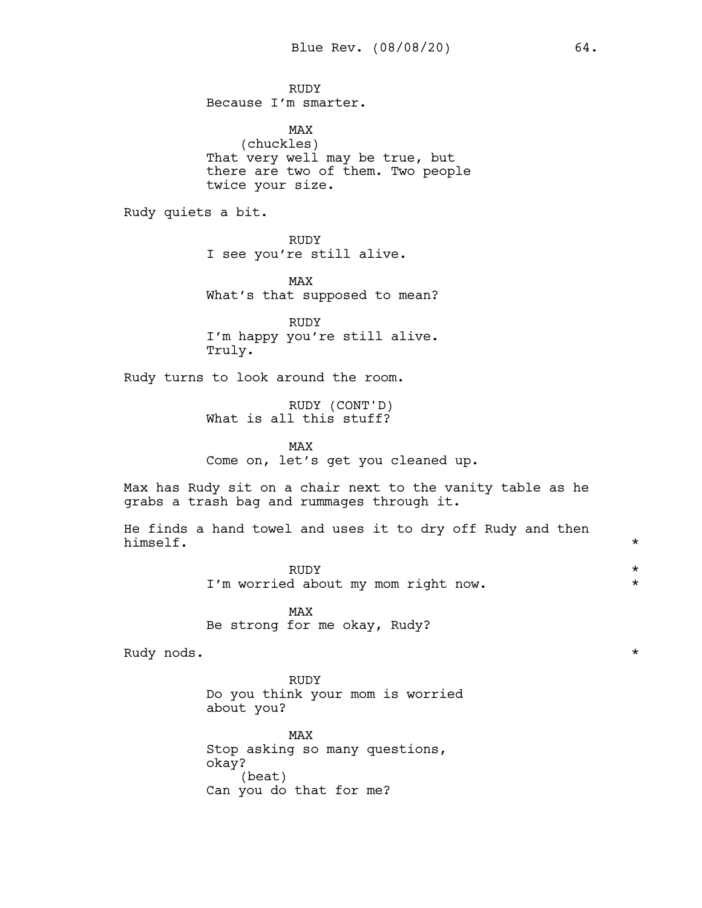RUDY
Because I'm smarter.

MAX
(chuckles)
That very well may be true, but there are two of them. Two people twice your size.

Rudy quiets a bit.

RUDY
I see you're still alive.

MAX
What's that supposed to mean?

RUDY
I'm happy you're still alive. Truly.

Rudy turns to look around the room.

RUDY (CONT'D)
What is all this stuff?

MAX
Come on, let's get you cleaned up.

Max has Rudy sit on a chair next to the vanity table as he grabs a trash bag and rummages through it.

He finds a hand towel and uses it to dry off Rudy and then himself. *

RUDY *
I'm worried about my mom right now. *

MAX
Be strong for me okay, Rudy?

Rudy nods. *

RUDY
Do you think your mom is worried about you?

MAX
Stop asking so many questions, okay?
(beat)
Can you do that for me?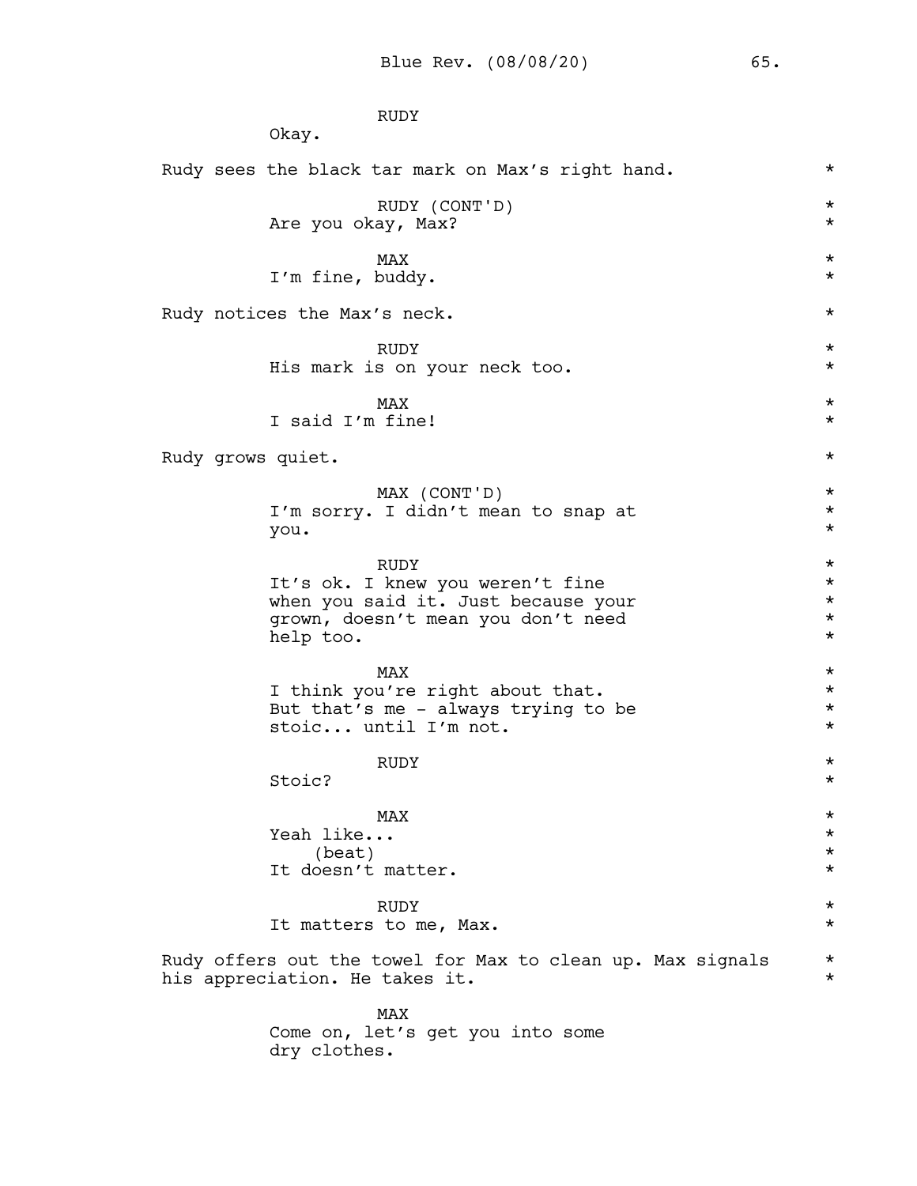RUDY
Okay.

Rudy sees the black tar mark on Max's right hand. *

RUDY (CONT'D)
Are you okay, Max? *

MAX
I'm fine, buddy. *

Rudy notices the Max's neck. *

RUDY
His mark is on your neck too. *

MAX
I said I'm fine! *

Rudy grows quiet. *

MAX (CONT'D)
I'm sorry. I didn't mean to snap at you. *

RUDY
It's ok. I knew you weren't fine when you said it. Just because your grown, doesn't mean you don't need help too. *

MAX
I think you're right about that. But that's me - always trying to be stoic... until I'm not. *

RUDY
Stoic? *

MAX
Yeah like...
(beat)
It doesn't matter. *

RUDY
It matters to me, Max. *

Rudy offers out the towel for Max to clean up. Max signals his appreciation. He takes it. *

MAX
Come on, let's get you into some dry clothes.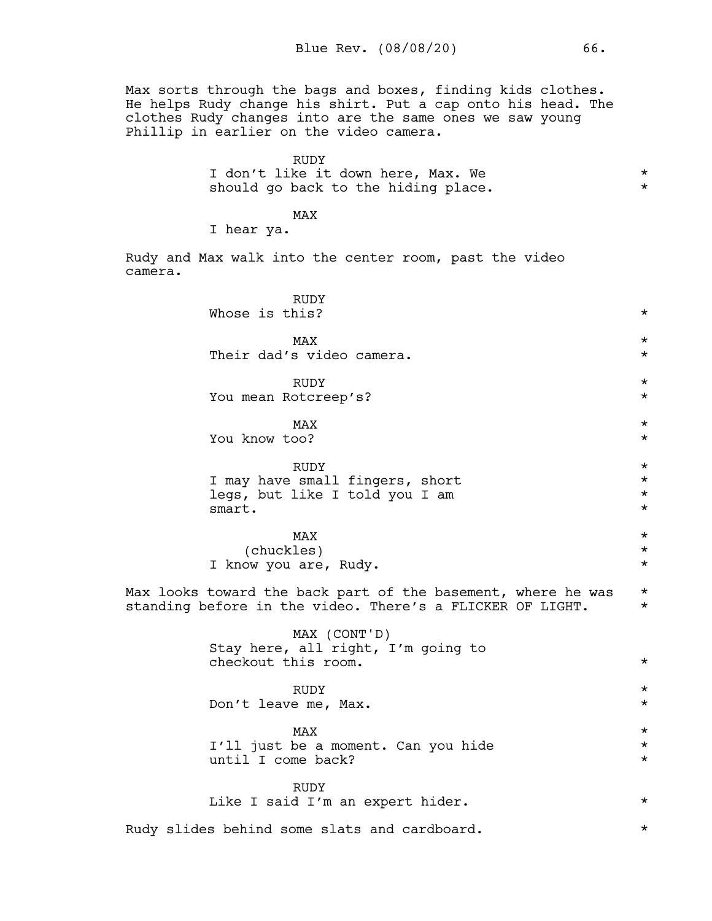Max sorts through the bags and boxes, finding kids clothes. He helps Rudy change his shirt. Put a cap onto his head. The clothes Rudy changes into are the same ones we saw young Phillip in earlier on the video camera.

RUDY
I don't like it down here, Max. We should go back to the hiding place. *

MAX
I hear ya.

Rudy and Max walk into the center room, past the video camera.

RUDY
Whose is this? *

MAX
Their dad's video camera. *

RUDY
You mean Rotcreep's? *

MAX
You know too? *

RUDY
I may have small fingers, short legs, but like I told you I am smart. *

MAX
(chuckles)
I know you are, Rudy. *

Max looks toward the back part of the basement, where he was standing before in the video. There's a FLICKER OF LIGHT. *

MAX (CONT'D)
Stay here, all right, I'm going to checkout this room. *

RUDY
Don't leave me, Max. *

MAX
I'll just be a moment. Can you hide until I come back? *

RUDY
Like I said I'm an expert hider. *

Rudy slides behind some slats and cardboard. *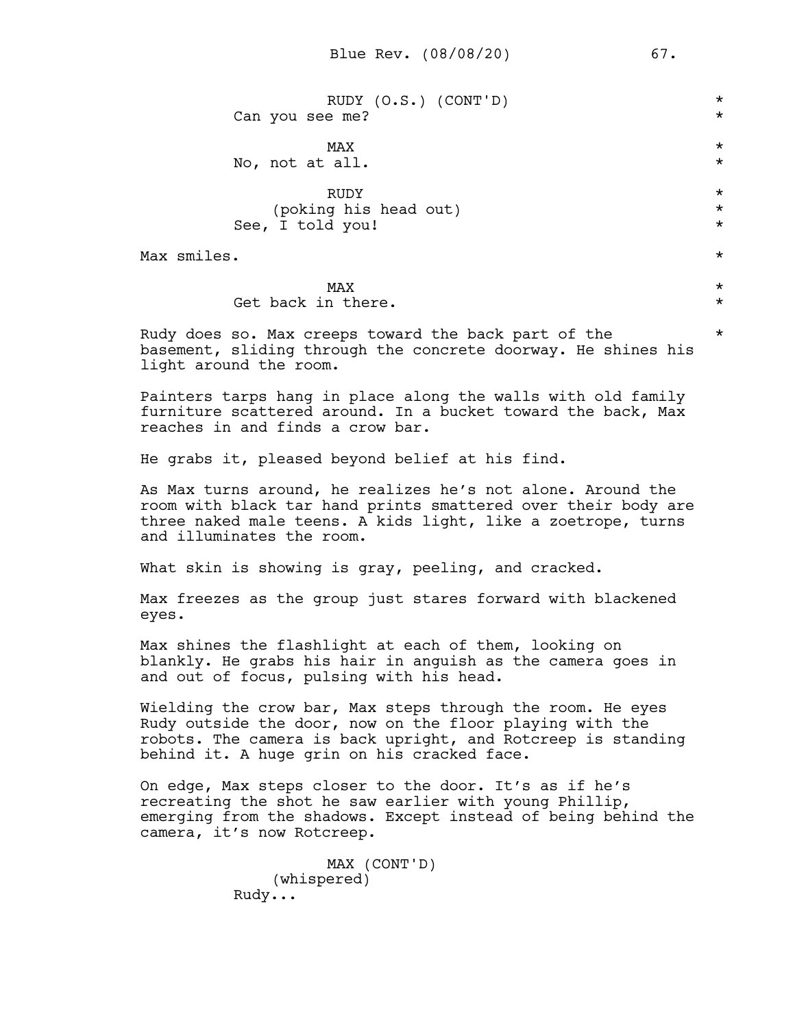RUDY (O.S.) (CONT'D)
Can you see me?

MAX
No, not at all.

RUDY
(poking his head out)
See, I told you!

Max smiles.

MAX
Get back in there.

Rudy does so. Max creeps toward the back part of the basement, sliding through the concrete doorway. He shines his light around the room.

Painters tarps hang in place along the walls with old family furniture scattered around. In a bucket toward the back, Max reaches in and finds a crow bar.

He grabs it, pleased beyond belief at his find.

As Max turns around, he realizes he's not alone. Around the room with black tar hand prints smattered over their body are three naked male teens. A kids light, like a zoetrope, turns and illuminates the room.

What skin is showing is gray, peeling, and cracked.

Max freezes as the group just stares forward with blackened eyes.

Max shines the flashlight at each of them, looking on blankly. He grabs his hair in anguish as the camera goes in and out of focus, pulsing with his head.

Wielding the crow bar, Max steps through the room. He eyes Rudy outside the door, now on the floor playing with the robots. The camera is back upright, and Rotcreep is standing behind it. A huge grin on his cracked face.

On edge, Max steps closer to the door. It's as if he's recreating the shot he saw earlier with young Phillip, emerging from the shadows. Except instead of being behind the camera, it's now Rotcreep.

MAX (CONT'D)
(whispered)
Rudy...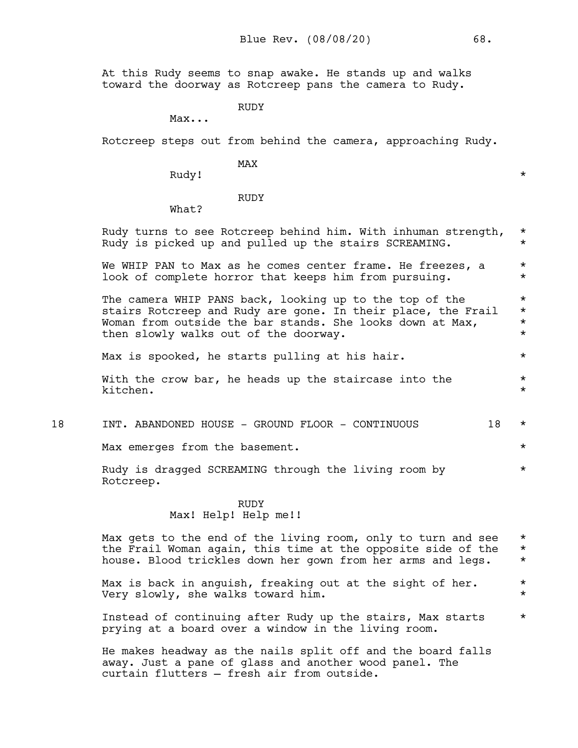At this Rudy seems to snap awake. He stands up and walks toward the doorway as Rotcreep pans the camera to Rudy.

RUDY
Max...

Rotcreep steps out from behind the camera, approaching Rudy.

MAX
Rudy! *

RUDY
What?

Rudy turns to see Rotcreep behind him. With inhuman strength, Rudy is picked up and pulled up the stairs SCREAMING. *

We WHIP PAN to Max as he comes center frame. He freezes, a look of complete horror that keeps him from pursuing. *

The camera WHIP PANS back, looking up to the top of the stairs Rotcreep and Rudy are gone. In their place, the Frail Woman from outside the bar stands. She looks down at Max, then slowly walks out of the doorway. *

Max is spooked, he starts pulling at his hair. *

With the crow bar, he heads up the staircase into the kitchen. *

18 INT. ABANDONED HOUSE - GROUND FLOOR - CONTINUOUS 18 *

Max emerges from the basement. *

Rudy is dragged SCREAMING through the living room by Rotcreep. *

RUDY
Max! Help! Help me!!

Max gets to the end of the living room, only to turn and see the Frail Woman again, this time at the opposite side of the house. Blood trickles down her gown from her arms and legs. *

Max is back in anguish, freaking out at the sight of her. Very slowly, she walks toward him. *

Instead of continuing after Rudy up the stairs, Max starts prying at a board over a window in the living room. *

He makes headway as the nails split off and the board falls away. Just a pane of glass and another wood panel. The curtain flutters – fresh air from outside.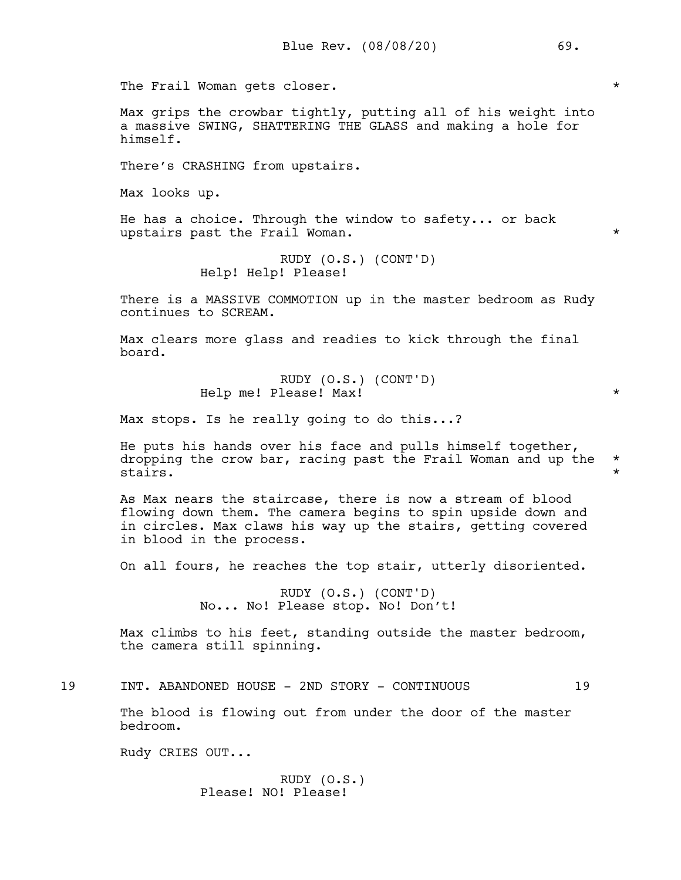The Frail Woman gets closer. *

Max grips the crowbar tightly, putting all of his weight into a massive SWING, SHATTERING THE GLASS and making a hole for himself.

There's CRASHING from upstairs.

Max looks up.

He has a choice. Through the window to safety... or back upstairs past the Frail Woman. *

RUDY (O.S.) (CONT'D)
Help! Help! Please!

There is a MASSIVE COMMOTION up in the master bedroom as Rudy continues to SCREAM.

Max clears more glass and readies to kick through the final board.

RUDY (O.S.) (CONT'D)
Help me! Please! Max! *

Max stops. Is he really going to do this...?

He puts his hands over his face and pulls himself together, dropping the crow bar, racing past the Frail Woman and up the stairs. * *

As Max nears the staircase, there is now a stream of blood flowing down them. The camera begins to spin upside down and in circles. Max claws his way up the stairs, getting covered in blood in the process.

On all fours, he reaches the top stair, utterly disoriented.

RUDY (O.S.) (CONT'D)
No... No! Please stop. No! Don't!

Max climbs to his feet, standing outside the master bedroom, the camera still spinning.

19 INT. ABANDONED HOUSE - 2ND STORY - CONTINUOUS 19

The blood is flowing out from under the door of the master bedroom.

Rudy CRIES OUT...

RUDY (O.S.)
Please! NO! Please!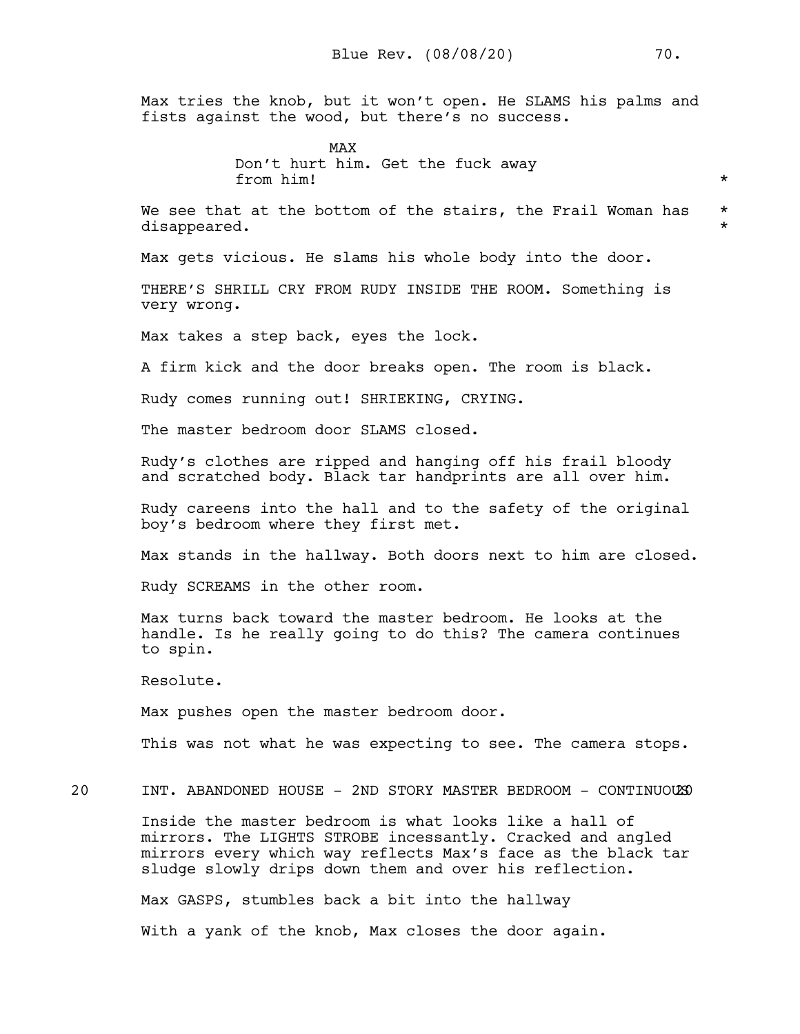Max tries the knob, but it won't open. He SLAMS his palms and fists against the wood, but there's no success.

MAX
Don't hurt him. Get the fuck away from him! *

We see that at the bottom of the stairs, the Frail Woman has disappeared. *

Max gets vicious. He slams his whole body into the door.

THERE'S SHRILL CRY FROM RUDY INSIDE THE ROOM. Something is very wrong.

Max takes a step back, eyes the lock.

A firm kick and the door breaks open. The room is black.

Rudy comes running out! SHRIEKING, CRYING.

The master bedroom door SLAMS closed.

Rudy's clothes are ripped and hanging off his frail bloody and scratched body. Black tar handprints are all over him.

Rudy careens into the hall and to the safety of the original boy's bedroom where they first met.

Max stands in the hallway. Both doors next to him are closed.

Rudy SCREAMS in the other room.

Max turns back toward the master bedroom. He looks at the handle. Is he really going to do this? The camera continues to spin.

Resolute.

Max pushes open the master bedroom door.

This was not what he was expecting to see. The camera stops.

20 INT. ABANDONED HOUSE - 2ND STORY MASTER BEDROOM - CONTINUOUS 20

Inside the master bedroom is what looks like a hall of mirrors. The LIGHTS STROBE incessantly. Cracked and angled mirrors every which way reflects Max's face as the black tar sludge slowly drips down them and over his reflection.

Max GASPS, stumbles back a bit into the hallway

With a yank of the knob, Max closes the door again.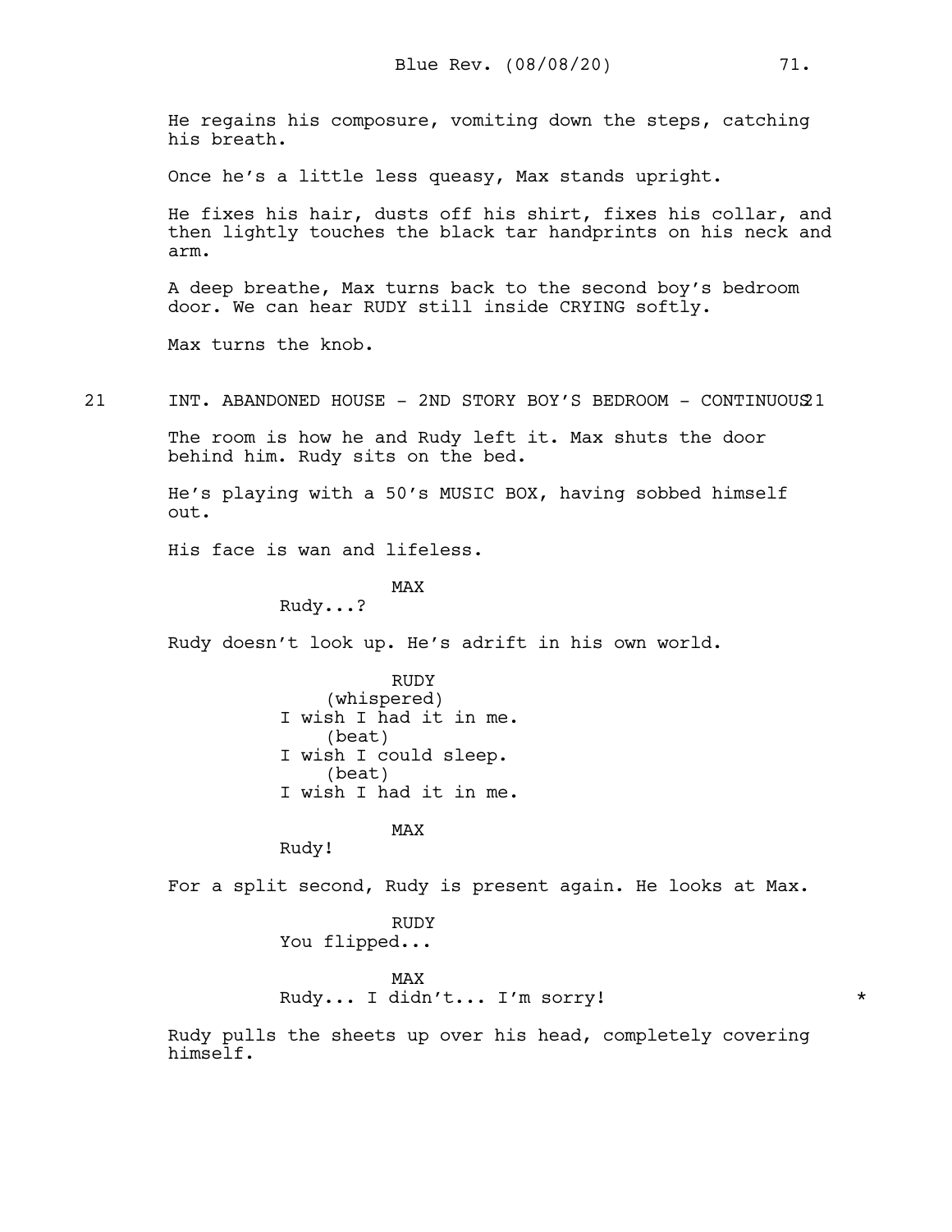He regains his composure, vomiting down the steps, catching his breath.

Once he's a little less queasy, Max stands upright.

He fixes his hair, dusts off his shirt, fixes his collar, and then lightly touches the black tar handprints on his neck and arm.

A deep breathe, Max turns back to the second boy's bedroom door. We can hear RUDY still inside CRYING softly.

Max turns the knob.

21 INT. ABANDONED HOUSE - 2ND STORY BOY'S BEDROOM - CONTINUOUS 21

The room is how he and Rudy left it. Max shuts the door behind him. Rudy sits on the bed.

He's playing with a 50's MUSIC BOX, having sobbed himself out.

His face is wan and lifeless.

MAX
Rudy...?

Rudy doesn't look up. He's adrift in his own world.

RUDY
(whispered)
I wish I had it in me.
(beat)
I wish I could sleep.
(beat)
I wish I had it in me.

MAX
Rudy!

For a split second, Rudy is present again. He looks at Max.

RUDY
You flipped...

MAX
Rudy... I didn't... I'm sorry! *

Rudy pulls the sheets up over his head, completely covering himself.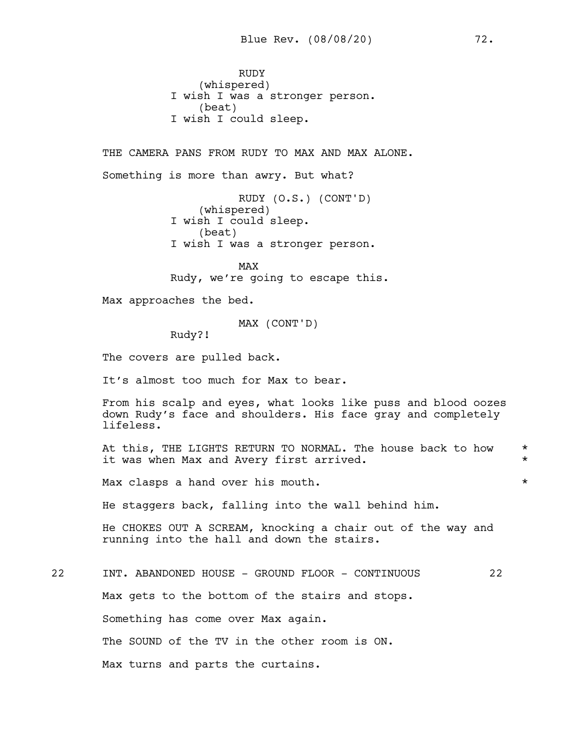RUDY
(whispered)
I wish I was a stronger person.
(beat)
I wish I could sleep.

THE CAMERA PANS FROM RUDY TO MAX AND MAX ALONE.

Something is more than awry. But what?

RUDY (O.S.) (CONT'D)
(whispered)
I wish I could sleep.
(beat)
I wish I was a stronger person.

MAX
Rudy, we're going to escape this.

Max approaches the bed.

MAX (CONT'D)
Rudy?!

The covers are pulled back.

It's almost too much for Max to bear.

From his scalp and eyes, what looks like puss and blood oozes down Rudy's face and shoulders. His face gray and completely lifeless.

At this, THE LIGHTS RETURN TO NORMAL. The house back to how it was when Max and Avery first arrived. *

Max clasps a hand over his mouth. *

He staggers back, falling into the wall behind him.

He CHOKES OUT A SCREAM, knocking a chair out of the way and running into the hall and down the stairs.

22 INT. ABANDONED HOUSE - GROUND FLOOR - CONTINUOUS 22

Max gets to the bottom of the stairs and stops.

Something has come over Max again.

The SOUND of the TV in the other room is ON.

Max turns and parts the curtains.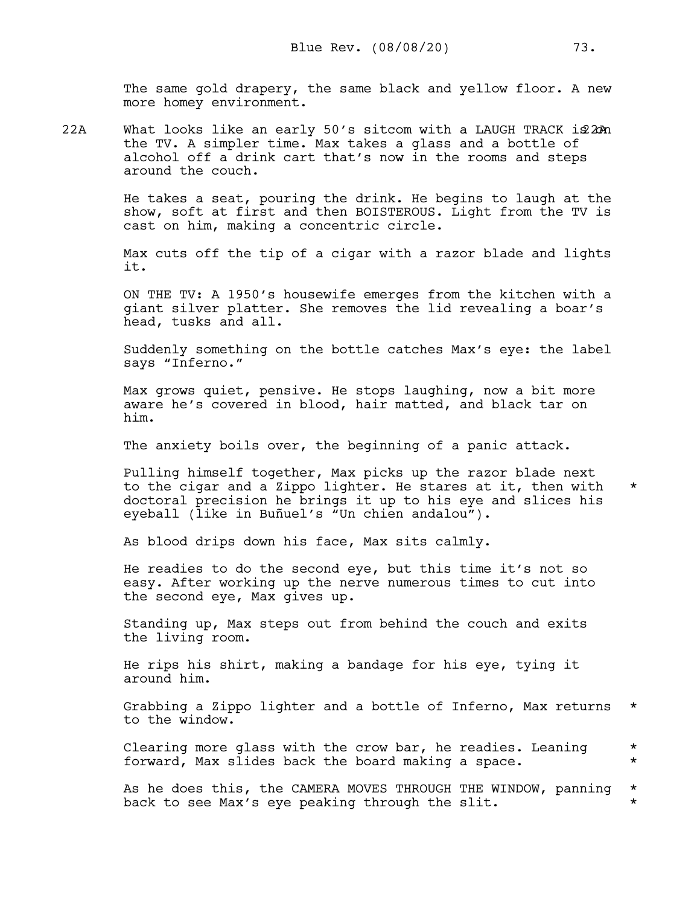The same gold drapery, the same black and yellow floor. A new more homey environment.

22A What looks like an early 50's sitcom with a LAUGH TRACK is on the TV. A simpler time. Max takes a glass and a bottle of alcohol off a drink cart that's now in the rooms and steps around the couch. 22A

He takes a seat, pouring the drink. He begins to laugh at the show, soft at first and then BOISTEROUS. Light from the TV is cast on him, making a concentric circle.

Max cuts off the tip of a cigar with a razor blade and lights it.

ON THE TV: A 1950's housewife emerges from the kitchen with a giant silver platter. She removes the lid revealing a boar's head, tusks and all.

Suddenly something on the bottle catches Max's eye: the label says "Inferno."

Max grows quiet, pensive. He stops laughing, now a bit more aware he's covered in blood, hair matted, and black tar on him.

The anxiety boils over, the beginning of a panic attack.

Pulling himself together, Max picks up the razor blade next to the cigar and a Zippo lighter. He stares at it, then with doctoral precision he brings it up to his eye and slices his eyeball (like in Buñuel's "Un chien andalou"). *

As blood drips down his face, Max sits calmly.

He readies to do the second eye, but this time it's not so easy. After working up the nerve numerous times to cut into the second eye, Max gives up.

Standing up, Max steps out from behind the couch and exits the living room.

He rips his shirt, making a bandage for his eye, tying it around him.

Grabbing a Zippo lighter and a bottle of Inferno, Max returns to the window. *

Clearing more glass with the crow bar, he readies. Leaning forward, Max slides back the board making a space. * *

As he does this, the CAMERA MOVES THROUGH THE WINDOW, panning back to see Max's eye peaking through the slit. * *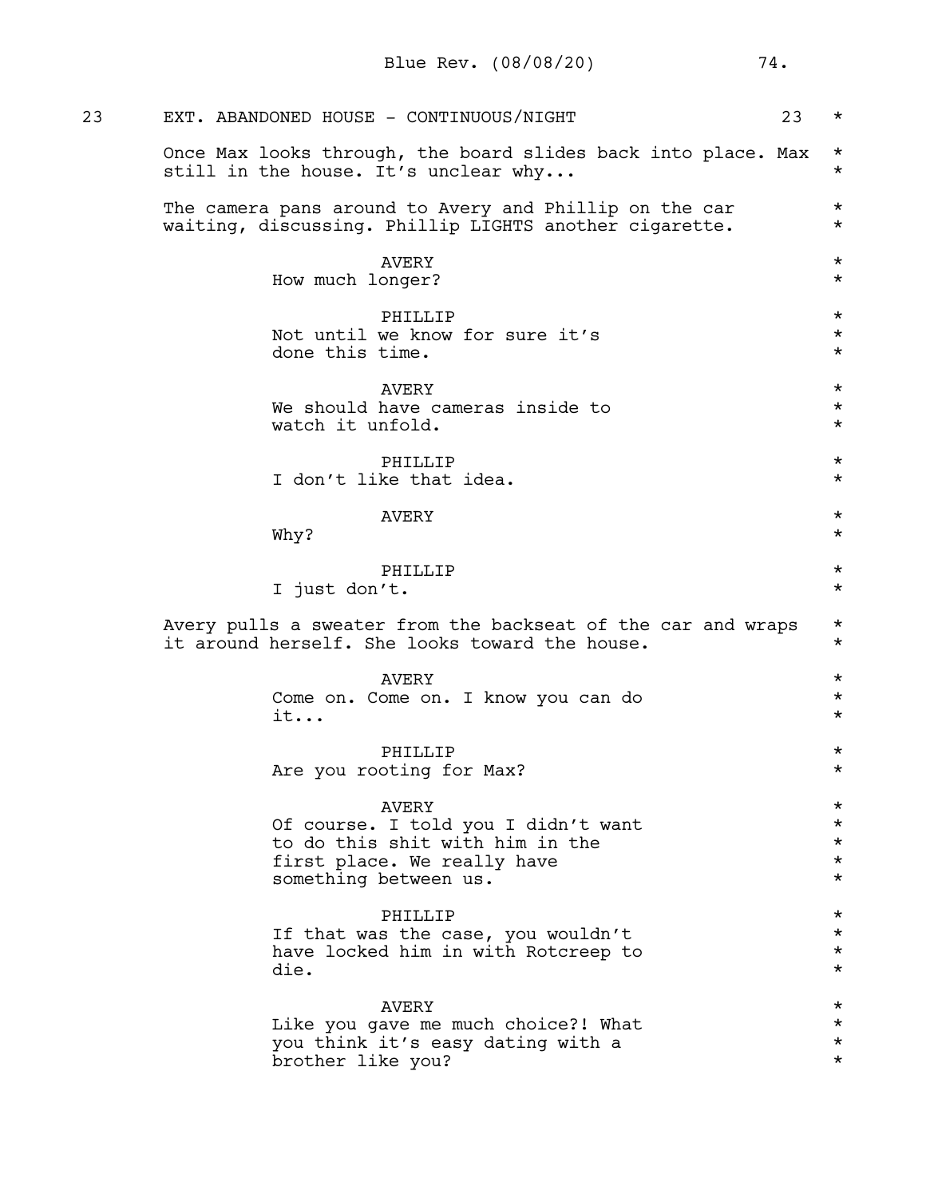23 EXT. ABANDONED HOUSE - CONTINUOUS/NIGHT 23

Once Max looks through, the board slides back into place. Max still in the house. It's unclear why...

The camera pans around to Avery and Phillip on the car waiting, discussing. Phillip LIGHTS another cigarette.

AVERY
How much longer?

PHILLIP
Not until we know for sure it's done this time.

AVERY
We should have cameras inside to watch it unfold.

PHILLIP
I don't like that idea.

AVERY
Why?

PHILLIP
I just don't.

Avery pulls a sweater from the backseat of the car and wraps it around herself. She looks toward the house.

AVERY
Come on. Come on. I know you can do it...

PHILLIP
Are you rooting for Max?

AVERY
Of course. I told you I didn't want to do this shit with him in the first place. We really have something between us.

PHILLIP
If that was the case, you wouldn't have locked him in with Rotcreep to die.

AVERY
Like you gave me much choice?! What you think it's easy dating with a brother like you?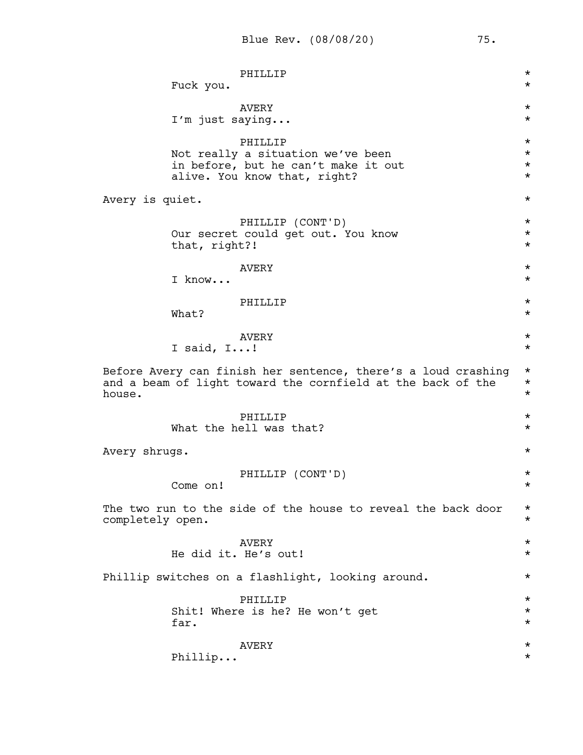PHILLIP
Fuck you.

AVERY
I'm just saying...

PHILLIP
Not really a situation we've been in before, but he can't make it out alive. You know that, right?

Avery is quiet.

PHILLIP (CONT'D)
Our secret could get out. You know that, right?!

AVERY
I know...

PHILLIP
What?

AVERY
I said, I...!

Before Avery can finish her sentence, there's a loud crashing and a beam of light toward the cornfield at the back of the house.

PHILLIP
What the hell was that?

Avery shrugs.

PHILLIP (CONT'D)
Come on!

The two run to the side of the house to reveal the back door completely open.

AVERY
He did it. He's out!

Phillip switches on a flashlight, looking around.

PHILLIP
Shit! Where is he? He won't get far.

AVERY
Phillip...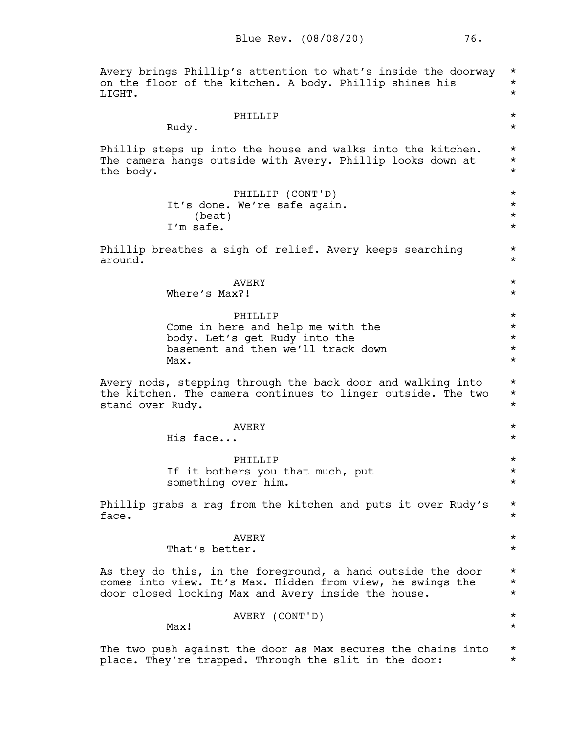Avery brings Phillip's attention to what's inside the doorway on the floor of the kitchen. A body. Phillip shines his LIGHT.

PHILLIP
Rudy.

Phillip steps up into the house and walks into the kitchen. The camera hangs outside with Avery. Phillip looks down at the body.

PHILLIP (CONT'D)
It's done. We're safe again.
(beat)
I'm safe.

Phillip breathes a sigh of relief. Avery keeps searching around.

AVERY
Where's Max?!

PHILLIP
Come in here and help me with the body. Let's get Rudy into the basement and then we'll track down Max.

Avery nods, stepping through the back door and walking into the kitchen. The camera continues to linger outside. The two stand over Rudy.

AVERY
His face...

PHILLIP
If it bothers you that much, put something over him.

Phillip grabs a rag from the kitchen and puts it over Rudy's face.

AVERY
That's better.

As they do this, in the foreground, a hand outside the door comes into view. It's Max. Hidden from view, he swings the door closed locking Max and Avery inside the house.

AVERY (CONT'D)
Max!

The two push against the door as Max secures the chains into place. They're trapped. Through the slit in the door: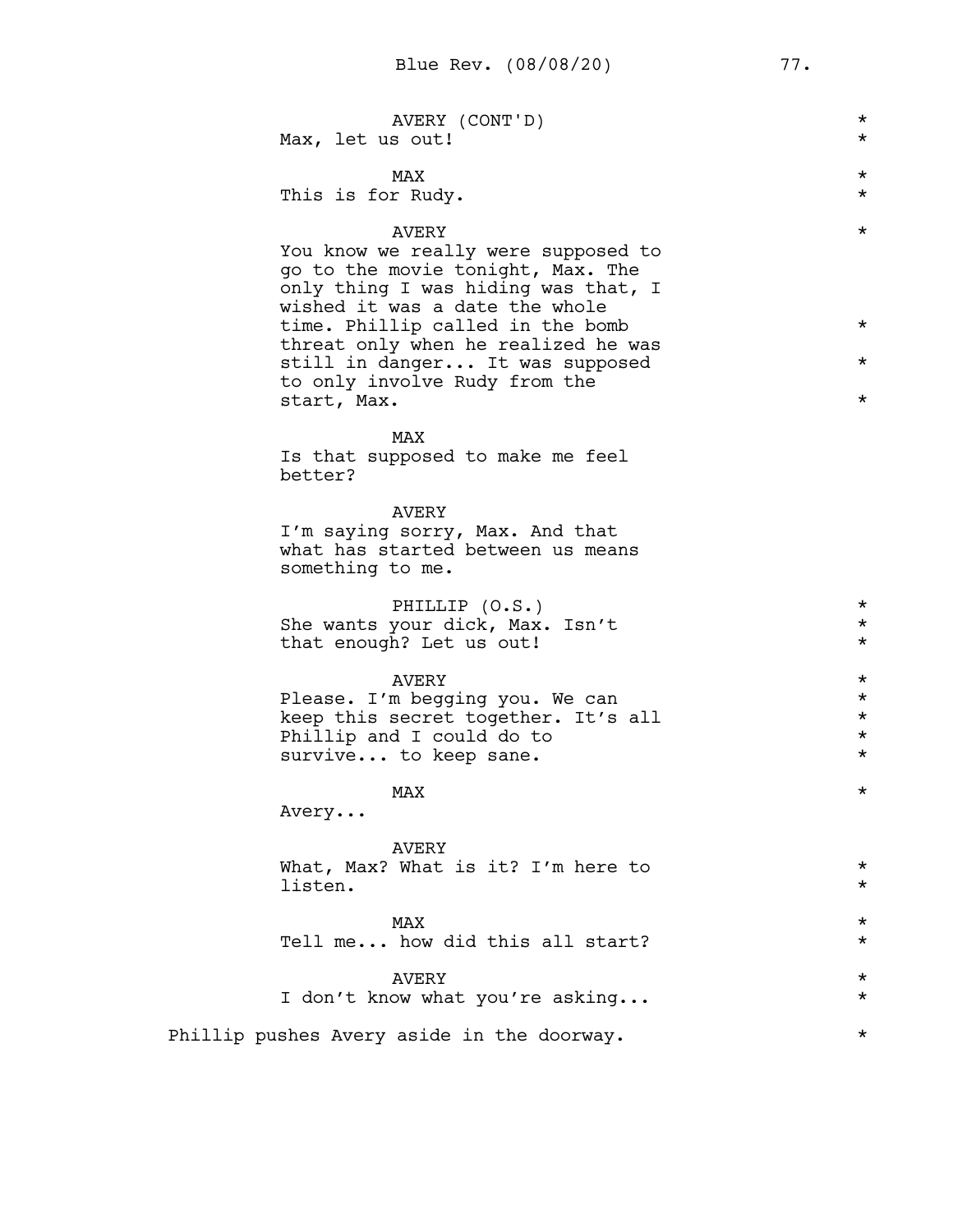AVERY (CONT'D)
Max, let us out!

MAX
This is for Rudy.

AVERY
You know we really were supposed to go to the movie tonight, Max. The only thing I was hiding was that, I wished it was a date the whole time. Phillip called in the bomb threat only when he realized he was still in danger... It was supposed to only involve Rudy from the start, Max.

MAX
Is that supposed to make me feel better?

AVERY
I'm saying sorry, Max. And that what has started between us means something to me.

PHILLIP (O.S.)
She wants your dick, Max. Isn't that enough? Let us out!

AVERY
Please. I'm begging you. We can keep this secret together. It's all Phillip and I could do to survive... to keep sane.

MAX
Avery...

AVERY
What, Max? What is it? I'm here to listen.

MAX
Tell me... how did this all start?

AVERY
I don't know what you're asking...

Phillip pushes Avery aside in the doorway.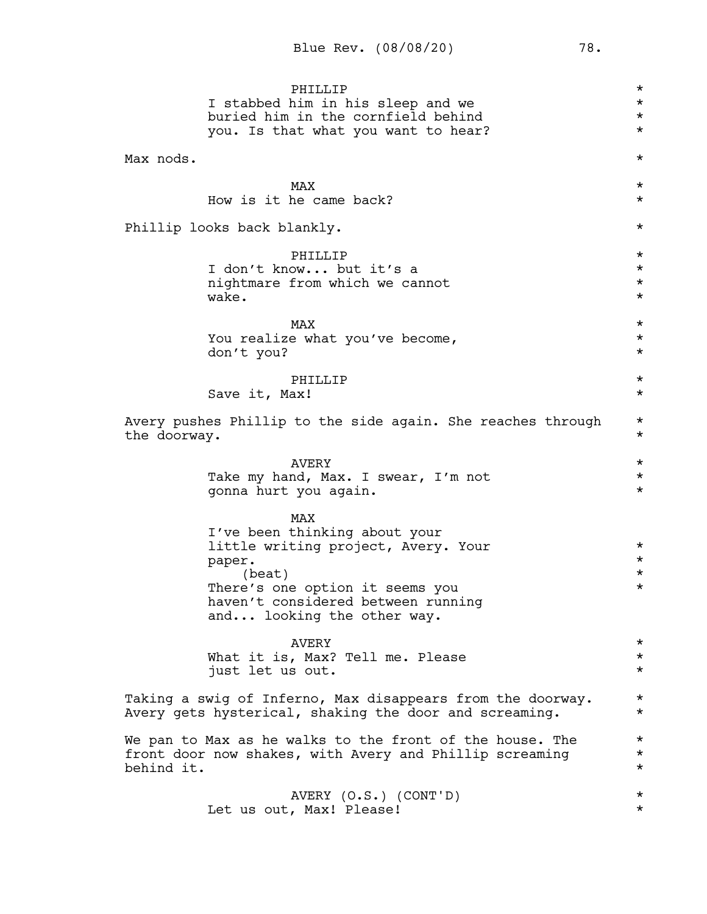PHILLIP
I stabbed him in his sleep and we buried him in the cornfield behind you. Is that what you want to hear?

Max nods.

MAX
How is it he came back?

Phillip looks back blankly.

PHILLIP
I don't know... but it's a nightmare from which we cannot wake.

MAX
You realize what you've become, don't you?

PHILLIP
Save it, Max!

Avery pushes Phillip to the side again. She reaches through the doorway.

AVERY
Take my hand, Max. I swear, I'm not gonna hurt you again.

MAX
I've been thinking about your little writing project, Avery. Your paper.
(beat)
There's one option it seems you haven't considered between running and... looking the other way.

AVERY
What it is, Max? Tell me. Please just let us out.

Taking a swig of Inferno, Max disappears from the doorway. Avery gets hysterical, shaking the door and screaming.

We pan to Max as he walks to the front of the house. The front door now shakes, with Avery and Phillip screaming behind it.

AVERY (O.S.) (CONT'D)
Let us out, Max! Please!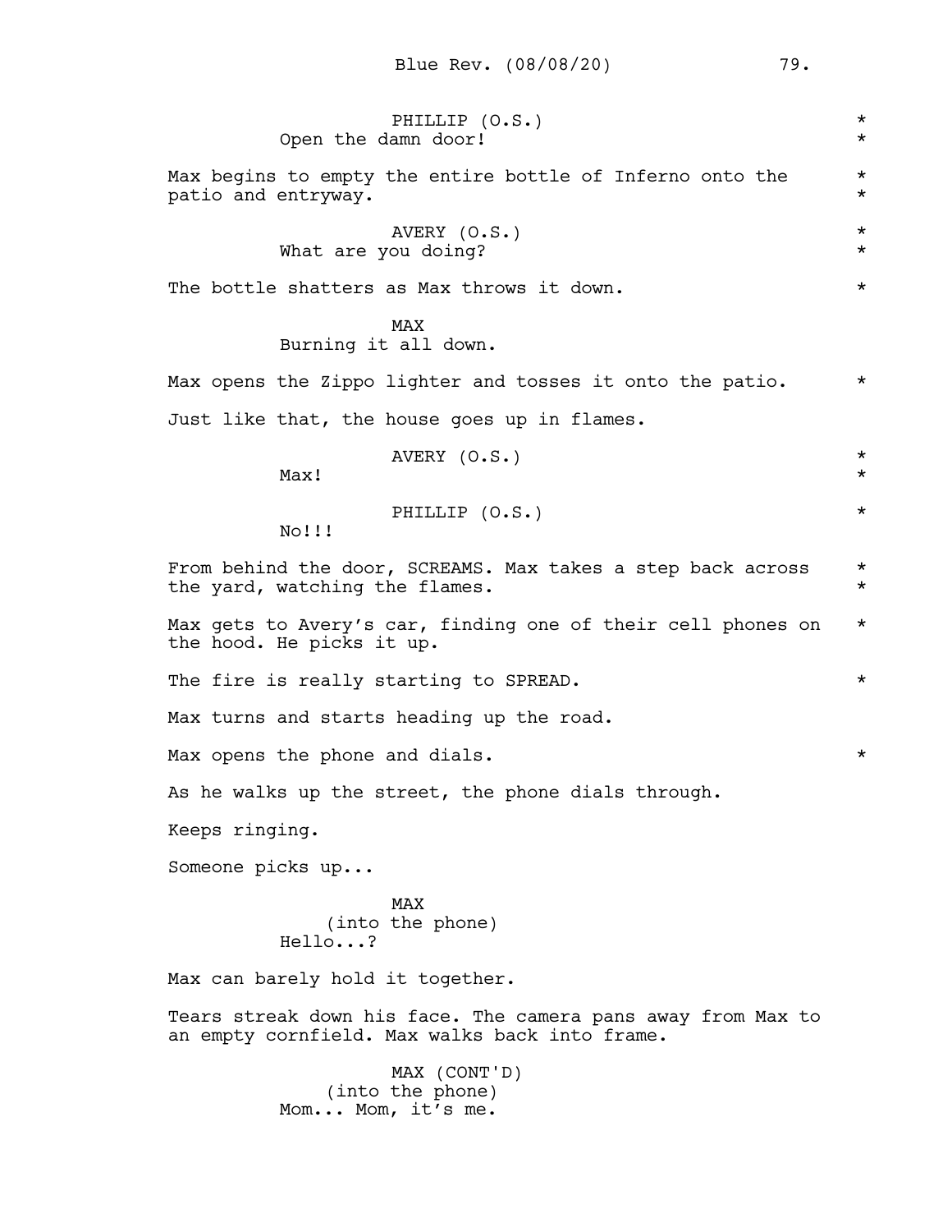PHILLIP (O.S.)
Open the damn door!

Max begins to empty the entire bottle of Inferno onto the patio and entryway.

AVERY (O.S.)
What are you doing?

The bottle shatters as Max throws it down.

MAX
Burning it all down.

Max opens the Zippo lighter and tosses it onto the patio.

Just like that, the house goes up in flames.

AVERY (O.S.)
Max!

PHILLIP (O.S.)
No!!!

From behind the door, SCREAMS. Max takes a step back across the yard, watching the flames.

Max gets to Avery's car, finding one of their cell phones on the hood. He picks it up.

The fire is really starting to SPREAD.

Max turns and starts heading up the road.

Max opens the phone and dials.

As he walks up the street, the phone dials through.

Keeps ringing.

Someone picks up...

MAX
(into the phone)
Hello...?

Max can barely hold it together.

Tears streak down his face. The camera pans away from Max to an empty cornfield. Max walks back into frame.

MAX (CONT'D)
(into the phone)
Mom... Mom, it's me.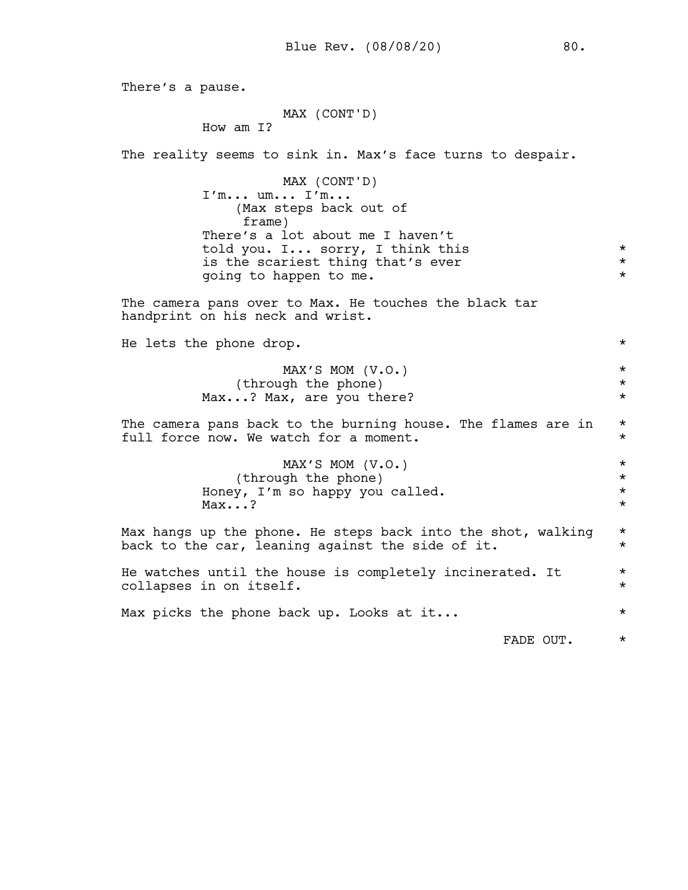There's a pause.

MAX (CONT'D)
How am I?

The reality seems to sink in. Max's face turns to despair.

MAX (CONT'D)
I'm... um... I'm...
(Max steps back out of frame)
There's a lot about me I haven't told you. I... sorry, I think this is the scariest thing that's ever going to happen to me. *

The camera pans over to Max. He touches the black tar handprint on his neck and wrist.

He lets the phone drop. *

MAX'S MOM (V.O.)
(through the phone)
Max...? Max, are you there? *

The camera pans back to the burning house. The flames are in full force now. We watch for a moment. *

MAX'S MOM (V.O.)
(through the phone)
Honey, I'm so happy you called.
Max...? *

Max hangs up the phone. He steps back into the shot, walking back to the car, leaning against the side of it. *

He watches until the house is completely incinerated. It collapses in on itself. *

Max picks the phone back up. Looks at it... *

FADE OUT. *